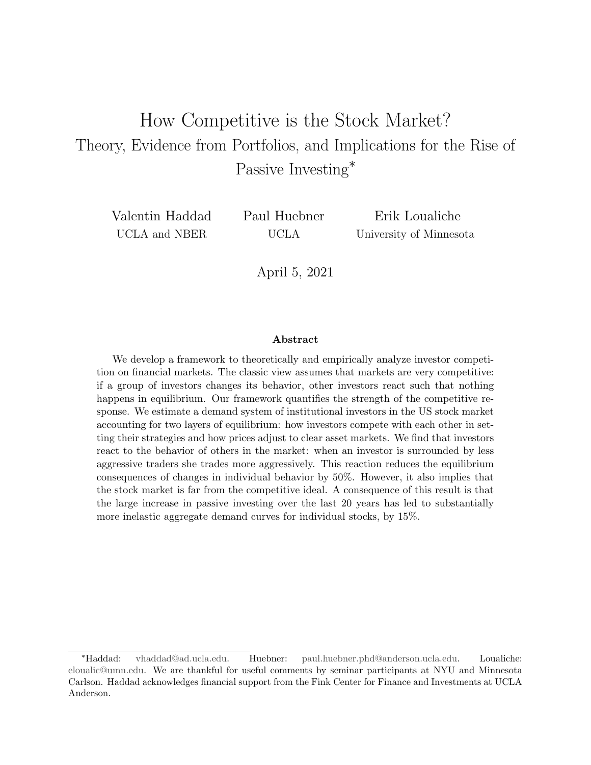# How Competitive is the Stock Market?

## Theory, Evidence from Portfolios, and Implications for the Rise of Passive Investing*

Valentin Haddad
UCLA and NBER

Paul Huebner
UCLA

Erik Loualiche
University of Minnesota

April 5, 2021

### Abstract

We develop a framework to theoretically and empirically analyze investor competition on financial markets. The classic view assumes that markets are very competitive: if a group of investors changes its behavior, other investors react such that nothing happens in equilibrium. Our framework quantifies the strength of the competitive response. We estimate a demand system of institutional investors in the US stock market accounting for two layers of equilibrium: how investors compete with each other in setting their strategies and how prices adjust to clear asset markets. We find that investors react to the behavior of others in the market: when an investor is surrounded by less aggressive traders she trades more aggressively. This reaction reduces the equilibrium consequences of changes in individual behavior by 50%. However, it also implies that the stock market is far from the competitive ideal. A consequence of this result is that the large increase in passive investing over the last 20 years has led to substantially more inelastic aggregate demand curves for individual stocks, by 15%.

---

*Haddad: vhaddad@ad.ucla.edu. Huebner: paul.huebner.phd@anderson.ucla.edu. Loualiche: elouialic@umn.edu. We are thankful for useful comments by seminar participants at NYU and Minnesota Carlson. Haddad acknowledges financial support from the Fink Center for Finance and Investments at UCLA Anderson.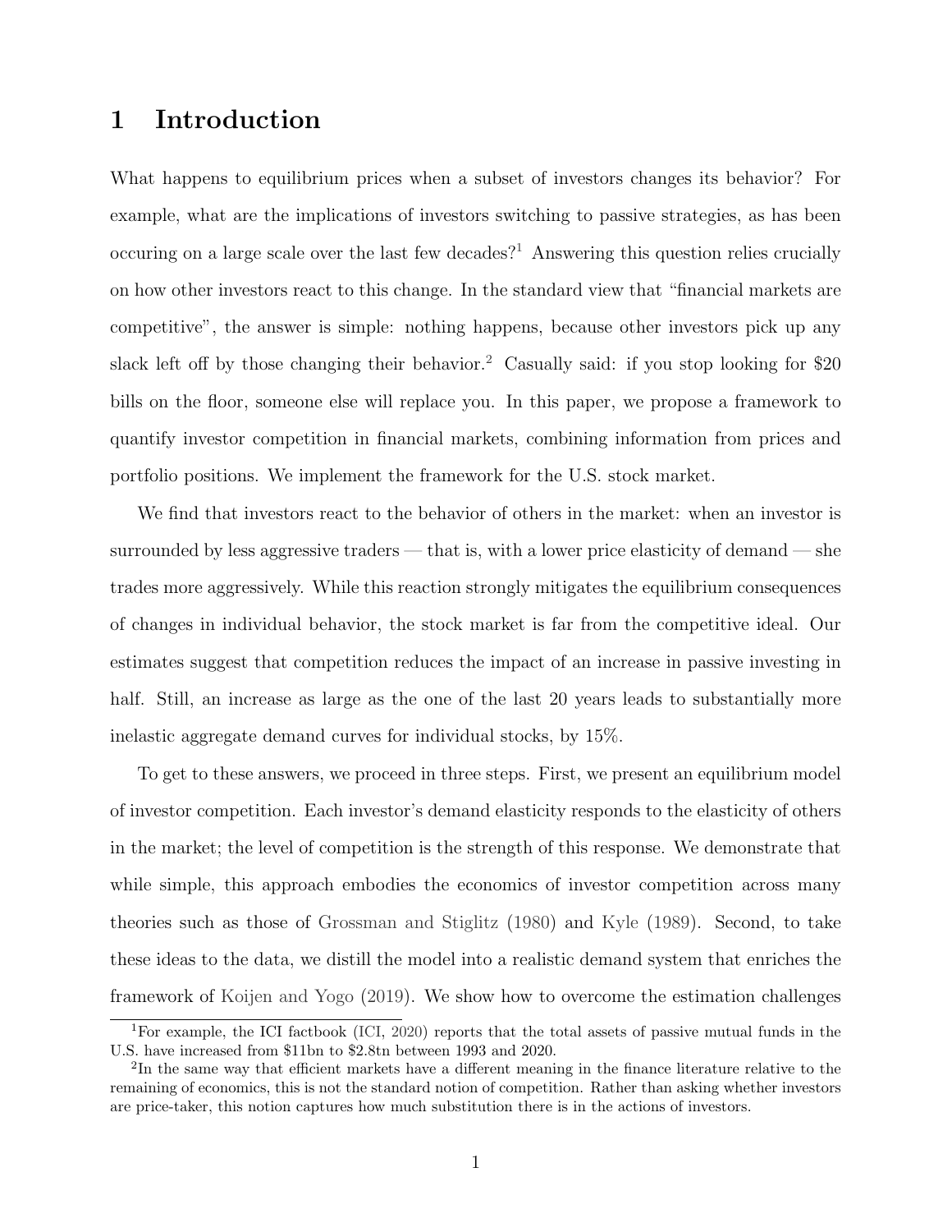# 1 Introduction

What happens to equilibrium prices when a subset of investors changes its behavior? For example, what are the implications of investors switching to passive strategies, as has been occuring on a large scale over the last few decades?[1] Answering this question relies crucially on how other investors react to this change. In the standard view that "financial markets are competitive", the answer is simple: nothing happens, because other investors pick up any slack left off by those changing their behavior.[2] Casually said: if you stop looking for $20 bills on the floor, someone else will replace you. In this paper, we propose a framework to quantify investor competition in financial markets, combining information from prices and portfolio positions. We implement the framework for the U.S. stock market.

We find that investors react to the behavior of others in the market: when an investor is surrounded by less aggressive traders — that is, with a lower price elasticity of demand — she trades more aggressively. While this reaction strongly mitigates the equilibrium consequences of changes in individual behavior, the stock market is far from the competitive ideal. Our estimates suggest that competition reduces the impact of an increase in passive investing in half. Still, an increase as large as the one of the last 20 years leads to substantially more inelastic aggregate demand curves for individual stocks, by 15%.

To get to these answers, we proceed in three steps. First, we present an equilibrium model of investor competition. Each investor's demand elasticity responds to the elasticity of others in the market; the level of competition is the strength of this response. We demonstrate that while simple, this approach embodies the economics of investor competition across many theories such as those of Grossman and Stiglitz (1980) and Kyle (1989). Second, to take these ideas to the data, we distill the model into a realistic demand system that enriches the framework of Koijen and Yogo (2019). We show how to overcome the estimation challenges

[1] For example, the ICI factbook (ICI, 2020) reports that the total assets of passive mutual funds in the U.S. have increased from $11bn to $2.8tn between 1993 and 2020.

[2] In the same way that efficient markets have a different meaning in the finance literature relative to the remaining of economics, this is not the standard notion of competition. Rather than asking whether investors are price-taker, this notion captures how much substitution there is in the actions of investors.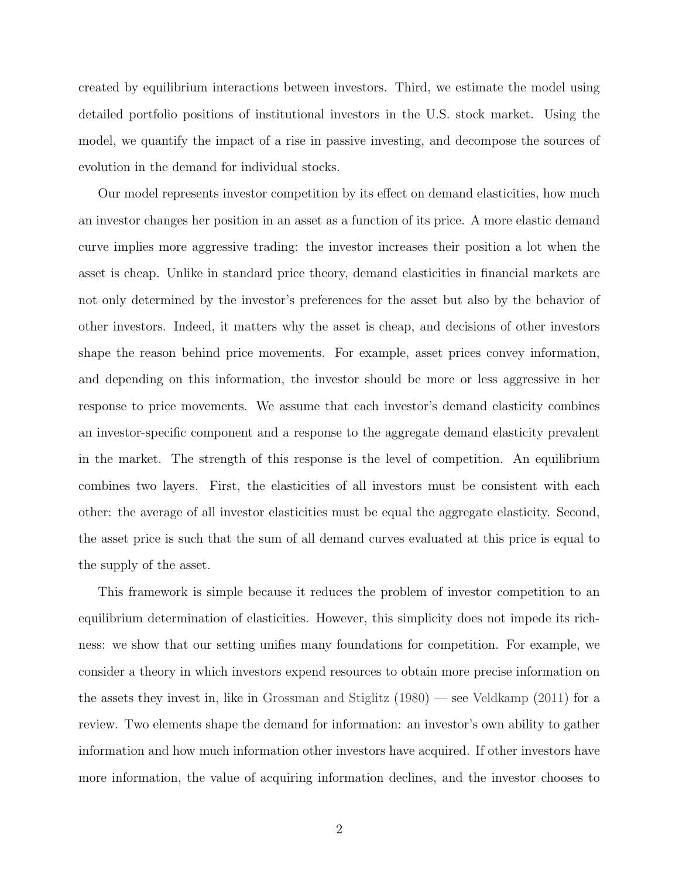created by equilibrium interactions between investors. Third, we estimate the model using detailed portfolio positions of institutional investors in the U.S. stock market. Using the model, we quantify the impact of a rise in passive investing, and decompose the sources of evolution in the demand for individual stocks.

Our model represents investor competition by its effect on demand elasticities, how much an investor changes her position in an asset as a function of its price. A more elastic demand curve implies more aggressive trading: the investor increases their position a lot when the asset is cheap. Unlike in standard price theory, demand elasticities in financial markets are not only determined by the investor's preferences for the asset but also by the behavior of other investors. Indeed, it matters why the asset is cheap, and decisions of other investors shape the reason behind price movements. For example, asset prices convey information, and depending on this information, the investor should be more or less aggressive in her response to price movements. We assume that each investor's demand elasticity combines an investor-specific component and a response to the aggregate demand elasticity prevalent in the market. The strength of this response is the level of competition. An equilibrium combines two layers. First, the elasticities of all investors must be consistent with each other: the average of all investor elasticities must be equal the aggregate elasticity. Second, the asset price is such that the sum of all demand curves evaluated at this price is equal to the supply of the asset.

This framework is simple because it reduces the problem of investor competition to an equilibrium determination of elasticities. However, this simplicity does not impede its richness: we show that our setting unifies many foundations for competition. For example, we consider a theory in which investors expend resources to obtain more precise information on the assets they invest in, like in Grossman and Stiglitz (1980) — see Veldkamp (2011) for a review. Two elements shape the demand for information: an investor's own ability to gather information and how much information other investors have acquired. If other investors have more information, the value of acquiring information declines, and the investor chooses to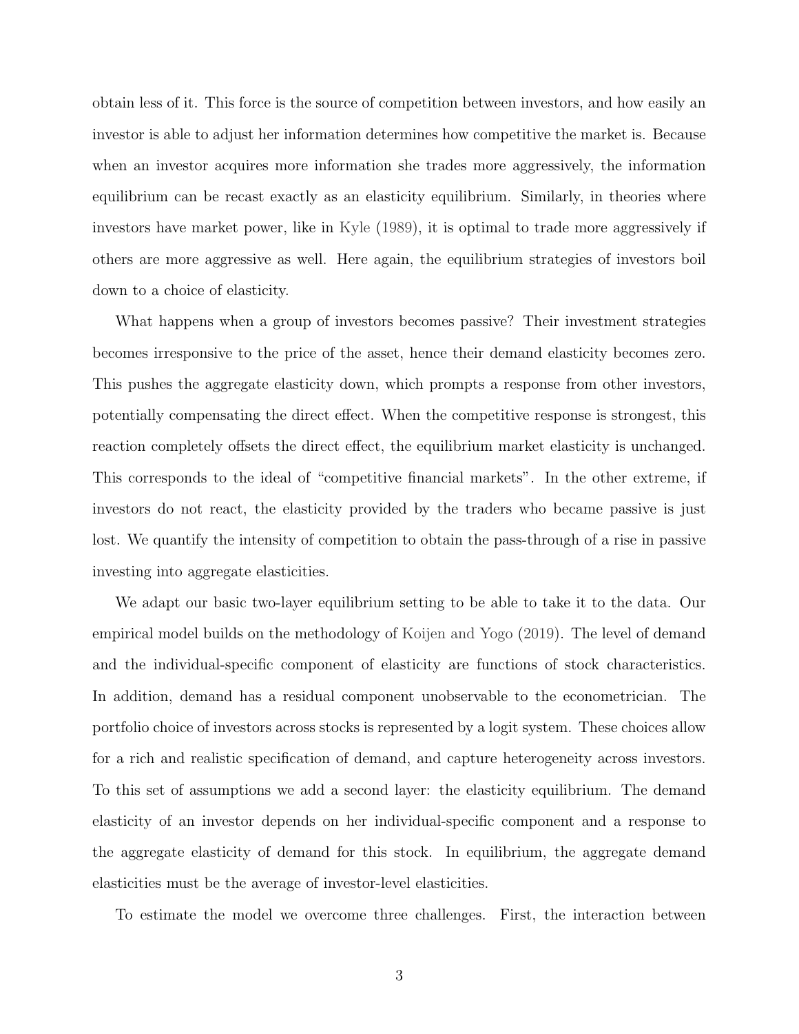obtain less of it. This force is the source of competition between investors, and how easily an investor is able to adjust her information determines how competitive the market is. Because when an investor acquires more information she trades more aggressively, the information equilibrium can be recast exactly as an elasticity equilibrium. Similarly, in theories where investors have market power, like in Kyle (1989), it is optimal to trade more aggressively if others are more aggressive as well. Here again, the equilibrium strategies of investors boil down to a choice of elasticity.

What happens when a group of investors becomes passive? Their investment strategies becomes irresponsive to the price of the asset, hence their demand elasticity becomes zero. This pushes the aggregate elasticity down, which prompts a response from other investors, potentially compensating the direct effect. When the competitive response is strongest, this reaction completely offsets the direct effect, the equilibrium market elasticity is unchanged. This corresponds to the ideal of "competitive financial markets". In the other extreme, if investors do not react, the elasticity provided by the traders who became passive is just lost. We quantify the intensity of competition to obtain the pass-through of a rise in passive investing into aggregate elasticities.

We adapt our basic two-layer equilibrium setting to be able to take it to the data. Our empirical model builds on the methodology of Koijen and Yogo (2019). The level of demand and the individual-specific component of elasticity are functions of stock characteristics. In addition, demand has a residual component unobservable to the econometrician. The portfolio choice of investors across stocks is represented by a logit system. These choices allow for a rich and realistic specification of demand, and capture heterogeneity across investors. To this set of assumptions we add a second layer: the elasticity equilibrium. The demand elasticity of an investor depends on her individual-specific component and a response to the aggregate elasticity of demand for this stock. In equilibrium, the aggregate demand elasticities must be the average of investor-level elasticities.

To estimate the model we overcome three challenges. First, the interaction between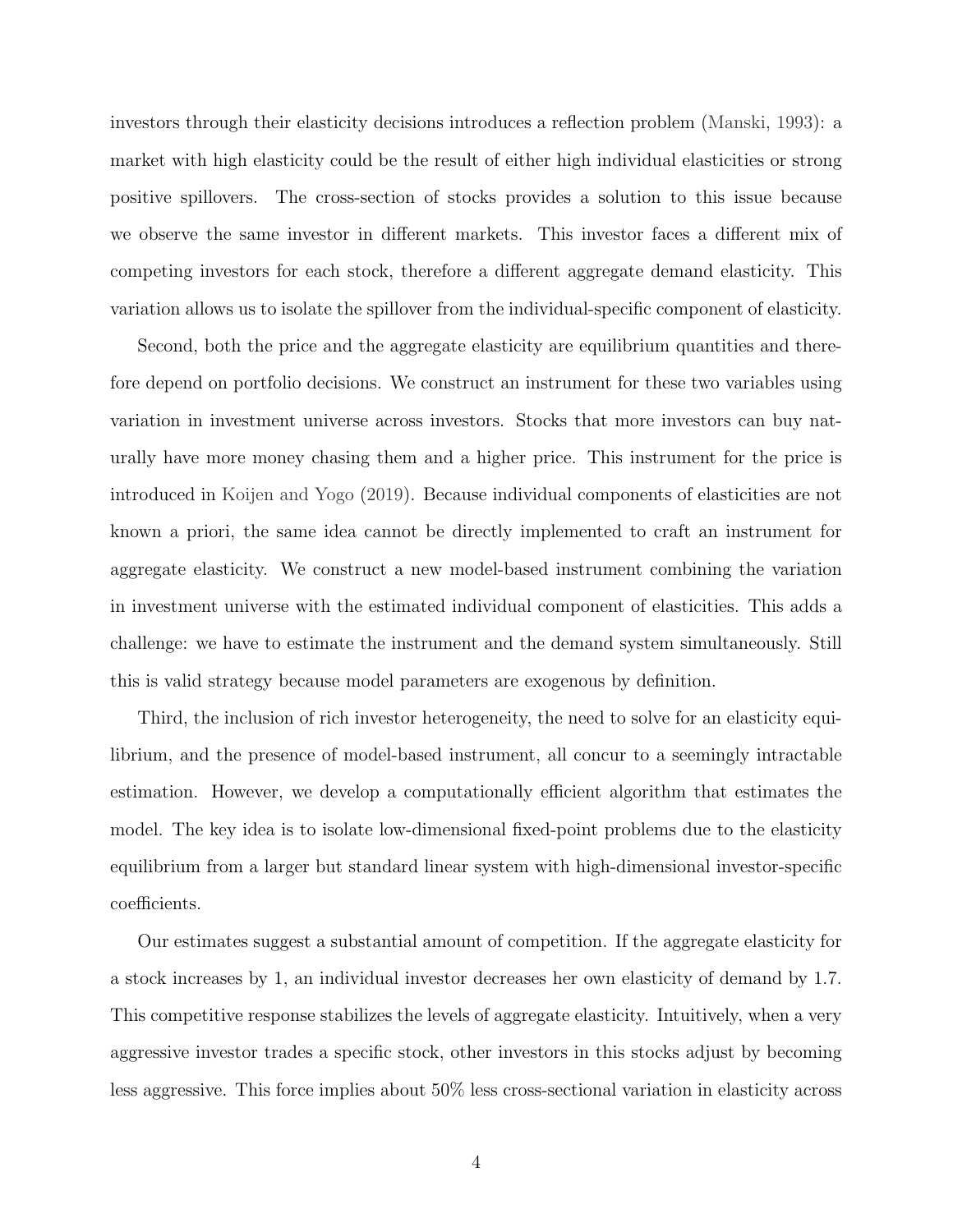investors through their elasticity decisions introduces a reflection problem (Manski, 1993): a market with high elasticity could be the result of either high individual elasticities or strong positive spillovers. The cross-section of stocks provides a solution to this issue because we observe the same investor in different markets. This investor faces a different mix of competing investors for each stock, therefore a different aggregate demand elasticity. This variation allows us to isolate the spillover from the individual-specific component of elasticity.

Second, both the price and the aggregate elasticity are equilibrium quantities and therefore depend on portfolio decisions. We construct an instrument for these two variables using variation in investment universe across investors. Stocks that more investors can buy naturally have more money chasing them and a higher price. This instrument for the price is introduced in Koijen and Yogo (2019). Because individual components of elasticities are not known a priori, the same idea cannot be directly implemented to craft an instrument for aggregate elasticity. We construct a new model-based instrument combining the variation in investment universe with the estimated individual component of elasticities. This adds a challenge: we have to estimate the instrument and the demand system simultaneously. Still this is valid strategy because model parameters are exogenous by definition.

Third, the inclusion of rich investor heterogeneity, the need to solve for an elasticity equilibrium, and the presence of model-based instrument, all concur to a seemingly intractable estimation. However, we develop a computationally efficient algorithm that estimates the model. The key idea is to isolate low-dimensional fixed-point problems due to the elasticity equilibrium from a larger but standard linear system with high-dimensional investor-specific coefficients.

Our estimates suggest a substantial amount of competition. If the aggregate elasticity for a stock increases by 1, an individual investor decreases her own elasticity of demand by 1.7. This competitive response stabilizes the levels of aggregate elasticity. Intuitively, when a very aggressive investor trades a specific stock, other investors in this stocks adjust by becoming less aggressive. This force implies about 50% less cross-sectional variation in elasticity across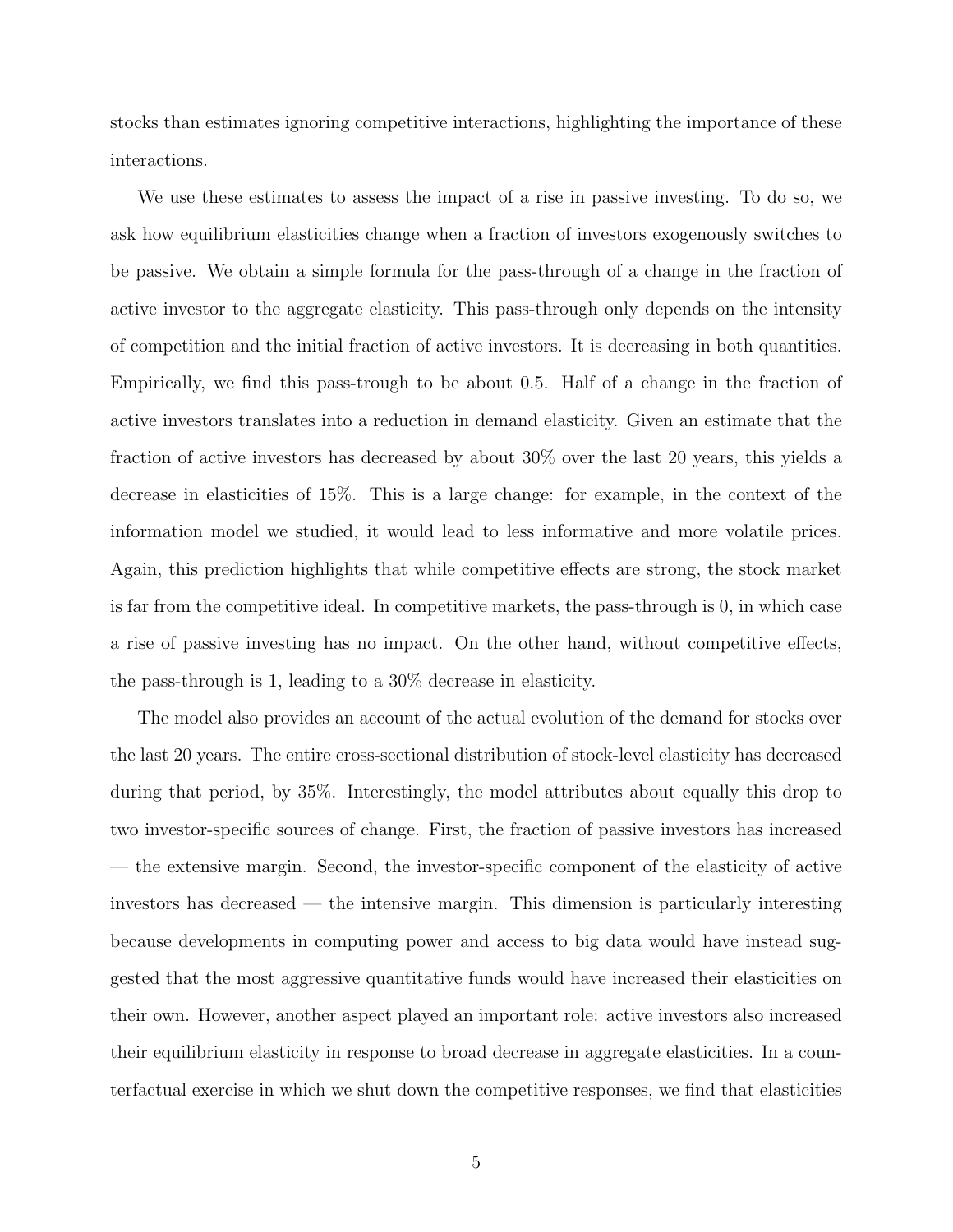stocks than estimates ignoring competitive interactions, highlighting the importance of these interactions.

We use these estimates to assess the impact of a rise in passive investing. To do so, we ask how equilibrium elasticities change when a fraction of investors exogenously switches to be passive. We obtain a simple formula for the pass-through of a change in the fraction of active investor to the aggregate elasticity. This pass-through only depends on the intensity of competition and the initial fraction of active investors. It is decreasing in both quantities. Empirically, we find this pass-trough to be about 0.5. Half of a change in the fraction of active investors translates into a reduction in demand elasticity. Given an estimate that the fraction of active investors has decreased by about 30% over the last 20 years, this yields a decrease in elasticities of 15%. This is a large change: for example, in the context of the information model we studied, it would lead to less informative and more volatile prices. Again, this prediction highlights that while competitive effects are strong, the stock market is far from the competitive ideal. In competitive markets, the pass-through is 0, in which case a rise of passive investing has no impact. On the other hand, without competitive effects, the pass-through is 1, leading to a 30% decrease in elasticity.

The model also provides an account of the actual evolution of the demand for stocks over the last 20 years. The entire cross-sectional distribution of stock-level elasticity has decreased during that period, by 35%. Interestingly, the model attributes about equally this drop to two investor-specific sources of change. First, the fraction of passive investors has increased — the extensive margin. Second, the investor-specific component of the elasticity of active investors has decreased — the intensive margin. This dimension is particularly interesting because developments in computing power and access to big data would have instead suggested that the most aggressive quantitative funds would have increased their elasticities on their own. However, another aspect played an important role: active investors also increased their equilibrium elasticity in response to broad decrease in aggregate elasticities. In a counterfactual exercise in which we shut down the competitive responses, we find that elasticities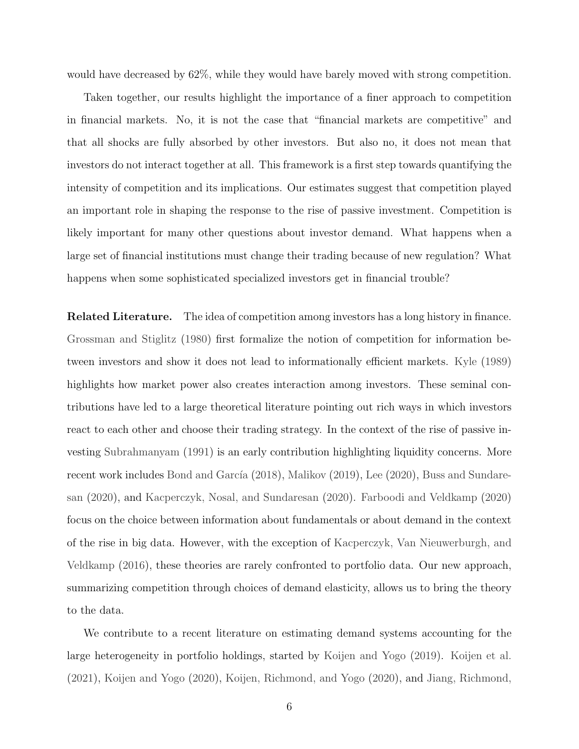would have decreased by 62%, while they would have barely moved with strong competition.

Taken together, our results highlight the importance of a finer approach to competition in financial markets. No, it is not the case that "financial markets are competitive" and that all shocks are fully absorbed by other investors. But also no, it does not mean that investors do not interact together at all. This framework is a first step towards quantifying the intensity of competition and its implications. Our estimates suggest that competition played an important role in shaping the response to the rise of passive investment. Competition is likely important for many other questions about investor demand. What happens when a large set of financial institutions must change their trading because of new regulation? What happens when some sophisticated specialized investors get in financial trouble?

**Related Literature.** The idea of competition among investors has a long history in finance. Grossman and Stiglitz (1980) first formalize the notion of competition for information between investors and show it does not lead to informationally efficient markets. Kyle (1989) highlights how market power also creates interaction among investors. These seminal contributions have led to a large theoretical literature pointing out rich ways in which investors react to each other and choose their trading strategy. In the context of the rise of passive investing Subrahmanyam (1991) is an early contribution highlighting liquidity concerns. More recent work includes Bond and García (2018), Malikov (2019), Lee (2020), Buss and Sundaresan (2020), and Kacperczyk, Nosal, and Sundaresan (2020). Farboodi and Veldkamp (2020) focus on the choice between information about fundamentals or about demand in the context of the rise in big data. However, with the exception of Kacperczyk, Van Nieuwerburgh, and Veldkamp (2016), these theories are rarely confronted to portfolio data. Our new approach, summarizing competition through choices of demand elasticity, allows us to bring the theory to the data.

We contribute to a recent literature on estimating demand systems accounting for the large heterogeneity in portfolio holdings, started by Koijen and Yogo (2019). Koijen et al. (2021), Koijen and Yogo (2020), Koijen, Richmond, and Yogo (2020), and Jiang, Richmond,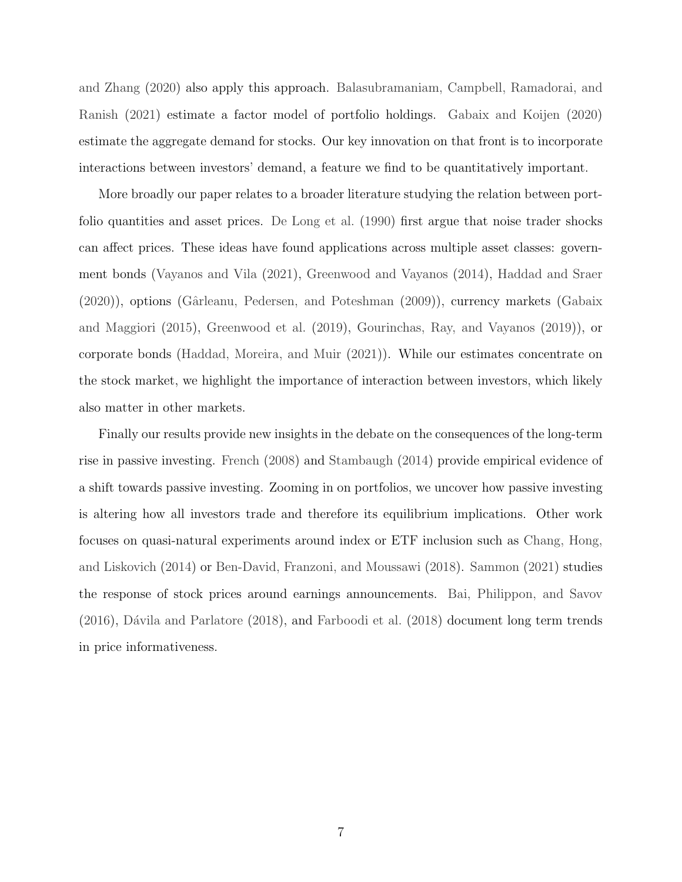and Zhang (2020) also apply this approach. Balasubramaniam, Campbell, Ramadorai, and Ranish (2021) estimate a factor model of portfolio holdings. Gabaix and Koijen (2020) estimate the aggregate demand for stocks. Our key innovation on that front is to incorporate interactions between investors' demand, a feature we find to be quantitatively important.

More broadly our paper relates to a broader literature studying the relation between portfolio quantities and asset prices. De Long et al. (1990) first argue that noise trader shocks can affect prices. These ideas have found applications across multiple asset classes: government bonds (Vayanos and Vila (2021), Greenwood and Vayanos (2014), Haddad and Sraer (2020)), options (Gârleanu, Pedersen, and Poteshman (2009)), currency markets (Gabaix and Maggiori (2015), Greenwood et al. (2019), Gourinchas, Ray, and Vayanos (2019)), or corporate bonds (Haddad, Moreira, and Muir (2021)). While our estimates concentrate on the stock market, we highlight the importance of interaction between investors, which likely also matter in other markets.

Finally our results provide new insights in the debate on the consequences of the long-term rise in passive investing. French (2008) and Stambaugh (2014) provide empirical evidence of a shift towards passive investing. Zooming in on portfolios, we uncover how passive investing is altering how all investors trade and therefore its equilibrium implications. Other work focuses on quasi-natural experiments around index or ETF inclusion such as Chang, Hong, and Liskovich (2014) or Ben-David, Franzoni, and Moussawi (2018). Sammon (2021) studies the response of stock prices around earnings announcements. Bai, Philippon, and Savov (2016), Dávila and Parlatore (2018), and Farboodi et al. (2018) document long term trends in price informativeness.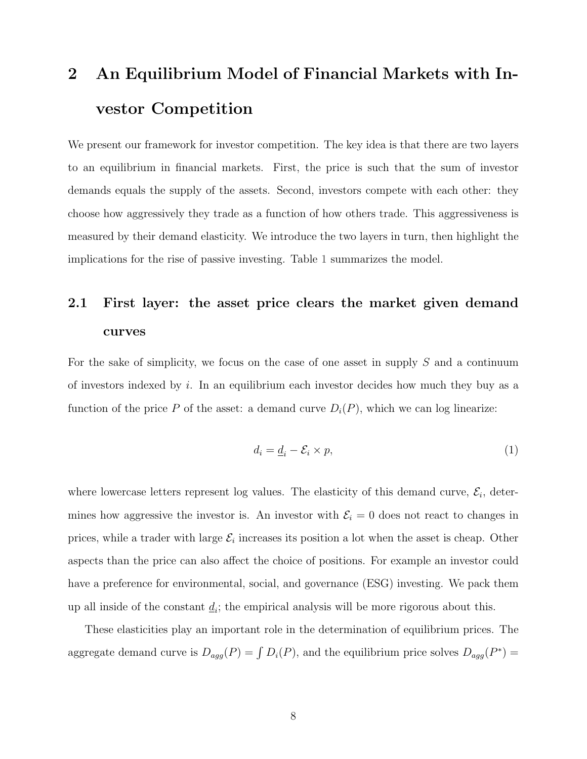# 2 An Equilibrium Model of Financial Markets with Investor Competition

We present our framework for investor competition. The key idea is that there are two layers to an equilibrium in financial markets. First, the price is such that the sum of investor demands equals the supply of the assets. Second, investors compete with each other: they choose how aggressively they trade as a function of how others trade. This aggressiveness is measured by their demand elasticity. We introduce the two layers in turn, then highlight the implications for the rise of passive investing. Table 1 summarizes the model.

## 2.1 First layer: the asset price clears the market given demand curves

For the sake of simplicity, we focus on the case of one asset in supply $S$ and a continuum of investors indexed by $i$. In an equilibrium each investor decides how much they buy as a function of the price $P$ of the asset: a demand curve $D_i(P)$, which we can log linearize:

$$d_i = \underline{d}_i - \mathcal{E}_i \times p, \tag{1}$$

where lowercase letters represent log values. The elasticity of this demand curve, $\mathcal{E}_i$, determines how aggressive the investor is. An investor with $\mathcal{E}_i = 0$ does not react to changes in prices, while a trader with large $\mathcal{E}_i$ increases its position a lot when the asset is cheap. Other aspects than the price can also affect the choice of positions. For example an investor could have a preference for environmental, social, and governance (ESG) investing. We pack them up all inside of the constant $\underline{d}_i$; the empirical analysis will be more rigorous about this.

These elasticities play an important role in the determination of equilibrium prices. The aggregate demand curve is $D_{agg}(P) = \int D_i(P)$, and the equilibrium price solves $D_{agg}(P^*) =$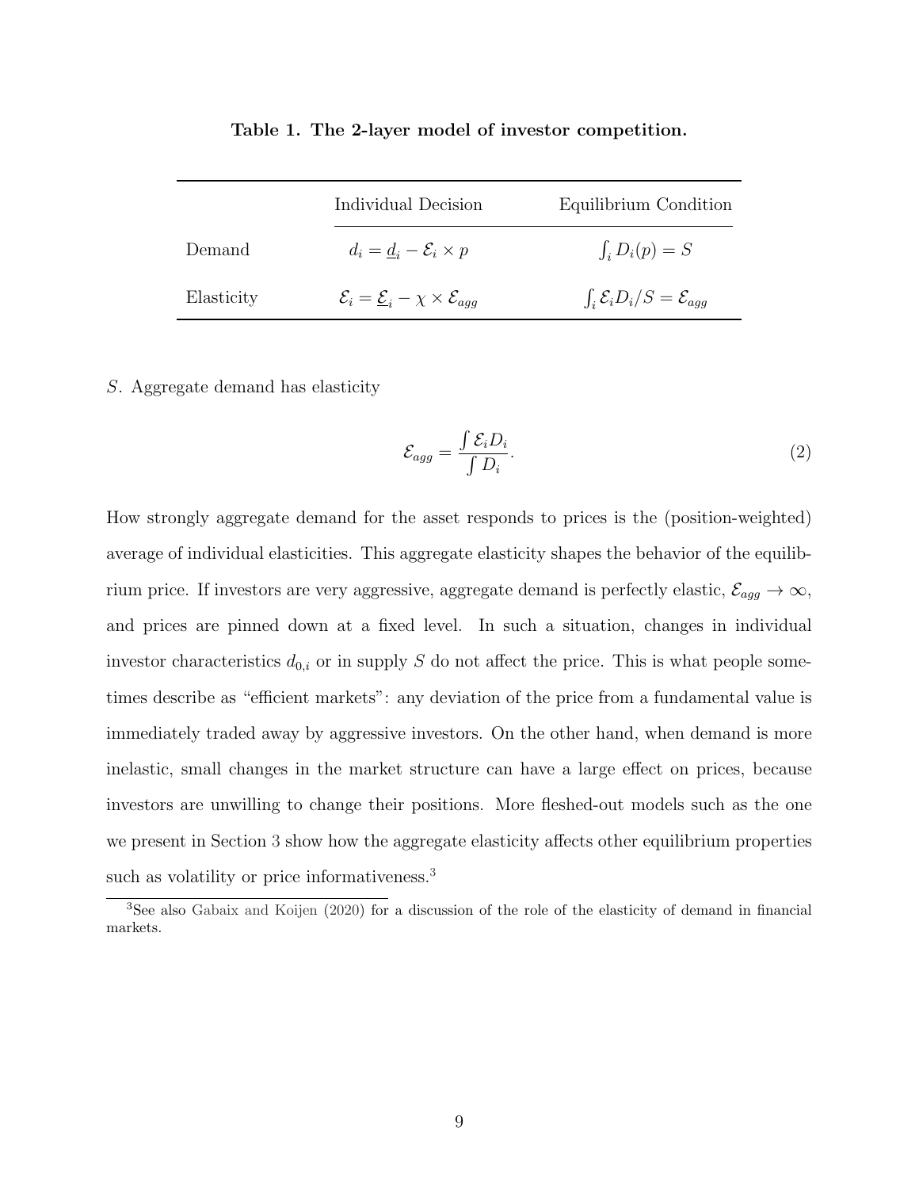**Table 1. The 2-layer model of investor competition.**

| | Individual Decision | Equilibrium Condition |
|---|---|---|
| Demand | $d_i = \underline{d}_i - \mathcal{E}_i \times p$ | $\int_i D_i(p) = S$ |
| Elasticity | $\mathcal{E}_i = \underline{\mathcal{E}}_i - \chi \times \mathcal{E}_{agg}$ | $\int_i \mathcal{E}_i D_i / S = \mathcal{E}_{agg}$ |

$S$. Aggregate demand has elasticity

$$\mathcal{E}_{agg} = \frac{\int \mathcal{E}_i D_i}{\int D_i}. \tag{2}$$

How strongly aggregate demand for the asset responds to prices is the (position-weighted) average of individual elasticities. This aggregate elasticity shapes the behavior of the equilibrium price. If investors are very aggressive, aggregate demand is perfectly elastic, $\mathcal{E}_{agg} \to \infty$, and prices are pinned down at a fixed level. In such a situation, changes in individual investor characteristics $d_{0,i}$ or in supply $S$ do not affect the price. This is what people sometimes describe as "efficient markets": any deviation of the price from a fundamental value is immediately traded away by aggressive investors. On the other hand, when demand is more inelastic, small changes in the market structure can have a large effect on prices, because investors are unwilling to change their positions. More fleshed-out models such as the one we present in Section 3 show how the aggregate elasticity affects other equilibrium properties such as volatility or price informativeness.[3]

[3] See also Gabaix and Koijen (2020) for a discussion of the role of the elasticity of demand in financial markets.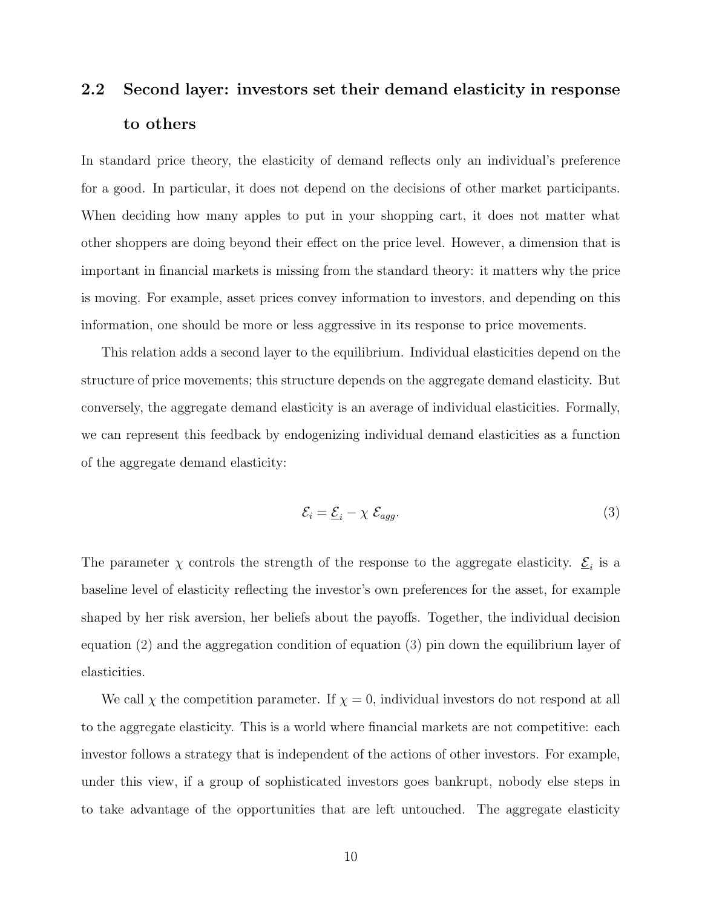### 2.2 Second layer: investors set their demand elasticity in response to others

In standard price theory, the elasticity of demand reflects only an individual's preference for a good. In particular, it does not depend on the decisions of other market participants. When deciding how many apples to put in your shopping cart, it does not matter what other shoppers are doing beyond their effect on the price level. However, a dimension that is important in financial markets is missing from the standard theory: it matters why the price is moving. For example, asset prices convey information to investors, and depending on this information, one should be more or less aggressive in its response to price movements.

This relation adds a second layer to the equilibrium. Individual elasticities depend on the structure of price movements; this structure depends on the aggregate demand elasticity. But conversely, the aggregate demand elasticity is an average of individual elasticities. Formally, we can represent this feedback by endogenizing individual demand elasticities as a function of the aggregate demand elasticity:

$$\mathcal{E}_i = \underline{\mathcal{E}}_i - \chi \; \mathcal{E}_{agg}. \tag{3}$$

The parameter $\chi$ controls the strength of the response to the aggregate elasticity. $\underline{\mathcal{E}}_i$ is a baseline level of elasticity reflecting the investor's own preferences for the asset, for example shaped by her risk aversion, her beliefs about the payoffs. Together, the individual decision equation (2) and the aggregation condition of equation (3) pin down the equilibrium layer of elasticities.

We call $\chi$ the competition parameter. If $\chi = 0$, individual investors do not respond at all to the aggregate elasticity. This is a world where financial markets are not competitive: each investor follows a strategy that is independent of the actions of other investors. For example, under this view, if a group of sophisticated investors goes bankrupt, nobody else steps in to take advantage of the opportunities that are left untouched. The aggregate elasticity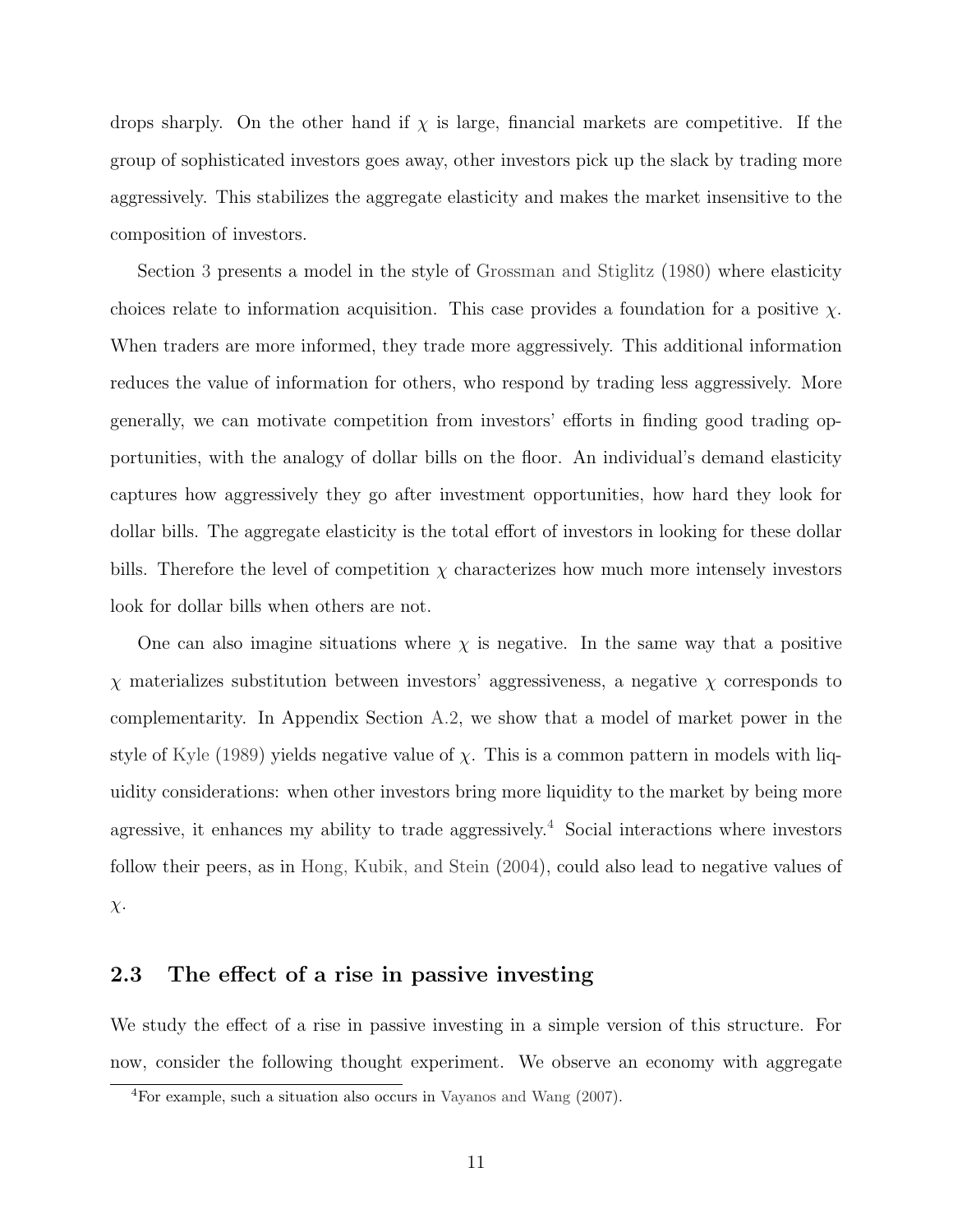drops sharply. On the other hand if $\chi$ is large, financial markets are competitive. If the group of sophisticated investors goes away, other investors pick up the slack by trading more aggressively. This stabilizes the aggregate elasticity and makes the market insensitive to the composition of investors.

Section 3 presents a model in the style of Grossman and Stiglitz (1980) where elasticity choices relate to information acquisition. This case provides a foundation for a positive $\chi$. When traders are more informed, they trade more aggressively. This additional information reduces the value of information for others, who respond by trading less aggressively. More generally, we can motivate competition from investors' efforts in finding good trading opportunities, with the analogy of dollar bills on the floor. An individual's demand elasticity captures how aggressively they go after investment opportunities, how hard they look for dollar bills. The aggregate elasticity is the total effort of investors in looking for these dollar bills. Therefore the level of competition $\chi$ characterizes how much more intensely investors look for dollar bills when others are not.

One can also imagine situations where $\chi$ is negative. In the same way that a positive $\chi$ materializes substitution between investors' aggressiveness, a negative $\chi$ corresponds to complementarity. In Appendix Section A.2, we show that a model of market power in the style of Kyle (1989) yields negative value of $\chi$. This is a common pattern in models with liquidity considerations: when other investors bring more liquidity to the market by being more agressive, it enhances my ability to trade aggressively.[4] Social interactions where investors follow their peers, as in Hong, Kubik, and Stein (2004), could also lead to negative values of $\chi$.

### 2.3 The effect of a rise in passive investing

We study the effect of a rise in passive investing in a simple version of this structure. For now, consider the following thought experiment. We observe an economy with aggregate

[4] For example, such a situation also occurs in Vayanos and Wang (2007).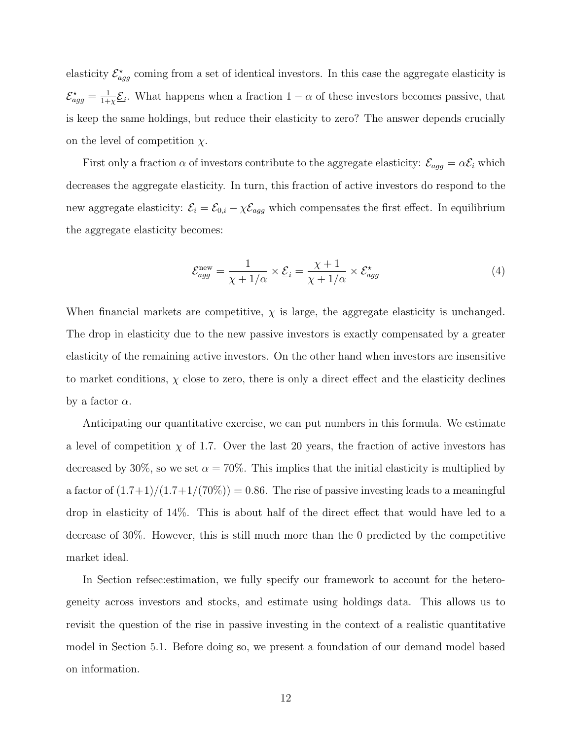elasticity $\mathcal{E}^\star_{agg}$ coming from a set of identical investors. In this case the aggregate elasticity is $\mathcal{E}^\star_{agg} = \frac{1}{1+\chi}\underline{\mathcal{E}}_i$. What happens when a fraction $1-\alpha$ of these investors becomes passive, that is keep the same holdings, but reduce their elasticity to zero? The answer depends crucially on the level of competition $\chi$.

First only a fraction $\alpha$ of investors contribute to the aggregate elasticity: $\mathcal{E}_{agg} = \alpha \mathcal{E}_i$ which decreases the aggregate elasticity. In turn, this fraction of active investors do respond to the new aggregate elasticity: $\mathcal{E}_i = \mathcal{E}_{0,i} - \chi \mathcal{E}_{agg}$ which compensates the first effect. In equilibrium the aggregate elasticity becomes:

$$\mathcal{E}^{\text{new}}_{agg} = \frac{1}{\chi + 1/\alpha} \times \underline{\mathcal{E}}_i = \frac{\chi + 1}{\chi + 1/\alpha} \times \mathcal{E}^\star_{agg} \tag{4}$$

When financial markets are competitive, $\chi$ is large, the aggregate elasticity is unchanged. The drop in elasticity due to the new passive investors is exactly compensated by a greater elasticity of the remaining active investors. On the other hand when investors are insensitive to market conditions, $\chi$ close to zero, there is only a direct effect and the elasticity declines by a factor $\alpha$.

Anticipating our quantitative exercise, we can put numbers in this formula. We estimate a level of competition $\chi$ of 1.7. Over the last 20 years, the fraction of active investors has decreased by 30%, so we set $\alpha = 70\%$. This implies that the initial elasticity is multiplied by a factor of $(1.7+1)/(1.7+1/(70\%)) = 0.86$. The rise of passive investing leads to a meaningful drop in elasticity of 14%. This is about half of the direct effect that would have led to a decrease of 30%. However, this is still much more than the 0 predicted by the competitive market ideal.

In Section refsec:estimation, we fully specify our framework to account for the heterogeneity across investors and stocks, and estimate using holdings data. This allows us to revisit the question of the rise in passive investing in the context of a realistic quantitative model in Section 5.1. Before doing so, we present a foundation of our demand model based on information.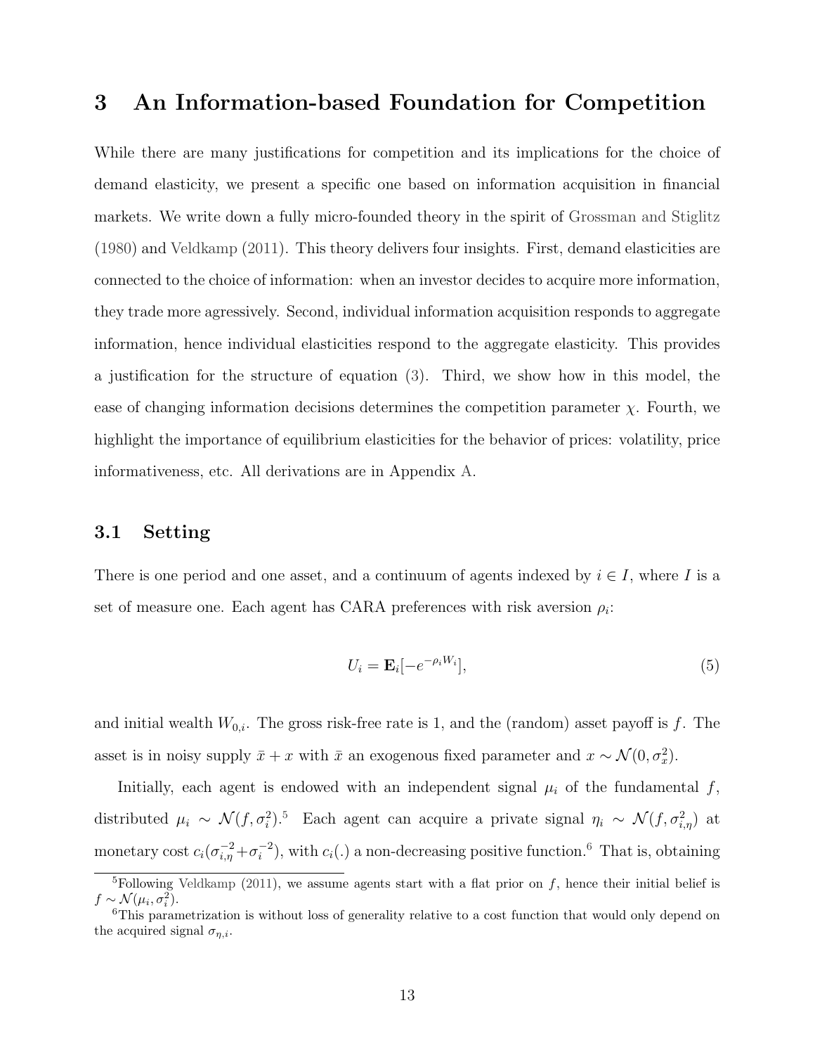# 3 An Information-based Foundation for Competition

While there are many justifications for competition and its implications for the choice of demand elasticity, we present a specific one based on information acquisition in financial markets. We write down a fully micro-founded theory in the spirit of Grossman and Stiglitz (1980) and Veldkamp (2011). This theory delivers four insights. First, demand elasticities are connected to the choice of information: when an investor decides to acquire more information, they trade more agressively. Second, individual information acquisition responds to aggregate information, hence individual elasticities respond to the aggregate elasticity. This provides a justification for the structure of equation (3). Third, we show how in this model, the ease of changing information decisions determines the competition parameter $\chi$. Fourth, we highlight the importance of equilibrium elasticities for the behavior of prices: volatility, price informativeness, etc. All derivations are in Appendix A.

## 3.1 Setting

There is one period and one asset, and a continuum of agents indexed by $i \in I$, where $I$ is a set of measure one. Each agent has CARA preferences with risk aversion $\rho_i$:

$$U_i = \mathbf{E}_i[-e^{-\rho_i W_i}], \tag{5}$$

and initial wealth $W_{0,i}$. The gross risk-free rate is 1, and the (random) asset payoff is $f$. The asset is in noisy supply $\bar{x} + x$ with $\bar{x}$ an exogenous fixed parameter and $x \sim \mathcal{N}(0, \sigma_x^2)$.

Initially, each agent is endowed with an independent signal $\mu_i$ of the fundamental $f$, distributed $\mu_i \sim \mathcal{N}(f, \sigma_i^2)$.[5] Each agent can acquire a private signal $\eta_i \sim \mathcal{N}(f, \sigma_{i,\eta}^2)$ at monetary cost $c_i(\sigma_{i,\eta}^{-2} + \sigma_i^{-2})$, with $c_i(.)$ a non-decreasing positive function.[6] That is, obtaining

[5] Following Veldkamp (2011), we assume agents start with a flat prior on $f$, hence their initial belief is $f \sim \mathcal{N}(\mu_i, \sigma_i^2)$.

[6] This parametrization is without loss of generality relative to a cost function that would only depend on the acquired signal $\sigma_{\eta,i}$.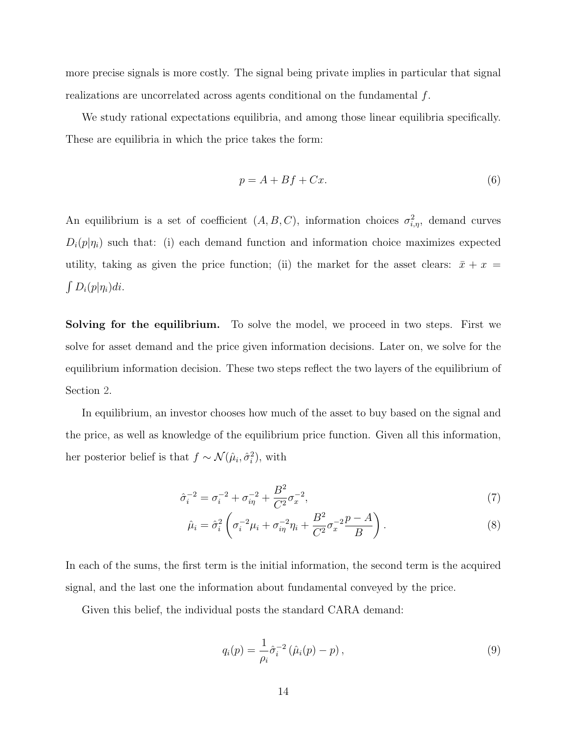more precise signals is more costly. The signal being private implies in particular that signal realizations are uncorrelated across agents conditional on the fundamental $f$.

We study rational expectations equilibria, and among those linear equilibria specifically. These are equilibria in which the price takes the form:

$$p = A + Bf + Cx. \tag{6}$$

An equilibrium is a set of coefficient $(A, B, C)$, information choices $\sigma^2_{i,\eta}$, demand curves $D_i(p|\eta_i)$ such that: (i) each demand function and information choice maximizes expected utility, taking as given the price function; (ii) the market for the asset clears: $\bar{x} + x = \int D_i(p|\eta_i)di$.

**Solving for the equilibrium.** To solve the model, we proceed in two steps. First we solve for asset demand and the price given information decisions. Later on, we solve for the equilibrium information decision. These two steps reflect the two layers of the equilibrium of Section 2.

In equilibrium, an investor chooses how much of the asset to buy based on the signal and the price, as well as knowledge of the equilibrium price function. Given all this information, her posterior belief is that $f \sim \mathcal{N}(\hat{\mu}_i, \hat{\sigma}_i^2)$, with

$$\hat{\sigma}_i^{-2} = \sigma_i^{-2} + \sigma_{i\eta}^{-2} + \frac{B^2}{C^2}\sigma_x^{-2}, \tag{7}$$

$$\hat{\mu}_i = \hat{\sigma}_i^2 \left( \sigma_i^{-2}\mu_i + \sigma_{i\eta}^{-2}\eta_i + \frac{B^2}{C^2}\sigma_x^{-2}\frac{p - A}{B} \right). \tag{8}$$

In each of the sums, the first term is the initial information, the second term is the acquired signal, and the last one the information about fundamental conveyed by the price.

Given this belief, the individual posts the standard CARA demand:

$$q_i(p) = \frac{1}{\rho_i}\hat{\sigma}_i^{-2}\left(\hat{\mu}_i(p) - p\right), \tag{9}$$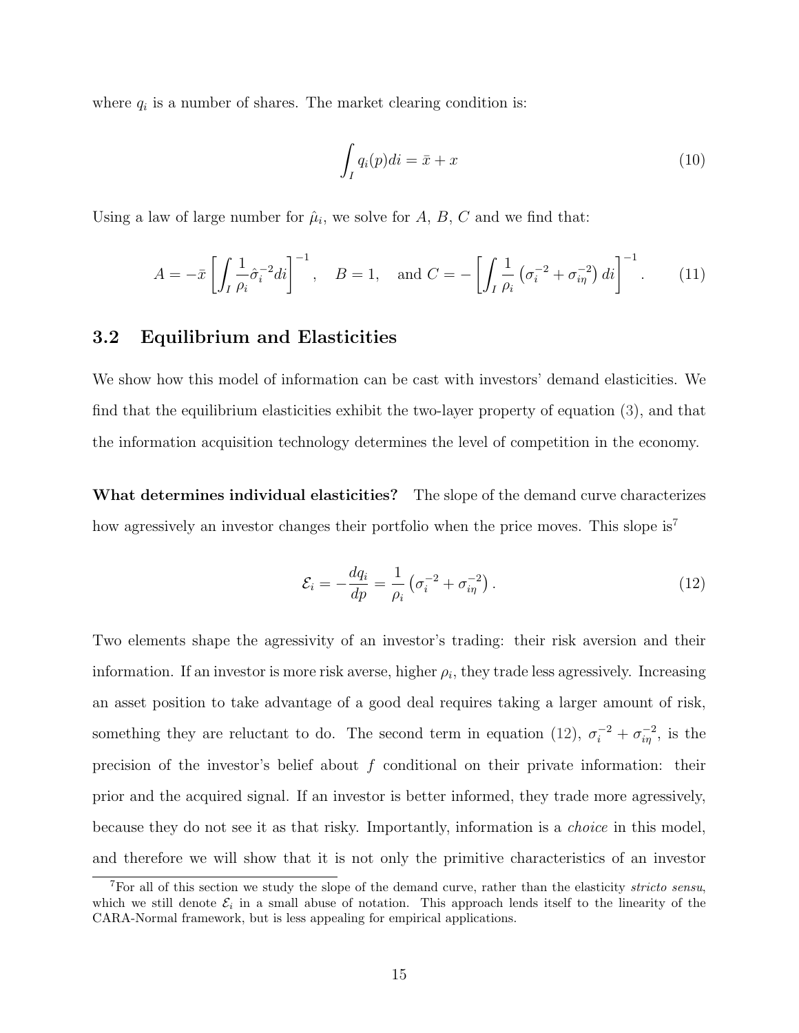where $q_i$ is a number of shares. The market clearing condition is:

$$\int_I q_i(p)di = \bar{x} + x \tag{10}$$

Using a law of large number for $\hat{\mu}_i$, we solve for $A$, $B$, $C$ and we find that:

$$A = -\bar{x}\left[\int_I \frac{1}{\rho_i}\hat{\sigma}_i^{-2}di\right]^{-1}, \quad B = 1, \quad \text{and } C = -\left[\int_I \frac{1}{\rho_i}\left(\sigma_i^{-2} + \sigma_{i\eta}^{-2}\right)di\right]^{-1}. \tag{11}$$

## 3.2 Equilibrium and Elasticities

We show how this model of information can be cast with investors' demand elasticities. We find that the equilibrium elasticities exhibit the two-layer property of equation (3), and that the information acquisition technology determines the level of competition in the economy.

**What determines individual elasticities?** The slope of the demand curve characterizes how agressively an investor changes their portfolio when the price moves. This slope is[7]

$$\mathcal{E}_i = -\frac{dq_i}{dp} = \frac{1}{\rho_i}\left(\sigma_i^{-2} + \sigma_{i\eta}^{-2}\right). \tag{12}$$

Two elements shape the agressivity of an investor's trading: their risk aversion and their information. If an investor is more risk averse, higher $\rho_i$, they trade less agressively. Increasing an asset position to take advantage of a good deal requires taking a larger amount of risk, something they are reluctant to do. The second term in equation (12), $\sigma_i^{-2} + \sigma_{i\eta}^{-2}$, is the precision of the investor's belief about $f$ conditional on their private information: their prior and the acquired signal. If an investor is better informed, they trade more agressively, because they do not see it as that risky. Importantly, information is a *choice* in this model, and therefore we will show that it is not only the primitive characteristics of an investor

[7]For all of this section we study the slope of the demand curve, rather than the elasticity *stricto sensu*, which we still denote $\mathcal{E}_i$ in a small abuse of notation. This approach lends itself to the linearity of the CARA-Normal framework, but is less appealing for empirical applications.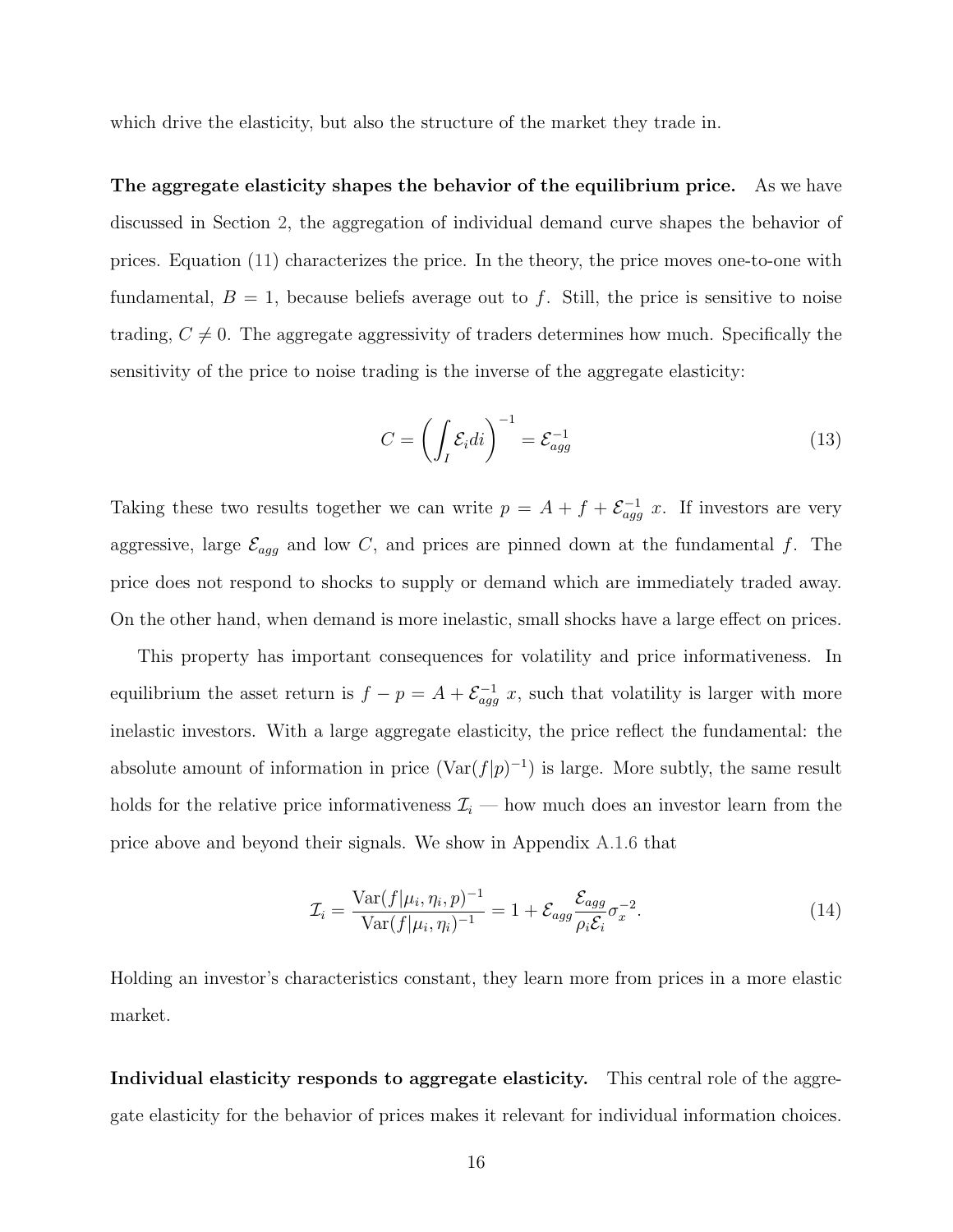which drive the elasticity, but also the structure of the market they trade in.

**The aggregate elasticity shapes the behavior of the equilibrium price.** As we have discussed in Section 2, the aggregation of individual demand curve shapes the behavior of prices. Equation (11) characterizes the price. In the theory, the price moves one-to-one with fundamental, $B = 1$, because beliefs average out to $f$. Still, the price is sensitive to noise trading, $C \neq 0$. The aggregate aggressivity of traders determines how much. Specifically the sensitivity of the price to noise trading is the inverse of the aggregate elasticity:

$$C = \left( \int_I \mathcal{E}_i di \right)^{-1} = \mathcal{E}_{agg}^{-1} \tag{13}$$

Taking these two results together we can write $p = A + f + \mathcal{E}_{agg}^{-1}\ x$. If investors are very aggressive, large $\mathcal{E}_{agg}$ and low $C$, and prices are pinned down at the fundamental $f$. The price does not respond to shocks to supply or demand which are immediately traded away. On the other hand, when demand is more inelastic, small shocks have a large effect on prices.

This property has important consequences for volatility and price informativeness. In equilibrium the asset return is $f - p = A + \mathcal{E}_{agg}^{-1}\ x$, such that volatility is larger with more inelastic investors. With a large aggregate elasticity, the price reflect the fundamental: the absolute amount of information in price ($\text{Var}(f|p)^{-1}$) is large. More subtly, the same result holds for the relative price informativeness $\mathcal{I}_i$ — how much does an investor learn from the price above and beyond their signals. We show in Appendix A.1.6 that

$$\mathcal{I}_i = \frac{\text{Var}(f|\mu_i, \eta_i, p)^{-1}}{\text{Var}(f|\mu_i, \eta_i)^{-1}} = 1 + \mathcal{E}_{agg} \frac{\mathcal{E}_{agg}}{\rho_i \mathcal{E}_i} \sigma_x^{-2}. \tag{14}$$

Holding an investor's characteristics constant, they learn more from prices in a more elastic market.

**Individual elasticity responds to aggregate elasticity.** This central role of the aggregate elasticity for the behavior of prices makes it relevant for individual information choices.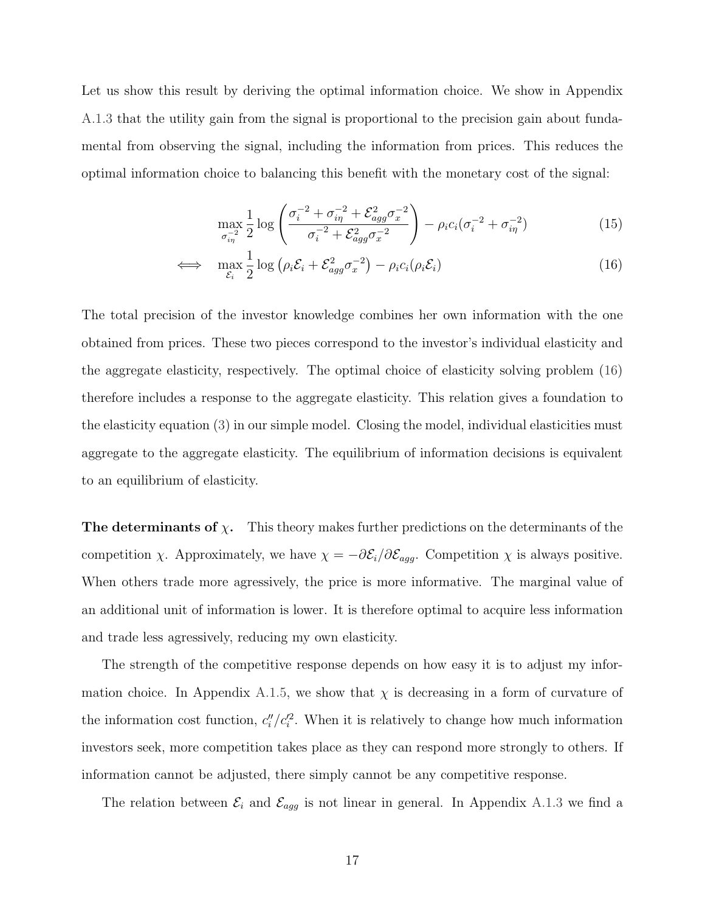Let us show this result by deriving the optimal information choice. We show in Appendix A.1.3 that the utility gain from the signal is proportional to the precision gain about fundamental from observing the signal, including the information from prices. This reduces the optimal information choice to balancing this benefit with the monetary cost of the signal:

$$
\max_{\sigma_{i\eta}^{-2}} \frac{1}{2} \log \left( \frac{\sigma_i^{-2} + \sigma_{i\eta}^{-2} + \mathcal{E}_{agg}^2 \sigma_x^{-2}}{\sigma_i^{-2} + \mathcal{E}_{agg}^2 \sigma_x^{-2}} \right) - \rho_i c_i (\sigma_i^{-2} + \sigma_{i\eta}^{-2}) \tag{15}
$$

$$
\iff \quad \max_{\mathcal{E}_i} \frac{1}{2} \log \left( \rho_i \mathcal{E}_i + \mathcal{E}_{agg}^2 \sigma_x^{-2} \right) - \rho_i c_i (\rho_i \mathcal{E}_i) \tag{16}
$$

The total precision of the investor knowledge combines her own information with the one obtained from prices. These two pieces correspond to the investor's individual elasticity and the aggregate elasticity, respectively. The optimal choice of elasticity solving problem (16) therefore includes a response to the aggregate elasticity. This relation gives a foundation to the elasticity equation (3) in our simple model. Closing the model, individual elasticities must aggregate to the aggregate elasticity. The equilibrium of information decisions is equivalent to an equilibrium of elasticity.

**The determinants of $\chi$.** This theory makes further predictions on the determinants of the competition $\chi$. Approximately, we have $\chi = -\partial \mathcal{E}_i / \partial \mathcal{E}_{agg}$. Competition $\chi$ is always positive. When others trade more agressively, the price is more informative. The marginal value of an additional unit of information is lower. It is therefore optimal to acquire less information and trade less agressively, reducing my own elasticity.

The strength of the competitive response depends on how easy it is to adjust my information choice. In Appendix A.1.5, we show that $\chi$ is decreasing in a form of curvature of the information cost function, $c_i''/c_i'^2$. When it is relatively to change how much information investors seek, more competition takes place as they can respond more strongly to others. If information cannot be adjusted, there simply cannot be any competitive response.

The relation between $\mathcal{E}_i$ and $\mathcal{E}_{agg}$ is not linear in general. In Appendix A.1.3 we find a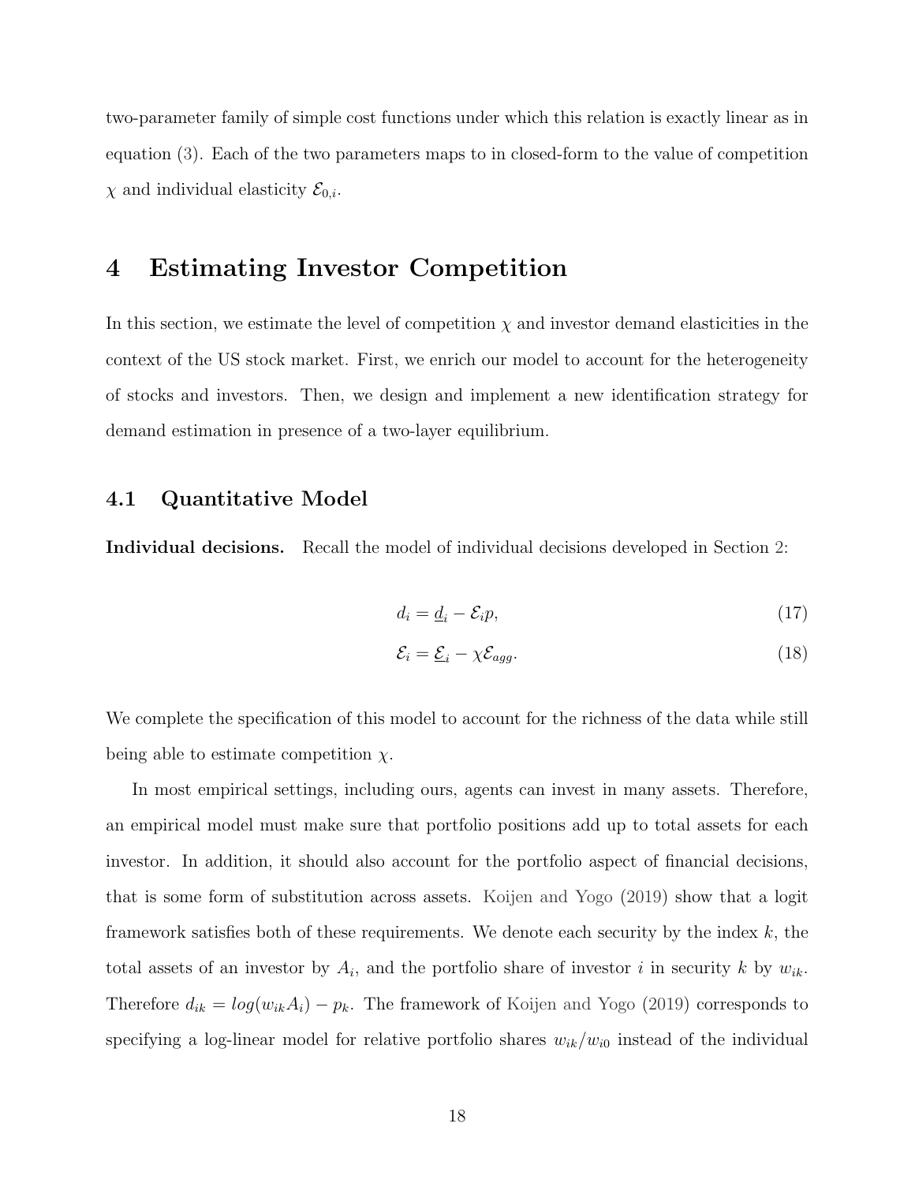two-parameter family of simple cost functions under which this relation is exactly linear as in equation (3). Each of the two parameters maps to in closed-form to the value of competition $\chi$ and individual elasticity $\mathcal{E}_{0,i}$.

# 4 Estimating Investor Competition

In this section, we estimate the level of competition $\chi$ and investor demand elasticities in the context of the US stock market. First, we enrich our model to account for the heterogeneity of stocks and investors. Then, we design and implement a new identification strategy for demand estimation in presence of a two-layer equilibrium.

## 4.1 Quantitative Model

**Individual decisions.** Recall the model of individual decisions developed in Section 2:

$$d_i = \underline{d}_i - \mathcal{E}_i p, \tag{17}$$

$$\mathcal{E}_i = \underline{\mathcal{E}}_i - \chi \mathcal{E}_{agg}. \tag{18}$$

We complete the specification of this model to account for the richness of the data while still being able to estimate competition $\chi$.

In most empirical settings, including ours, agents can invest in many assets. Therefore, an empirical model must make sure that portfolio positions add up to total assets for each investor. In addition, it should also account for the portfolio aspect of financial decisions, that is some form of substitution across assets. Koijen and Yogo (2019) show that a logit framework satisfies both of these requirements. We denote each security by the index $k$, the total assets of an investor by $A_i$, and the portfolio share of investor $i$ in security $k$ by $w_{ik}$. Therefore $d_{ik} = log(w_{ik}A_i) - p_k$. The framework of Koijen and Yogo (2019) corresponds to specifying a log-linear model for relative portfolio shares $w_{ik}/w_{i0}$ instead of the individual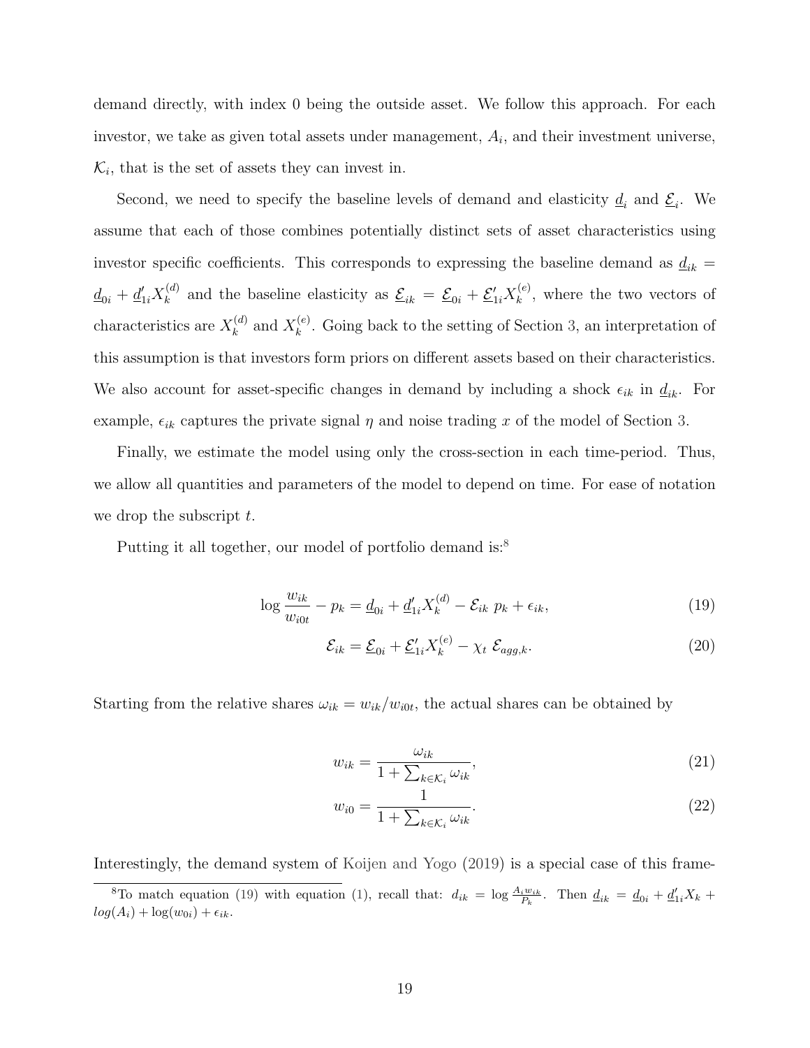demand directly, with index 0 being the outside asset. We follow this approach. For each investor, we take as given total assets under management, $A_i$, and their investment universe, $\mathcal{K}_i$, that is the set of assets they can invest in.

Second, we need to specify the baseline levels of demand and elasticity $\underline{d}_i$ and $\underline{\mathcal{E}}_i$. We assume that each of those combines potentially distinct sets of asset characteristics using investor specific coefficients. This corresponds to expressing the baseline demand as $\underline{d}_{ik} = \underline{d}_{0i} + \underline{d}_{1i}' X_k^{(d)}$ and the baseline elasticity as $\underline{\mathcal{E}}_{ik} = \underline{\mathcal{E}}_{0i} + \underline{\mathcal{E}}_{1i}' X_k^{(e)}$, where the two vectors of characteristics are $X_k^{(d)}$ and $X_k^{(e)}$. Going back to the setting of Section 3, an interpretation of this assumption is that investors form priors on different assets based on their characteristics. We also account for asset-specific changes in demand by including a shock $\epsilon_{ik}$ in $\underline{d}_{ik}$. For example, $\epsilon_{ik}$ captures the private signal $\eta$ and noise trading $x$ of the model of Section 3.

Finally, we estimate the model using only the cross-section in each time-period. Thus, we allow all quantities and parameters of the model to depend on time. For ease of notation we drop the subscript $t$.

Putting it all together, our model of portfolio demand is:[8]

$$\log \frac{w_{ik}}{w_{i0t}} - p_k = \underline{d}_{0i} + \underline{d}_{1i}' X_k^{(d)} - \mathcal{E}_{ik}\ p_k + \epsilon_{ik}, \tag{19}$$

$$\mathcal{E}_{ik} = \underline{\mathcal{E}}_{0i} + \underline{\mathcal{E}}_{1i}' X_k^{(e)} - \chi_t\ \mathcal{E}_{agg,k}. \tag{20}$$

Starting from the relative shares $\omega_{ik} = w_{ik}/w_{i0t}$, the actual shares can be obtained by

$$w_{ik} = \frac{\omega_{ik}}{1 + \sum_{k \in \mathcal{K}_i} \omega_{ik}}, \tag{21}$$

$$w_{i0} = \frac{1}{1 + \sum_{k \in \mathcal{K}_i} \omega_{ik}}. \tag{22}$$

Interestingly, the demand system of Koijen and Yogo (2019) is a special case of this frame-

[8] To match equation (19) with equation (1), recall that: $d_{ik} = \log \frac{A_i w_{ik}}{P_k}$. Then $\underline{d}_{ik} = \underline{d}_{0i} + \underline{d}_{1i}' X_k + log(A_i) + \log(w_{0i}) + \epsilon_{ik}$.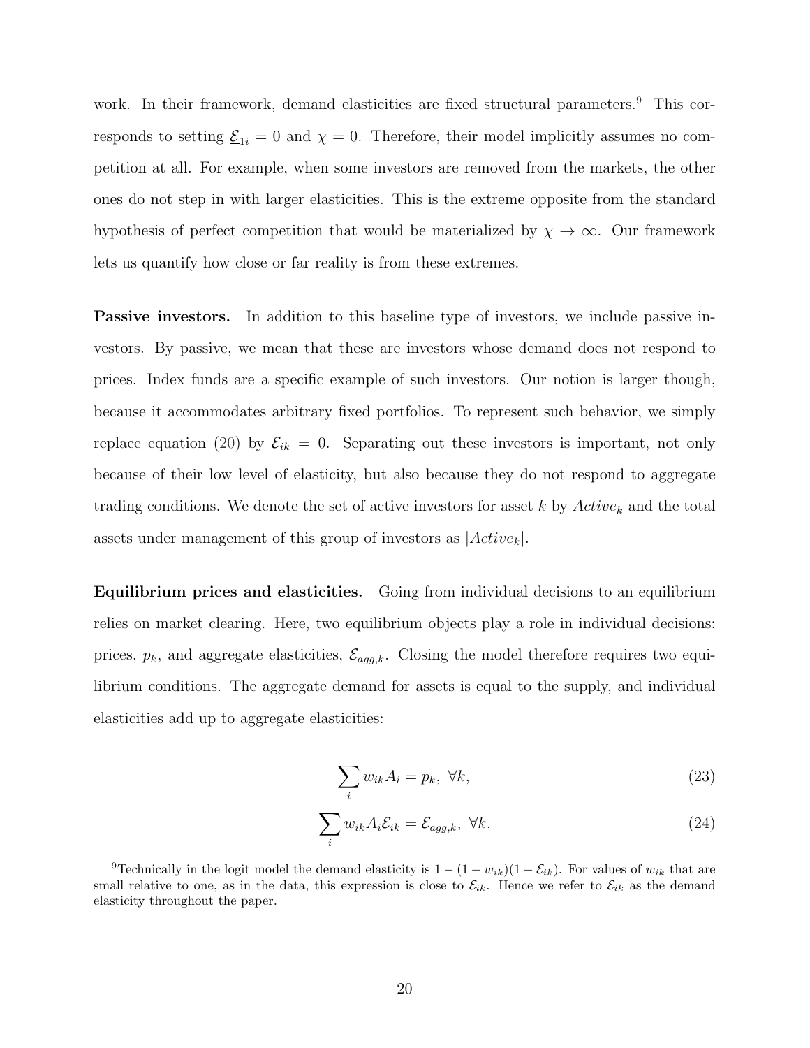work. In their framework, demand elasticities are fixed structural parameters.[9] This corresponds to setting $\underline{\mathcal{E}}_{1i} = 0$ and $\chi = 0$. Therefore, their model implicitly assumes no competition at all. For example, when some investors are removed from the markets, the other ones do not step in with larger elasticities. This is the extreme opposite from the standard hypothesis of perfect competition that would be materialized by $\chi \to \infty$. Our framework lets us quantify how close or far reality is from these extremes.

**Passive investors.** In addition to this baseline type of investors, we include passive investors. By passive, we mean that these are investors whose demand does not respond to prices. Index funds are a specific example of such investors. Our notion is larger though, because it accommodates arbitrary fixed portfolios. To represent such behavior, we simply replace equation (20) by $\mathcal{E}_{ik} = 0$. Separating out these investors is important, not only because of their low level of elasticity, but also because they do not respond to aggregate trading conditions. We denote the set of active investors for asset $k$ by $Active_k$ and the total assets under management of this group of investors as $|Active_k|$.

**Equilibrium prices and elasticities.** Going from individual decisions to an equilibrium relies on market clearing. Here, two equilibrium objects play a role in individual decisions: prices, $p_k$, and aggregate elasticities, $\mathcal{E}_{agg,k}$. Closing the model therefore requires two equilibrium conditions. The aggregate demand for assets is equal to the supply, and individual elasticities add up to aggregate elasticities:

$$\sum_i w_{ik} A_i = p_k, \ \forall k, \tag{23}$$

$$\sum_i w_{ik} A_i \mathcal{E}_{ik} = \mathcal{E}_{agg,k}, \ \forall k. \tag{24}$$

[9] Technically in the logit model the demand elasticity is $1 - (1 - w_{ik})(1 - \mathcal{E}_{ik})$. For values of $w_{ik}$ that are small relative to one, as in the data, this expression is close to $\mathcal{E}_{ik}$. Hence we refer to $\mathcal{E}_{ik}$ as the demand elasticity throughout the paper.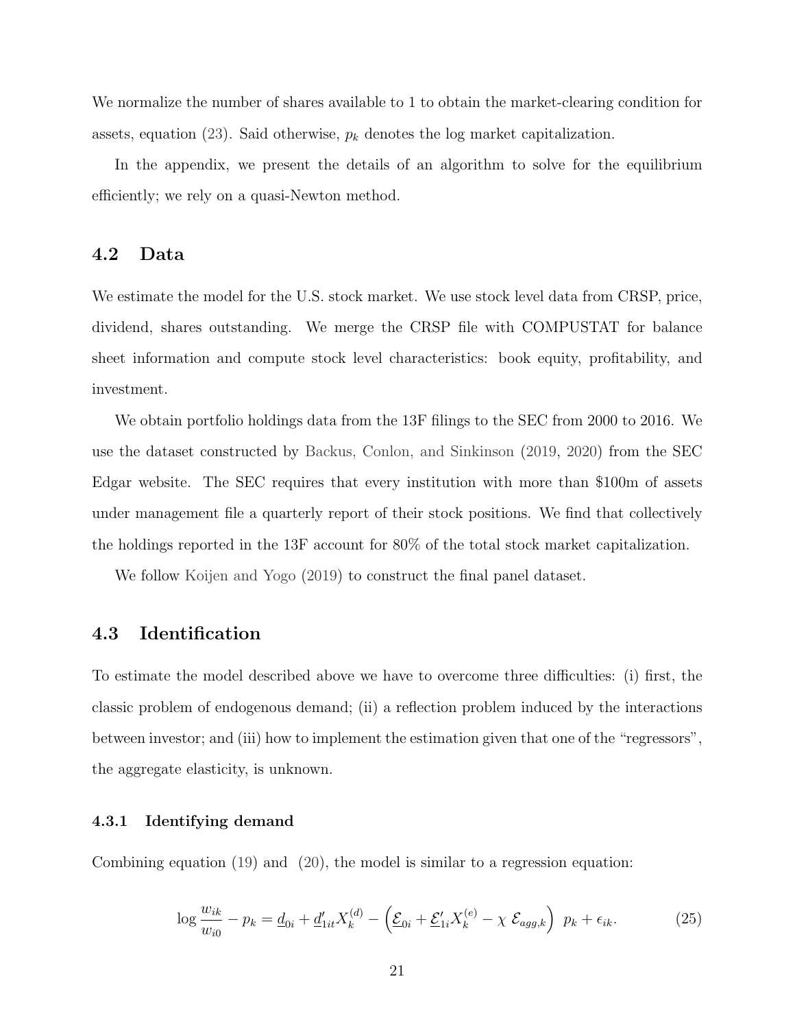We normalize the number of shares available to 1 to obtain the market-clearing condition for assets, equation (23). Said otherwise, $p_k$ denotes the log market capitalization.

In the appendix, we present the details of an algorithm to solve for the equilibrium efficiently; we rely on a quasi-Newton method.

### 4.2 Data

We estimate the model for the U.S. stock market. We use stock level data from CRSP, price, dividend, shares outstanding. We merge the CRSP file with COMPUSTAT for balance sheet information and compute stock level characteristics: book equity, profitability, and investment.

We obtain portfolio holdings data from the 13F filings to the SEC from 2000 to 2016. We use the dataset constructed by Backus, Conlon, and Sinkinson (2019, 2020) from the SEC Edgar website. The SEC requires that every institution with more than $100m of assets under management file a quarterly report of their stock positions. We find that collectively the holdings reported in the 13F account for 80% of the total stock market capitalization.

We follow Koijen and Yogo (2019) to construct the final panel dataset.

### 4.3 Identification

To estimate the model described above we have to overcome three difficulties: (i) first, the classic problem of endogenous demand; (ii) a reflection problem induced by the interactions between investor; and (iii) how to implement the estimation given that one of the "regressors", the aggregate elasticity, is unknown.

#### 4.3.1 Identifying demand

Combining equation (19) and (20), the model is similar to a regression equation:

$$\log \frac{w_{ik}}{w_{i0}} - p_k = \underline{d}_{0i} + \underline{d}_{1it}' X_k^{(d)} - \left( \underline{\mathcal{E}}_{0i} + \underline{\mathcal{E}}_{1i}' X_k^{(e)} - \chi \ \mathcal{E}_{agg,k} \right) \ p_k + \epsilon_{ik}. \tag{25}$$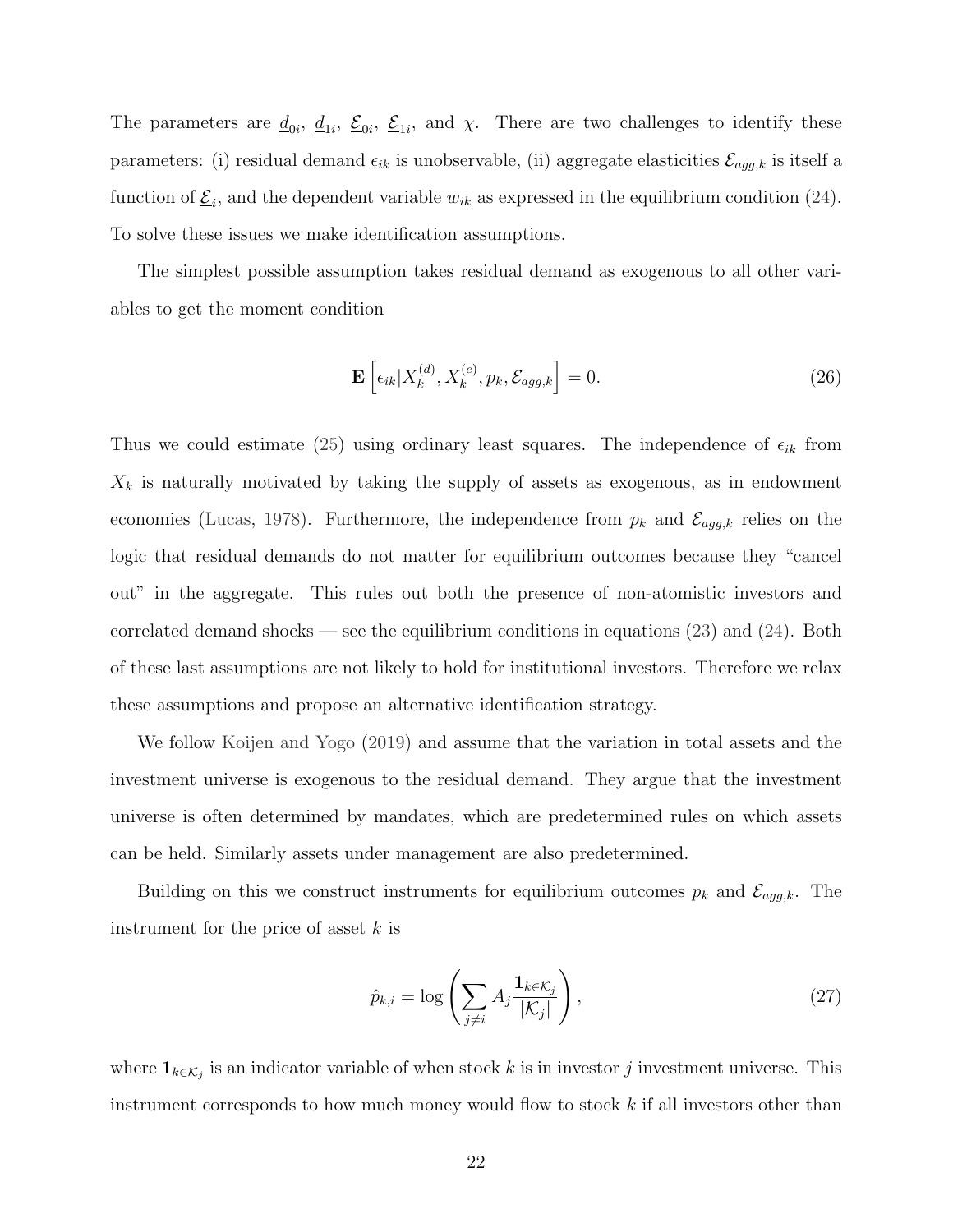The parameters are $\underline{d}_{0i}$, $\underline{d}_{1i}$, $\underline{\mathcal{E}}_{0i}$, $\underline{\mathcal{E}}_{1i}$, and $\chi$. There are two challenges to identify these parameters: (i) residual demand $\epsilon_{ik}$ is unobservable, (ii) aggregate elasticities $\mathcal{E}_{agg,k}$ is itself a function of $\underline{\mathcal{E}}_i$, and the dependent variable $w_{ik}$ as expressed in the equilibrium condition (24). To solve these issues we make identification assumptions.

The simplest possible assumption takes residual demand as exogenous to all other variables to get the moment condition

$$\mathbf{E}\left[\epsilon_{ik}|X_k^{(d)}, X_k^{(e)}, p_k, \mathcal{E}_{agg,k}\right] = 0. \tag{26}$$

Thus we could estimate (25) using ordinary least squares. The independence of $\epsilon_{ik}$ from $X_k$ is naturally motivated by taking the supply of assets as exogenous, as in endowment economies (Lucas, 1978). Furthermore, the independence from $p_k$ and $\mathcal{E}_{agg,k}$ relies on the logic that residual demands do not matter for equilibrium outcomes because they "cancel out" in the aggregate. This rules out both the presence of non-atomistic investors and correlated demand shocks — see the equilibrium conditions in equations (23) and (24). Both of these last assumptions are not likely to hold for institutional investors. Therefore we relax these assumptions and propose an alternative identification strategy.

We follow Koijen and Yogo (2019) and assume that the variation in total assets and the investment universe is exogenous to the residual demand. They argue that the investment universe is often determined by mandates, which are predetermined rules on which assets can be held. Similarly assets under management are also predetermined.

Building on this we construct instruments for equilibrium outcomes $p_k$ and $\mathcal{E}_{agg,k}$. The instrument for the price of asset $k$ is

$$\hat{p}_{k,i} = \log\left(\sum_{j\neq i} A_j \frac{\mathbf{1}_{k\in\mathcal{K}_j}}{|\mathcal{K}_j|}\right), \tag{27}$$

where $\mathbf{1}_{k\in\mathcal{K}_j}$ is an indicator variable of when stock $k$ is in investor $j$ investment universe. This instrument corresponds to how much money would flow to stock $k$ if all investors other than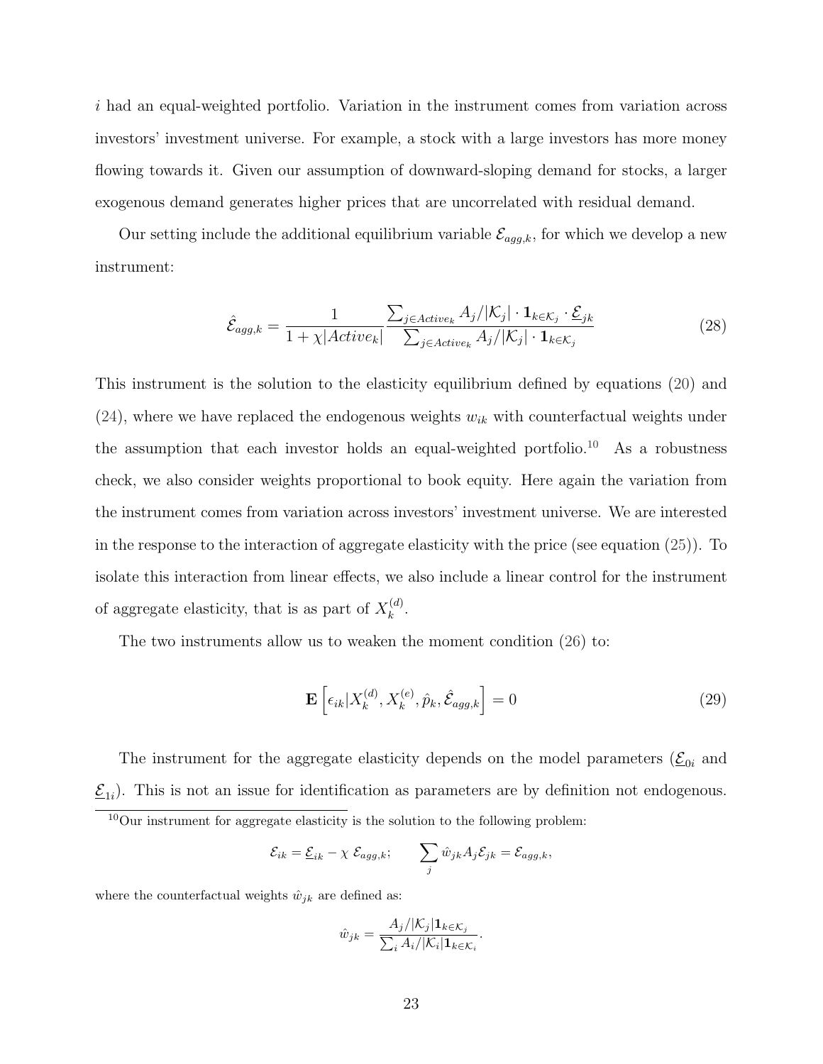$i$ had an equal-weighted portfolio. Variation in the instrument comes from variation across investors' investment universe. For example, a stock with a large investors has more money flowing towards it. Given our assumption of downward-sloping demand for stocks, a larger exogenous demand generates higher prices that are uncorrelated with residual demand.

Our setting include the additional equilibrium variable $\mathcal{E}_{agg,k}$, for which we develop a new instrument:

$$\hat{\mathcal{E}}_{agg,k} = \frac{1}{1+\chi|Active_k|} \frac{\sum_{j \in Active_k} A_j/|\mathcal{K}_j| \cdot \mathbf{1}_{k\in\mathcal{K}_j} \cdot \underline{\mathcal{E}}_{jk}}{\sum_{j\in Active_k} A_j/|\mathcal{K}_j| \cdot \mathbf{1}_{k\in\mathcal{K}_j}} \tag{28}$$

This instrument is the solution to the elasticity equilibrium defined by equations (20) and (24), where we have replaced the endogenous weights $w_{ik}$ with counterfactual weights under the assumption that each investor holds an equal-weighted portfolio.[10] As a robustness check, we also consider weights proportional to book equity. Here again the variation from the instrument comes from variation across investors' investment universe. We are interested in the response to the interaction of aggregate elasticity with the price (see equation (25)). To isolate this interaction from linear effects, we also include a linear control for the instrument of aggregate elasticity, that is as part of $X_k^{(d)}$.

The two instruments allow us to weaken the moment condition (26) to:

$$\mathbf{E}\left[\epsilon_{ik} | X_k^{(d)}, X_k^{(e)}, \hat{p}_k, \hat{\mathcal{E}}_{agg,k}\right] = 0 \tag{29}$$

The instrument for the aggregate elasticity depends on the model parameters ($\underline{\mathcal{E}}_{0i}$ and $\underline{\mathcal{E}}_{1i}$). This is not an issue for identification as parameters are by definition not endogenous.

[10] Our instrument for aggregate elasticity is the solution to the following problem:

$$\mathcal{E}_{ik} = \underline{\mathcal{E}}_{ik} - \chi\, \mathcal{E}_{agg,k}; \qquad \sum_j \hat{w}_{jk} A_j \mathcal{E}_{jk} = \mathcal{E}_{agg,k},$$

where the counterfactual weights $\hat{w}_{jk}$ are defined as:

$$\hat{w}_{jk} = \frac{A_j/|\mathcal{K}_j| \mathbf{1}_{k\in\mathcal{K}_j}}{\sum_i A_i/|\mathcal{K}_i| \mathbf{1}_{k\in\mathcal{K}_i}}.$$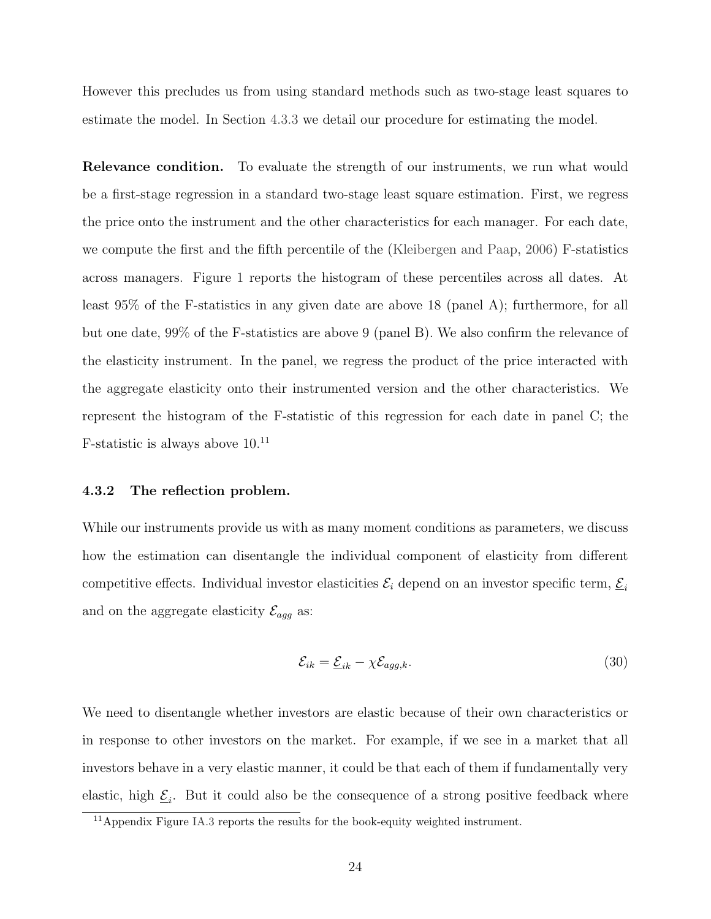However this precludes us from using standard methods such as two-stage least squares to estimate the model. In Section 4.3.3 we detail our procedure for estimating the model.

**Relevance condition.** To evaluate the strength of our instruments, we run what would be a first-stage regression in a standard two-stage least square estimation. First, we regress the price onto the instrument and the other characteristics for each manager. For each date, we compute the first and the fifth percentile of the (Kleibergen and Paap, 2006) F-statistics across managers. Figure 1 reports the histogram of these percentiles across all dates. At least 95% of the F-statistics in any given date are above 18 (panel A); furthermore, for all but one date, 99% of the F-statistics are above 9 (panel B). We also confirm the relevance of the elasticity instrument. In the panel, we regress the product of the price interacted with the aggregate elasticity onto their instrumented version and the other characteristics. We represent the histogram of the F-statistic of this regression for each date in panel C; the F-statistic is always above 10.[11]

### 4.3.2 The reflection problem.

While our instruments provide us with as many moment conditions as parameters, we discuss how the estimation can disentangle the individual component of elasticity from different competitive effects. Individual investor elasticities $\mathcal{E}_i$ depend on an investor specific term, $\underline{\mathcal{E}}_i$ and on the aggregate elasticity $\mathcal{E}_{agg}$ as:

$$\mathcal{E}_{ik} = \underline{\mathcal{E}}_{ik} - \chi \mathcal{E}_{agg,k}. \tag{30}$$

We need to disentangle whether investors are elastic because of their own characteristics or in response to other investors on the market. For example, if we see in a market that all investors behave in a very elastic manner, it could be that each of them if fundamentally very elastic, high $\underline{\mathcal{E}}_i$. But it could also be the consequence of a strong positive feedback where

[11] Appendix Figure IA.3 reports the results for the book-equity weighted instrument.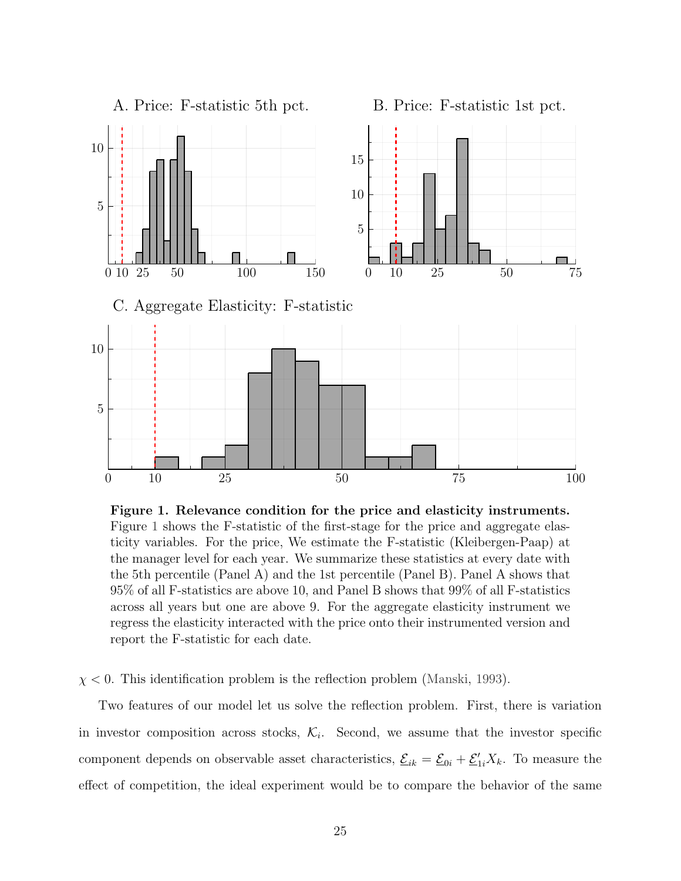**Figure 1. Relevance condition for the price and elasticity instruments.** Figure 1 shows the F-statistic of the first-stage for the price and aggregate elasticity variables. For the price, We estimate the F-statistic (Kleibergen-Paap) at the manager level for each year. We summarize these statistics at every date with the 5th percentile (Panel A) and the 1st percentile (Panel B). Panel A shows that 95% of all F-statistics are above 10, and Panel B shows that 99% of all F-statistics across all years but one are above 9. For the aggregate elasticity instrument we regress the elasticity interacted with the price onto their instrumented version and report the F-statistic for each date.

$\chi < 0$. This identification problem is the reflection problem (Manski, 1993).

Two features of our model let us solve the reflection problem. First, there is variation in investor composition across stocks, $\mathcal{K}_i$. Second, we assume that the investor specific component depends on observable asset characteristics, $\underline{\mathcal{E}}_{ik} = \underline{\mathcal{E}}_{0i} + \underline{\mathcal{E}}_{1i}' X_k$. To measure the effect of competition, the ideal experiment would be to compare the behavior of the same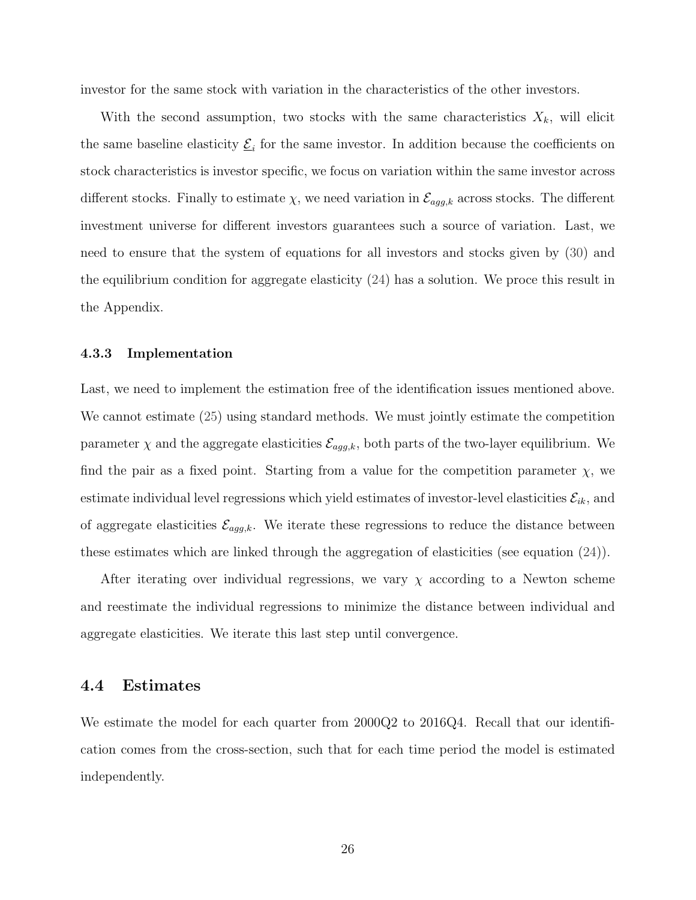investor for the same stock with variation in the characteristics of the other investors.

With the second assumption, two stocks with the same characteristics $X_k$, will elicit the same baseline elasticity $\underline{\mathcal{E}}_i$ for the same investor. In addition because the coefficients on stock characteristics is investor specific, we focus on variation within the same investor across different stocks. Finally to estimate $\chi$, we need variation in $\mathcal{E}_{agg,k}$ across stocks. The different investment universe for different investors guarantees such a source of variation. Last, we need to ensure that the system of equations for all investors and stocks given by (30) and the equilibrium condition for aggregate elasticity (24) has a solution. We proce this result in the Appendix.

#### 4.3.3 Implementation

Last, we need to implement the estimation free of the identification issues mentioned above. We cannot estimate (25) using standard methods. We must jointly estimate the competition parameter $\chi$ and the aggregate elasticities $\mathcal{E}_{agg,k}$, both parts of the two-layer equilibrium. We find the pair as a fixed point. Starting from a value for the competition parameter $\chi$, we estimate individual level regressions which yield estimates of investor-level elasticities $\mathcal{E}_{ik}$, and of aggregate elasticities $\mathcal{E}_{agg,k}$. We iterate these regressions to reduce the distance between these estimates which are linked through the aggregation of elasticities (see equation (24)).

After iterating over individual regressions, we vary $\chi$ according to a Newton scheme and reestimate the individual regressions to minimize the distance between individual and aggregate elasticities. We iterate this last step until convergence.

### 4.4 Estimates

We estimate the model for each quarter from 2000Q2 to 2016Q4. Recall that our identification comes from the cross-section, such that for each time period the model is estimated independently.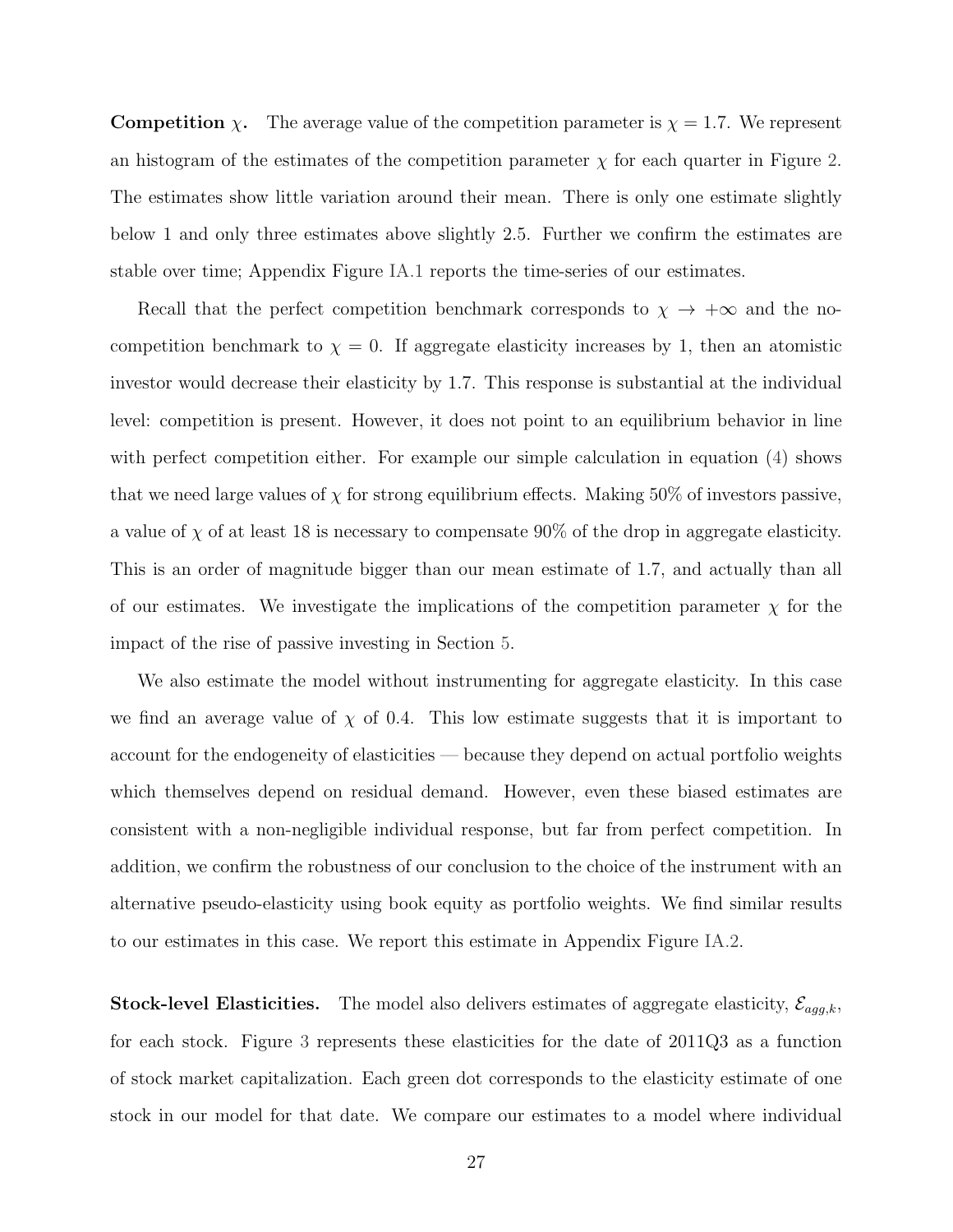**Competition $\chi$.** The average value of the competition parameter is $\chi = 1.7$. We represent an histogram of the estimates of the competition parameter $\chi$ for each quarter in Figure 2. The estimates show little variation around their mean. There is only one estimate slightly below 1 and only three estimates above slightly 2.5. Further we confirm the estimates are stable over time; Appendix Figure IA.1 reports the time-series of our estimates.

Recall that the perfect competition benchmark corresponds to $\chi \to +\infty$ and the no-competition benchmark to $\chi = 0$. If aggregate elasticity increases by 1, then an atomistic investor would decrease their elasticity by 1.7. This response is substantial at the individual level: competition is present. However, it does not point to an equilibrium behavior in line with perfect competition either. For example our simple calculation in equation (4) shows that we need large values of $\chi$ for strong equilibrium effects. Making 50% of investors passive, a value of $\chi$ of at least 18 is necessary to compensate 90% of the drop in aggregate elasticity. This is an order of magnitude bigger than our mean estimate of 1.7, and actually than all of our estimates. We investigate the implications of the competition parameter $\chi$ for the impact of the rise of passive investing in Section 5.

We also estimate the model without instrumenting for aggregate elasticity. In this case we find an average value of $\chi$ of 0.4. This low estimate suggests that it is important to account for the endogeneity of elasticities — because they depend on actual portfolio weights which themselves depend on residual demand. However, even these biased estimates are consistent with a non-negligible individual response, but far from perfect competition. In addition, we confirm the robustness of our conclusion to the choice of the instrument with an alternative pseudo-elasticity using book equity as portfolio weights. We find similar results to our estimates in this case. We report this estimate in Appendix Figure IA.2.

**Stock-level Elasticities.** The model also delivers estimates of aggregate elasticity, $\mathcal{E}_{agg,k}$, for each stock. Figure 3 represents these elasticities for the date of 2011Q3 as a function of stock market capitalization. Each green dot corresponds to the elasticity estimate of one stock in our model for that date. We compare our estimates to a model where individual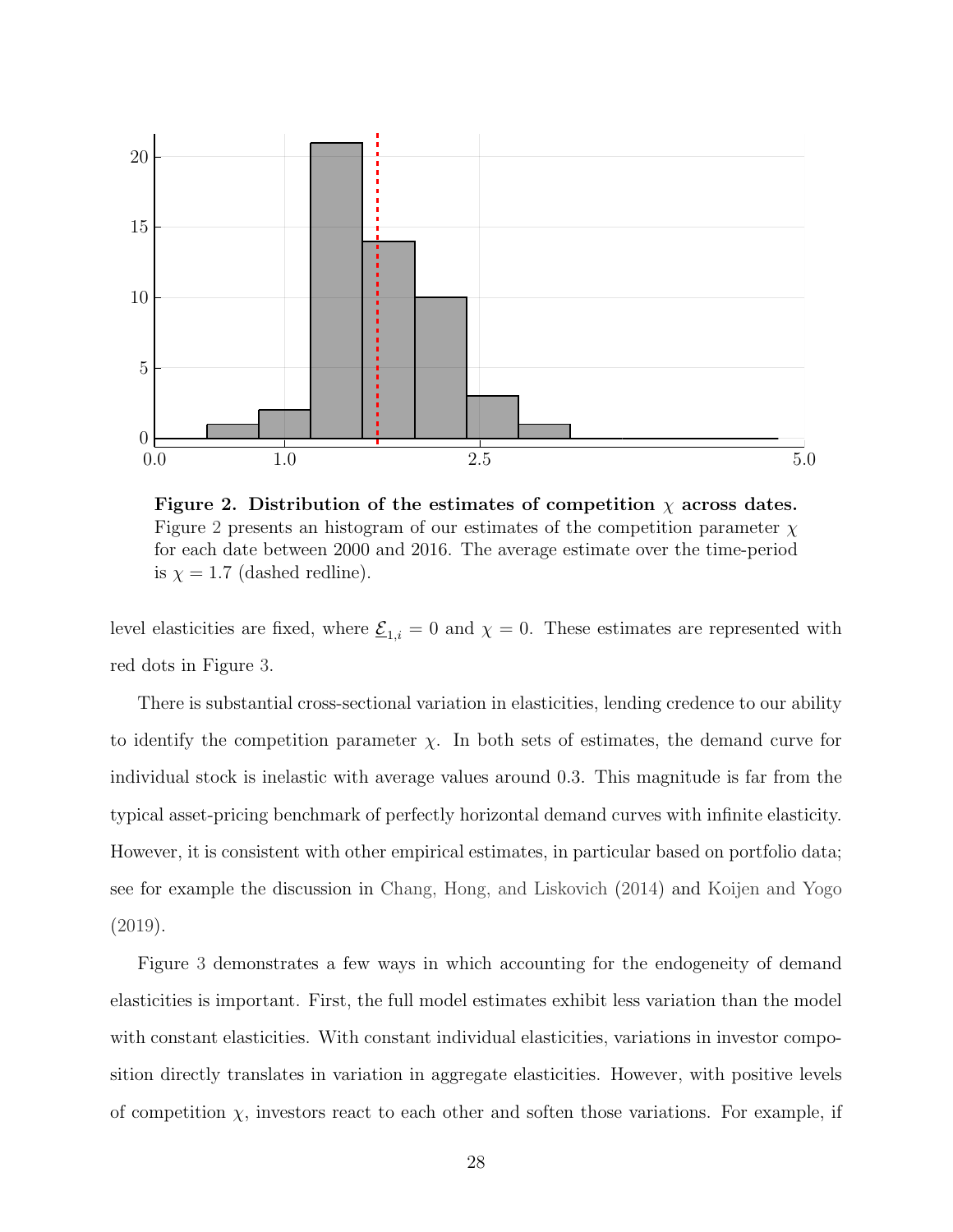**Figure 2. Distribution of the estimates of competition $\chi$ across dates.** Figure 2 presents an histogram of our estimates of the competition parameter $\chi$ for each date between 2000 and 2016. The average estimate over the time-period is $\chi = 1.7$ (dashed redline).

level elasticities are fixed, where $\underline{\mathcal{E}}_{1,i} = 0$ and $\chi = 0$. These estimates are represented with red dots in Figure 3.

There is substantial cross-sectional variation in elasticities, lending credence to our ability to identify the competition parameter $\chi$. In both sets of estimates, the demand curve for individual stock is inelastic with average values around 0.3. This magnitude is far from the typical asset-pricing benchmark of perfectly horizontal demand curves with infinite elasticity. However, it is consistent with other empirical estimates, in particular based on portfolio data; see for example the discussion in Chang, Hong, and Liskovich (2014) and Koijen and Yogo (2019).

Figure 3 demonstrates a few ways in which accounting for the endogeneity of demand elasticities is important. First, the full model estimates exhibit less variation than the model with constant elasticities. With constant individual elasticities, variations in investor composition directly translates in variation in aggregate elasticities. However, with positive levels of competition $\chi$, investors react to each other and soften those variations. For example, if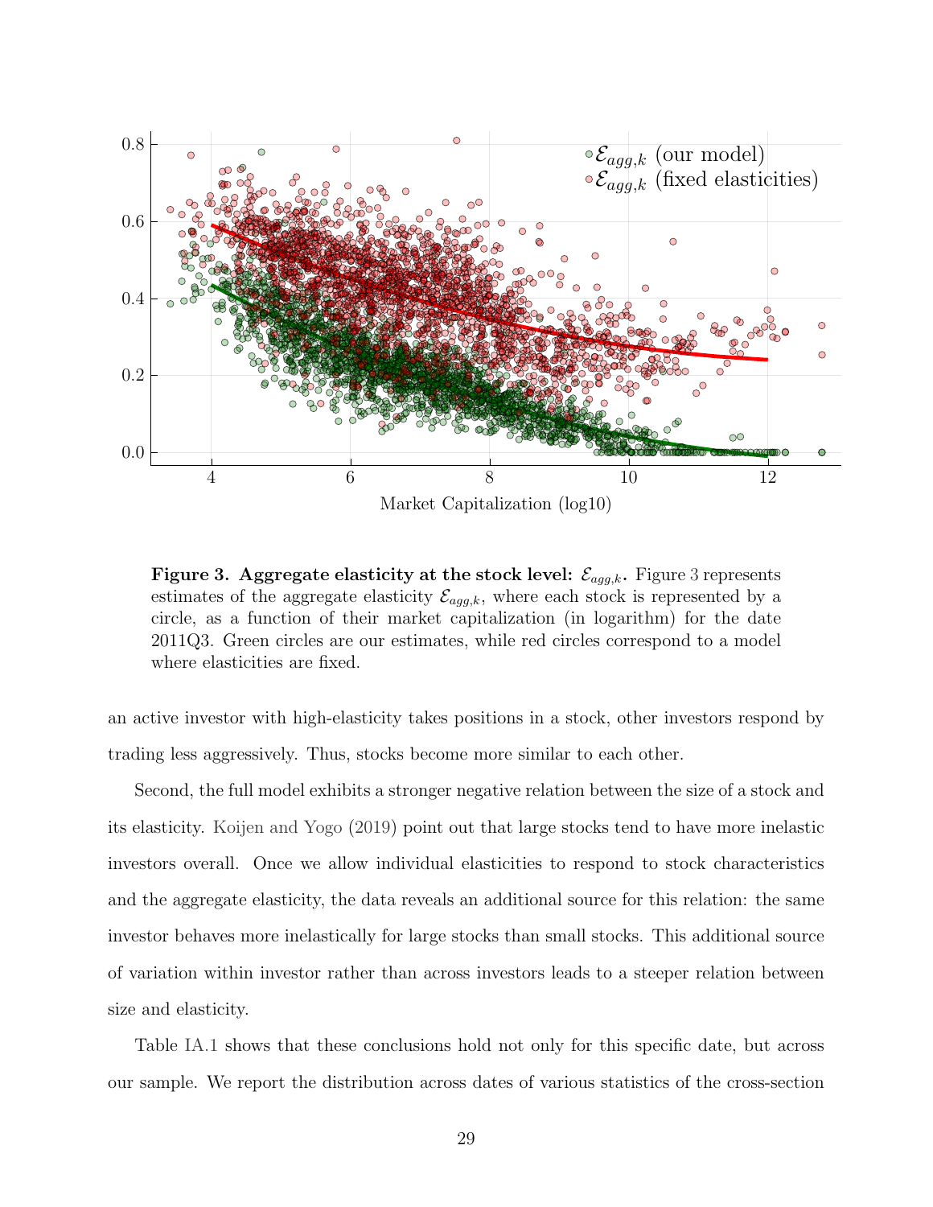**Figure 3. Aggregate elasticity at the stock level: $\mathcal{E}_{agg,k}$.** Figure 3 represents estimates of the aggregate elasticity $\mathcal{E}_{agg,k}$, where each stock is represented by a circle, as a function of their market capitalization (in logarithm) for the date 2011Q3. Green circles are our estimates, while red circles correspond to a model where elasticities are fixed.

an active investor with high-elasticity takes positions in a stock, other investors respond by trading less aggressively. Thus, stocks become more similar to each other.

Second, the full model exhibits a stronger negative relation between the size of a stock and its elasticity. Koijen and Yogo (2019) point out that large stocks tend to have more inelastic investors overall. Once we allow individual elasticities to respond to stock characteristics and the aggregate elasticity, the data reveals an additional source for this relation: the same investor behaves more inelastically for large stocks than small stocks. This additional source of variation within investor rather than across investors leads to a steeper relation between size and elasticity.

Table IA.1 shows that these conclusions hold not only for this specific date, but across our sample. We report the distribution across dates of various statistics of the cross-section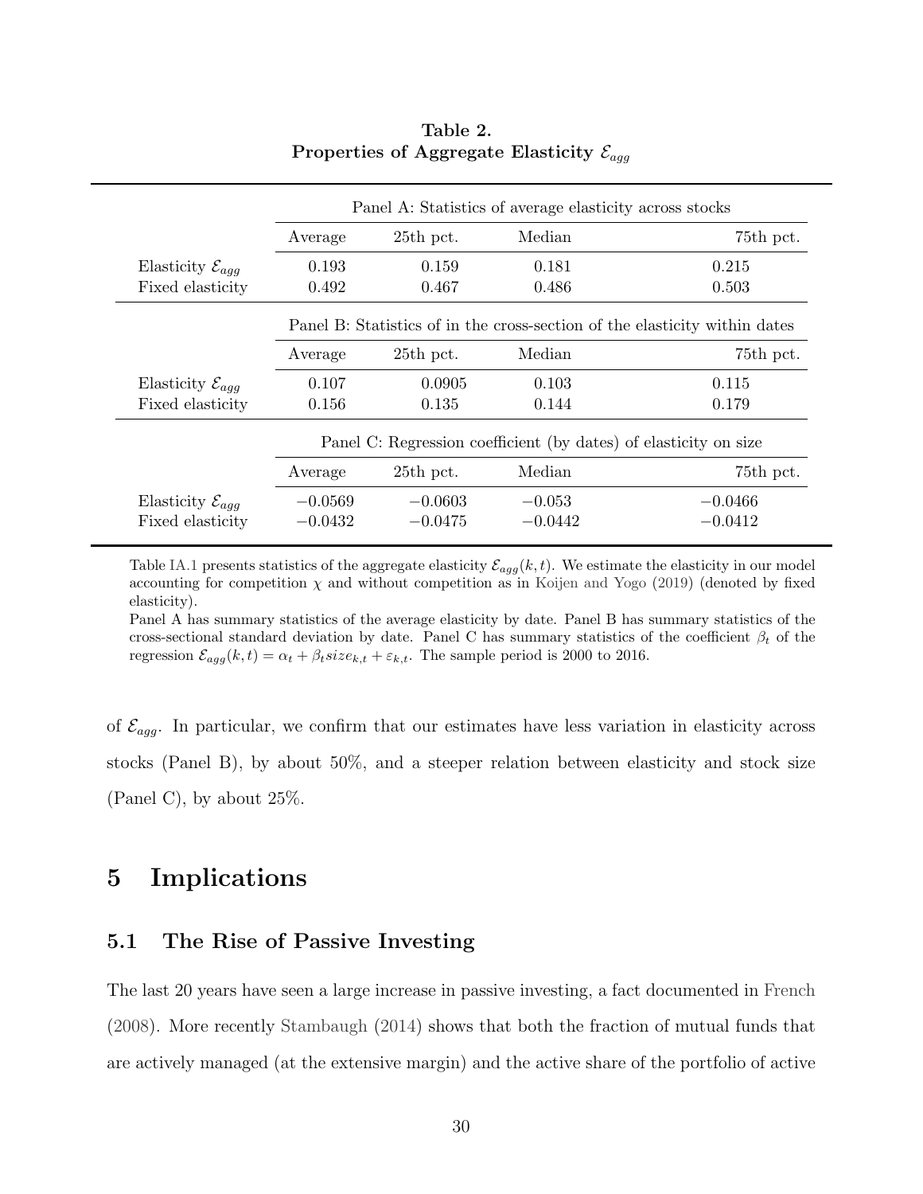**Table 2.**
**Properties of Aggregate Elasticity $\mathcal{E}_{agg}$**

| | Panel A: Statistics of average elasticity across stocks | | | |
|---|---|---|---|---|
| | Average | 25th pct. | Median | 75th pct. |
| Elasticity $\mathcal{E}_{agg}$ | 0.193 | 0.159 | 0.181 | 0.215 |
| Fixed elasticity | 0.492 | 0.467 | 0.486 | 0.503 |
| | Panel B: Statistics of in the cross-section of the elasticity within dates | | | |
| | Average | 25th pct. | Median | 75th pct. |
| Elasticity $\mathcal{E}_{agg}$ | 0.107 | 0.0905 | 0.103 | 0.115 |
| Fixed elasticity | 0.156 | 0.135 | 0.144 | 0.179 |
| | Panel C: Regression coefficient (by dates) of elasticity on size | | | |
| | Average | 25th pct. | Median | 75th pct. |
| Elasticity $\mathcal{E}_{agg}$ | $-0.0569$ | $-0.0603$ | $-0.053$ | $-0.0466$ |
| Fixed elasticity | $-0.0432$ | $-0.0475$ | $-0.0442$ | $-0.0412$ |

Table IA.1 presents statistics of the aggregate elasticity $\mathcal{E}_{agg}(k,t)$. We estimate the elasticity in our model accounting for competition $\chi$ and without competition as in Koijen and Yogo (2019) (denoted by fixed elasticity).
Panel A has summary statistics of the average elasticity by date. Panel B has summary statistics of the cross-sectional standard deviation by date. Panel C has summary statistics of the coefficient $\beta_t$ of the regression $\mathcal{E}_{agg}(k,t) = \alpha_t + \beta_t size_{k,t} + \varepsilon_{k,t}$. The sample period is 2000 to 2016.

of $\mathcal{E}_{agg}$. In particular, we confirm that our estimates have less variation in elasticity across stocks (Panel B), by about 50%, and a steeper relation between elasticity and stock size (Panel C), by about 25%.

# 5 Implications

## 5.1 The Rise of Passive Investing

The last 20 years have seen a large increase in passive investing, a fact documented in French (2008). More recently Stambaugh (2014) shows that both the fraction of mutual funds that are actively managed (at the extensive margin) and the active share of the portfolio of active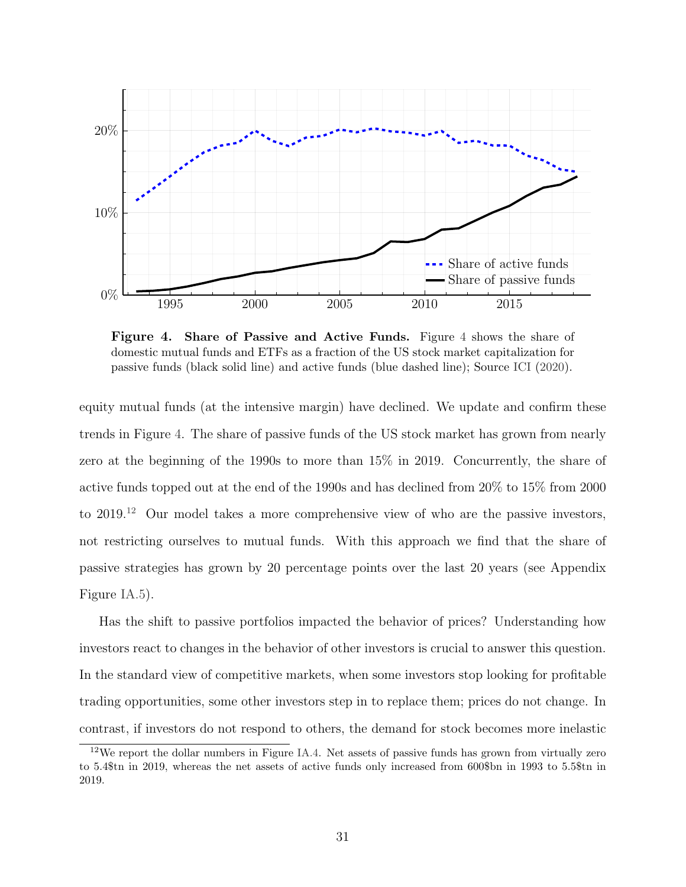**Figure 4. Share of Passive and Active Funds.** Figure 4 shows the share of domestic mutual funds and ETFs as a fraction of the US stock market capitalization for passive funds (black solid line) and active funds (blue dashed line); Source ICI (2020).

equity mutual funds (at the intensive margin) have declined. We update and confirm these trends in Figure 4. The share of passive funds of the US stock market has grown from nearly zero at the beginning of the 1990s to more than 15% in 2019. Concurrently, the share of active funds topped out at the end of the 1990s and has declined from 20% to 15% from 2000 to 2019.[12] Our model takes a more comprehensive view of who are the passive investors, not restricting ourselves to mutual funds. With this approach we find that the share of passive strategies has grown by 20 percentage points over the last 20 years (see Appendix Figure IA.5).

Has the shift to passive portfolios impacted the behavior of prices? Understanding how investors react to changes in the behavior of other investors is crucial to answer this question. In the standard view of competitive markets, when some investors stop looking for profitable trading opportunities, some other investors step in to replace them; prices do not change. In contrast, if investors do not respond to others, the demand for stock becomes more inelastic

[12] We report the dollar numbers in Figure IA.4. Net assets of passive funds has grown from virtually zero to 5.4$tn in 2019, whereas the net assets of active funds only increased from 600$bn in 1993 to 5.5$tn in 2019.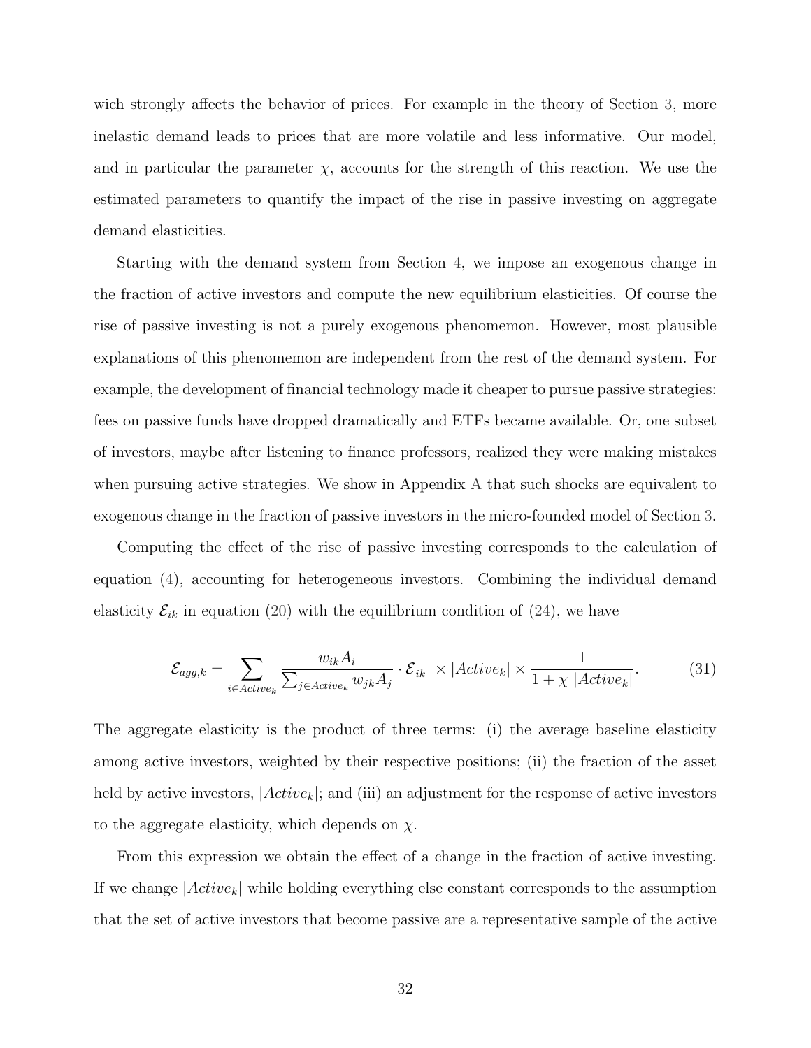wich strongly affects the behavior of prices. For example in the theory of Section 3, more inelastic demand leads to prices that are more volatile and less informative. Our model, and in particular the parameter $\chi$, accounts for the strength of this reaction. We use the estimated parameters to quantify the impact of the rise in passive investing on aggregate demand elasticities.

Starting with the demand system from Section 4, we impose an exogenous change in the fraction of active investors and compute the new equilibrium elasticities. Of course the rise of passive investing is not a purely exogenous phenomemon. However, most plausible explanations of this phenomemon are independent from the rest of the demand system. For example, the development of financial technology made it cheaper to pursue passive strategies: fees on passive funds have dropped dramatically and ETFs became available. Or, one subset of investors, maybe after listening to finance professors, realized they were making mistakes when pursuing active strategies. We show in Appendix A that such shocks are equivalent to exogenous change in the fraction of passive investors in the micro-founded model of Section 3.

Computing the effect of the rise of passive investing corresponds to the calculation of equation (4), accounting for heterogeneous investors. Combining the individual demand elasticity $\mathcal{E}_{ik}$ in equation (20) with the equilibrium condition of (24), we have

$$\mathcal{E}_{agg,k} = \sum_{i \in Active_k} \frac{w_{ik} A_i}{\sum_{j \in Active_k} w_{jk} A_j} \cdot \underline{\mathcal{E}}_{ik} \times |Active_k| \times \frac{1}{1 + \chi \, |Active_k|}. \tag{31}$$

The aggregate elasticity is the product of three terms: (i) the average baseline elasticity among active investors, weighted by their respective positions; (ii) the fraction of the asset held by active investors, $|Active_k|$; and (iii) an adjustment for the response of active investors to the aggregate elasticity, which depends on $\chi$.

From this expression we obtain the effect of a change in the fraction of active investing. If we change $|Active_k|$ while holding everything else constant corresponds to the assumption that the set of active investors that become passive are a representative sample of the active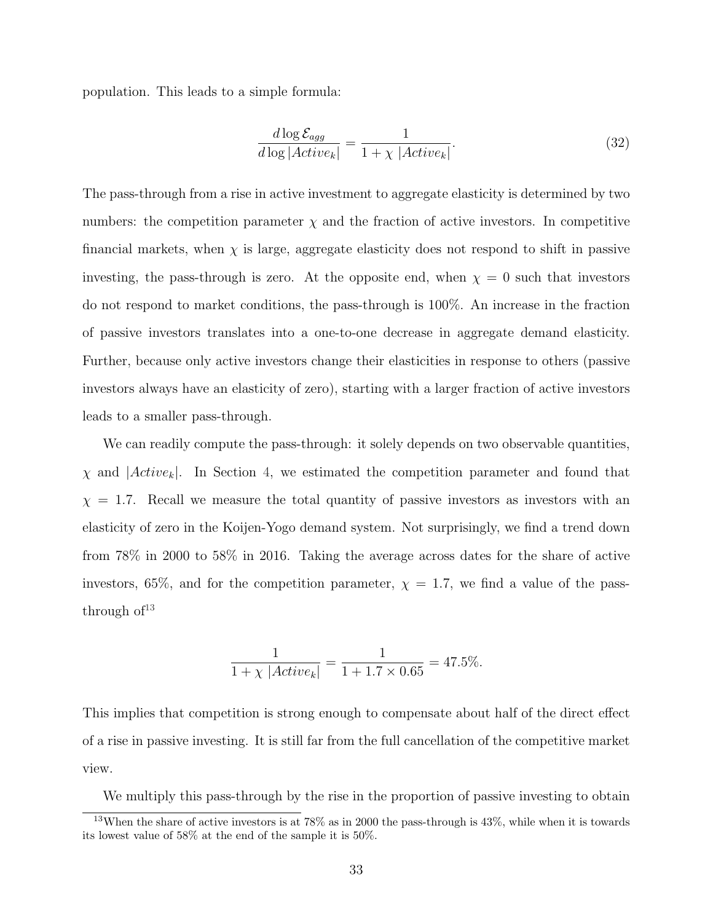population. This leads to a simple formula:

$$\frac{d \log \mathcal{E}_{agg}}{d \log |Active_k|} = \frac{1}{1 + \chi \ |Active_k|}. \tag{32}$$

The pass-through from a rise in active investment to aggregate elasticity is determined by two numbers: the competition parameter $\chi$ and the fraction of active investors. In competitive financial markets, when $\chi$ is large, aggregate elasticity does not respond to shift in passive investing, the pass-through is zero. At the opposite end, when $\chi = 0$ such that investors do not respond to market conditions, the pass-through is 100%. An increase in the fraction of passive investors translates into a one-to-one decrease in aggregate demand elasticity. Further, because only active investors change their elasticities in response to others (passive investors always have an elasticity of zero), starting with a larger fraction of active investors leads to a smaller pass-through.

We can readily compute the pass-through: it solely depends on two observable quantities, $\chi$ and $|Active_k|$. In Section 4, we estimated the competition parameter and found that $\chi = 1.7$. Recall we measure the total quantity of passive investors as investors with an elasticity of zero in the Koijen-Yogo demand system. Not surprisingly, we find a trend down from 78% in 2000 to 58% in 2016. Taking the average across dates for the share of active investors, 65%, and for the competition parameter, $\chi = 1.7$, we find a value of the pass-through of[13]

$$\frac{1}{1 + \chi \ |Active_k|} = \frac{1}{1 + 1.7 \times 0.65} = 47.5\%.$$

This implies that competition is strong enough to compensate about half of the direct effect of a rise in passive investing. It is still far from the full cancellation of the competitive market view.

We multiply this pass-through by the rise in the proportion of passive investing to obtain

[13] When the share of active investors is at 78% as in 2000 the pass-through is 43%, while when it is towards its lowest value of 58% at the end of the sample it is 50%.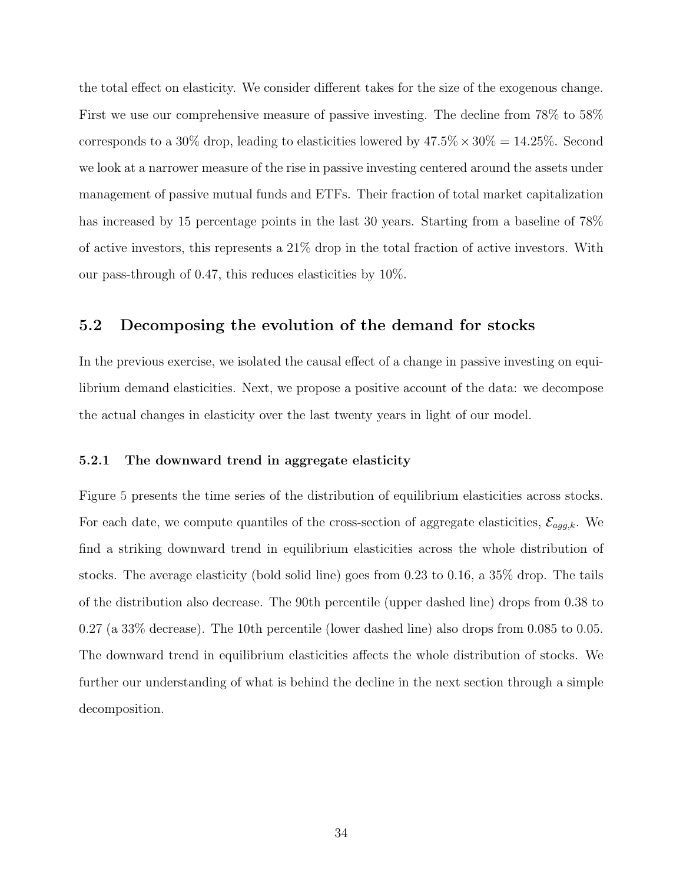the total effect on elasticity. We consider different takes for the size of the exogenous change. First we use our comprehensive measure of passive investing. The decline from 78% to 58% corresponds to a 30% drop, leading to elasticities lowered by $47.5\% \times 30\% = 14.25\%$. Second we look at a narrower measure of the rise in passive investing centered around the assets under management of passive mutual funds and ETFs. Their fraction of total market capitalization has increased by 15 percentage points in the last 30 years. Starting from a baseline of 78% of active investors, this represents a 21% drop in the total fraction of active investors. With our pass-through of 0.47, this reduces elasticities by 10%.

## 5.2 Decomposing the evolution of the demand for stocks

In the previous exercise, we isolated the causal effect of a change in passive investing on equilibrium demand elasticities. Next, we propose a positive account of the data: we decompose the actual changes in elasticity over the last twenty years in light of our model.

### 5.2.1 The downward trend in aggregate elasticity

Figure 5 presents the time series of the distribution of equilibrium elasticities across stocks. For each date, we compute quantiles of the cross-section of aggregate elasticities, $\mathcal{E}_{agg,k}$. We find a striking downward trend in equilibrium elasticities across the whole distribution of stocks. The average elasticity (bold solid line) goes from 0.23 to 0.16, a 35% drop. The tails of the distribution also decrease. The 90th percentile (upper dashed line) drops from 0.38 to 0.27 (a 33% decrease). The 10th percentile (lower dashed line) also drops from 0.085 to 0.05. The downward trend in equilibrium elasticities affects the whole distribution of stocks. We further our understanding of what is behind the decline in the next section through a simple decomposition.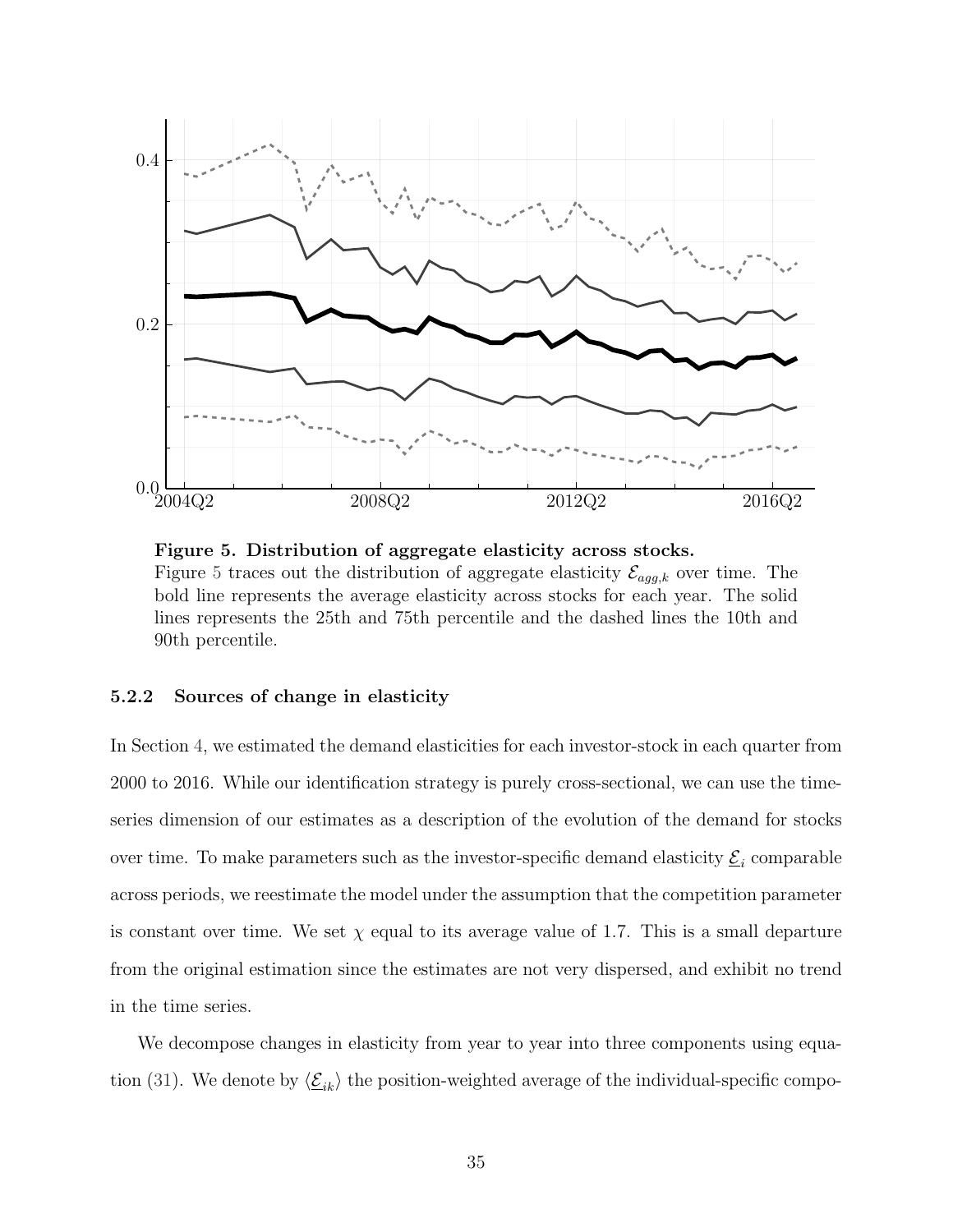**Figure 5. Distribution of aggregate elasticity across stocks.**
Figure 5 traces out the distribution of aggregate elasticity $\mathcal{E}_{agg,k}$ over time. The bold line represents the average elasticity across stocks for each year. The solid lines represents the 25th and 75th percentile and the dashed lines the 10th and 90th percentile.

#### 5.2.2 Sources of change in elasticity

In Section 4, we estimated the demand elasticities for each investor-stock in each quarter from 2000 to 2016. While our identification strategy is purely cross-sectional, we can use the time-series dimension of our estimates as a description of the evolution of the demand for stocks over time. To make parameters such as the investor-specific demand elasticity $\underline{\mathcal{E}}_i$ comparable across periods, we reestimate the model under the assumption that the competition parameter is constant over time. We set $\chi$ equal to its average value of 1.7. This is a small departure from the original estimation since the estimates are not very dispersed, and exhibit no trend in the time series.

We decompose changes in elasticity from year to year into three components using equation (31). We denote by $\langle \underline{\mathcal{E}}_{ik} \rangle$ the position-weighted average of the individual-specific compo-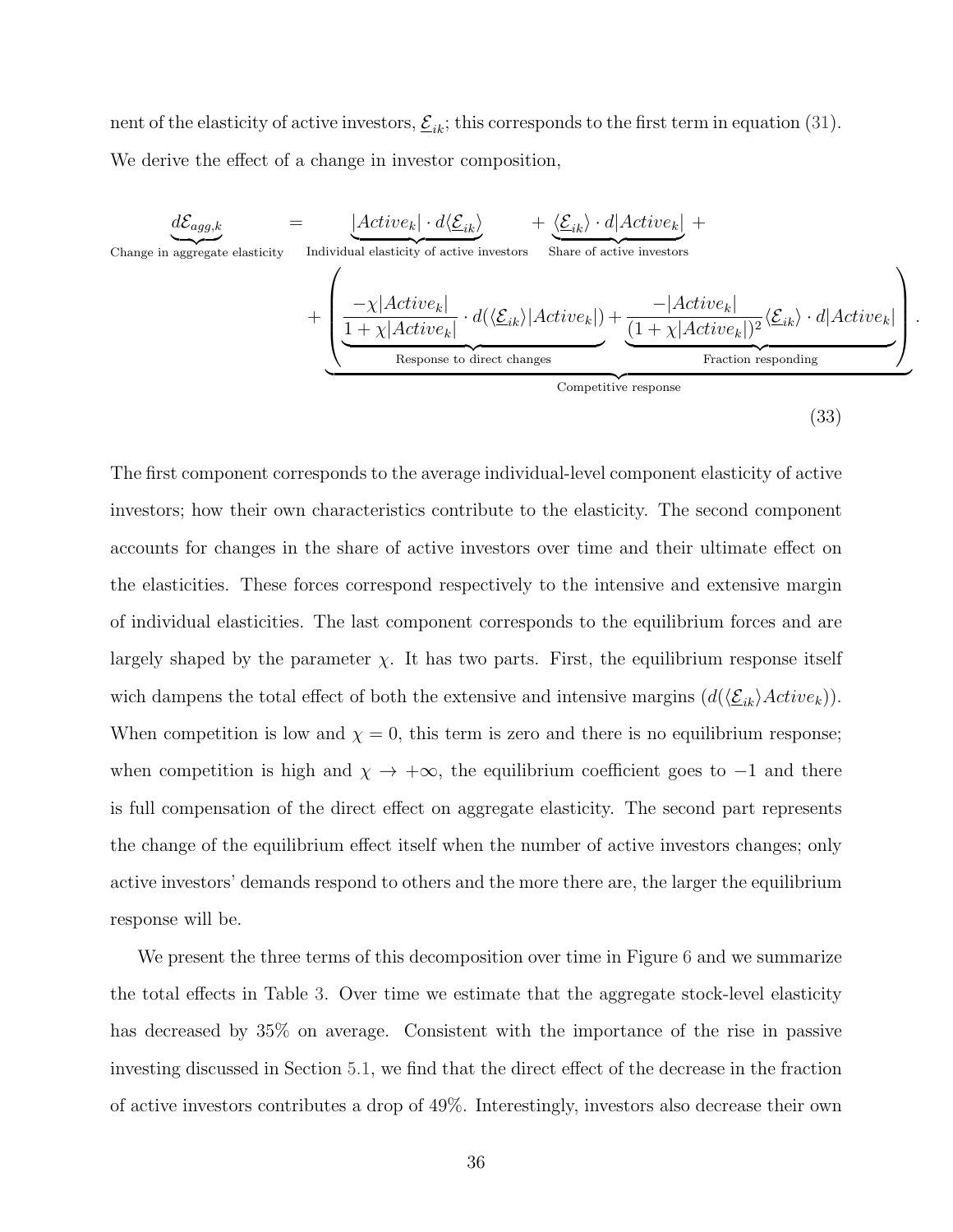nent of the elasticity of active investors, $\underline{\mathcal{E}}_{ik}$; this corresponds to the first term in equation (31). We derive the effect of a change in investor composition,

$$
\underbrace{d\mathcal{E}_{agg,k}}_{\text{Change in aggregate elasticity}} = \underbrace{|Active_k| \cdot d\langle \underline{\mathcal{E}}_{ik} \rangle}_{\text{Individual elasticity of active investors}} + \underbrace{\langle \underline{\mathcal{E}}_{ik} \rangle \cdot d|Active_k|}_{\text{Share of active investors}} + \\
+ \underbrace{\left( \underbrace{\frac{-\chi |Active_k|}{1+\chi|Active_k|} \cdot d(\langle \underline{\mathcal{E}}_{ik} \rangle |Active_k|)}_{\text{Response to direct changes}} + \underbrace{\frac{-|Active_k|}{(1+\chi|Active_k|)^2} \langle \underline{\mathcal{E}}_{ik} \rangle \cdot d|Active_k|}_{\text{Fraction responding}} \right)}_{\text{Competitive response}}. \tag{33}
$$

The first component corresponds to the average individual-level component elasticity of active investors; how their own characteristics contribute to the elasticity. The second component accounts for changes in the share of active investors over time and their ultimate effect on the elasticities. These forces correspond respectively to the intensive and extensive margin of individual elasticities. The last component corresponds to the equilibrium forces and are largely shaped by the parameter $\chi$. It has two parts. First, the equilibrium response itself wich dampens the total effect of both the extensive and intensive margins ($d(\langle \underline{\mathcal{E}}_{ik} \rangle Active_k)$). When competition is low and $\chi = 0$, this term is zero and there is no equilibrium response; when competition is high and $\chi \to +\infty$, the equilibrium coefficient goes to $-1$ and there is full compensation of the direct effect on aggregate elasticity. The second part represents the change of the equilibrium effect itself when the number of active investors changes; only active investors' demands respond to others and the more there are, the larger the equilibrium response will be.

We present the three terms of this decomposition over time in Figure 6 and we summarize the total effects in Table 3. Over time we estimate that the aggregate stock-level elasticity has decreased by 35% on average. Consistent with the importance of the rise in passive investing discussed in Section 5.1, we find that the direct effect of the decrease in the fraction of active investors contributes a drop of 49%. Interestingly, investors also decrease their own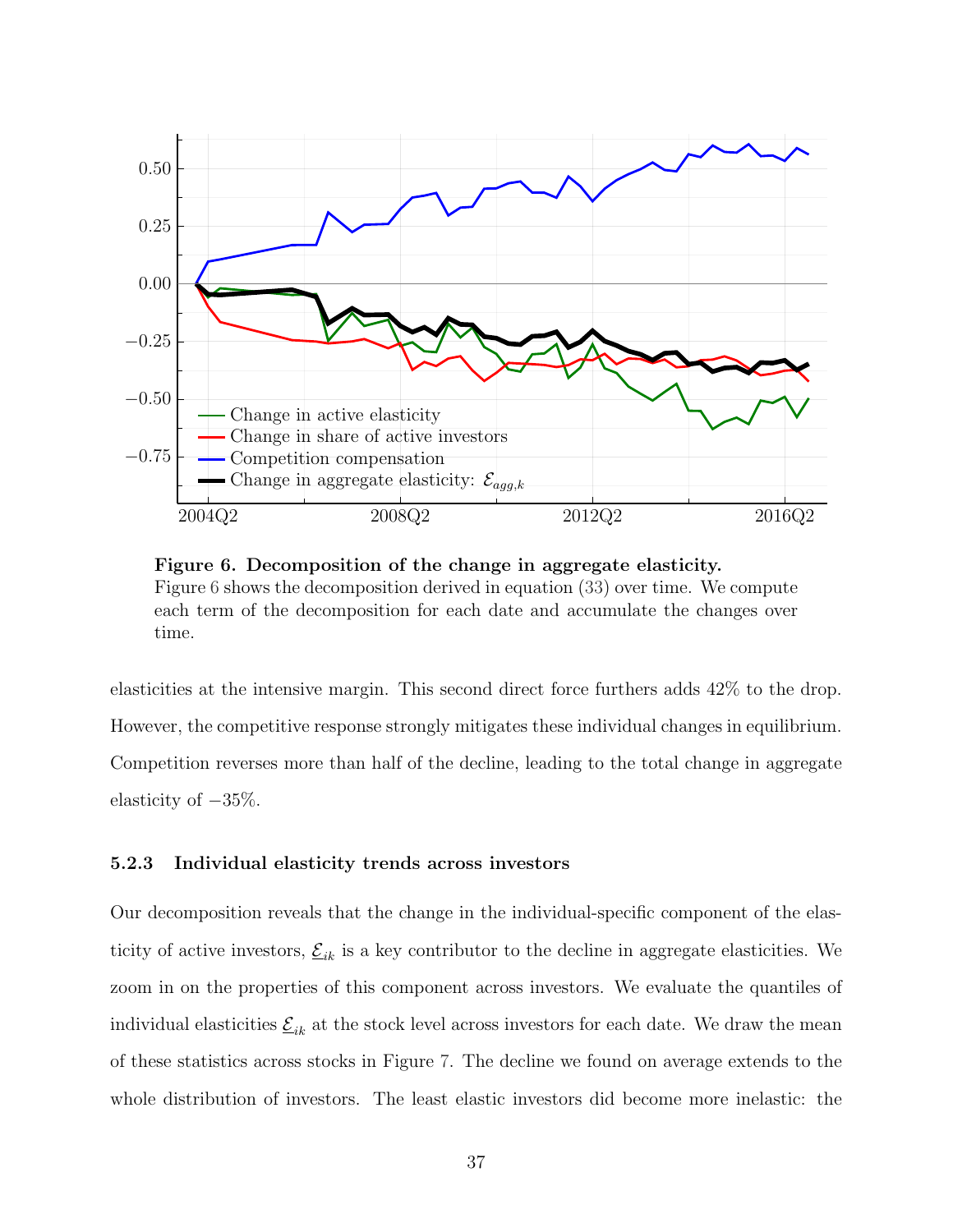**Figure 6. Decomposition of the change in aggregate elasticity.**
Figure 6 shows the decomposition derived in equation (33) over time. We compute each term of the decomposition for each date and accumulate the changes over time.

elasticities at the intensive margin. This second direct force furthers adds 42% to the drop. However, the competitive response strongly mitigates these individual changes in equilibrium. Competition reverses more than half of the decline, leading to the total change in aggregate elasticity of −35%.

### 5.2.3 Individual elasticity trends across investors

Our decomposition reveals that the change in the individual-specific component of the elasticity of active investors, $\underline{\mathcal{E}}_{ik}$ is a key contributor to the decline in aggregate elasticities. We zoom in on the properties of this component across investors. We evaluate the quantiles of individual elasticities $\underline{\mathcal{E}}_{ik}$ at the stock level across investors for each date. We draw the mean of these statistics across stocks in Figure 7. The decline we found on average extends to the whole distribution of investors. The least elastic investors did become more inelastic: the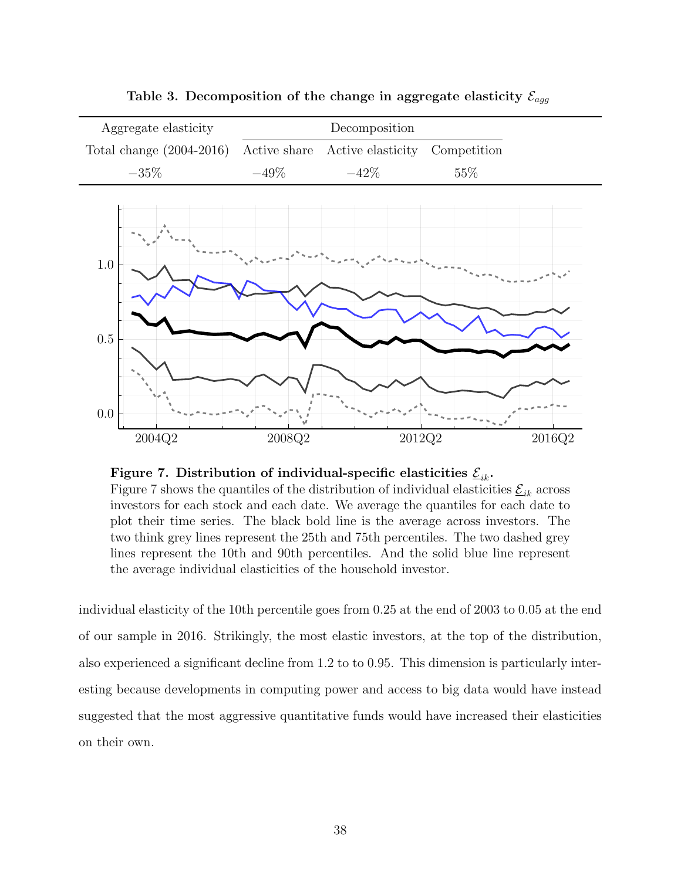**Table 3. Decomposition of the change in aggregate elasticity $\mathcal{E}_{agg}$**

| Aggregate elasticity | Decomposition | | |
|---|---|---|---|
| Total change (2004-2016) | Active share | Active elasticity | Competition |
| $-35\%$ | $-49\%$ | $-42\%$ | 55% |

**Figure 7. Distribution of individual-specific elasticities $\underline{\mathcal{E}}_{ik}$.**
Figure 7 shows the quantiles of the distribution of individual elasticities $\underline{\mathcal{E}}_{ik}$ across investors for each stock and each date. We average the quantiles for each date to plot their time series. The black bold line is the average across investors. The two think grey lines represent the 25th and 75th percentiles. The two dashed grey lines represent the 10th and 90th percentiles. And the solid blue line represent the average individual elasticities of the household investor.

individual elasticity of the 10th percentile goes from 0.25 at the end of 2003 to 0.05 at the end of our sample in 2016. Strikingly, the most elastic investors, at the top of the distribution, also experienced a significant decline from 1.2 to to 0.95. This dimension is particularly interesting because developments in computing power and access to big data would have instead suggested that the most aggressive quantitative funds would have increased their elasticities on their own.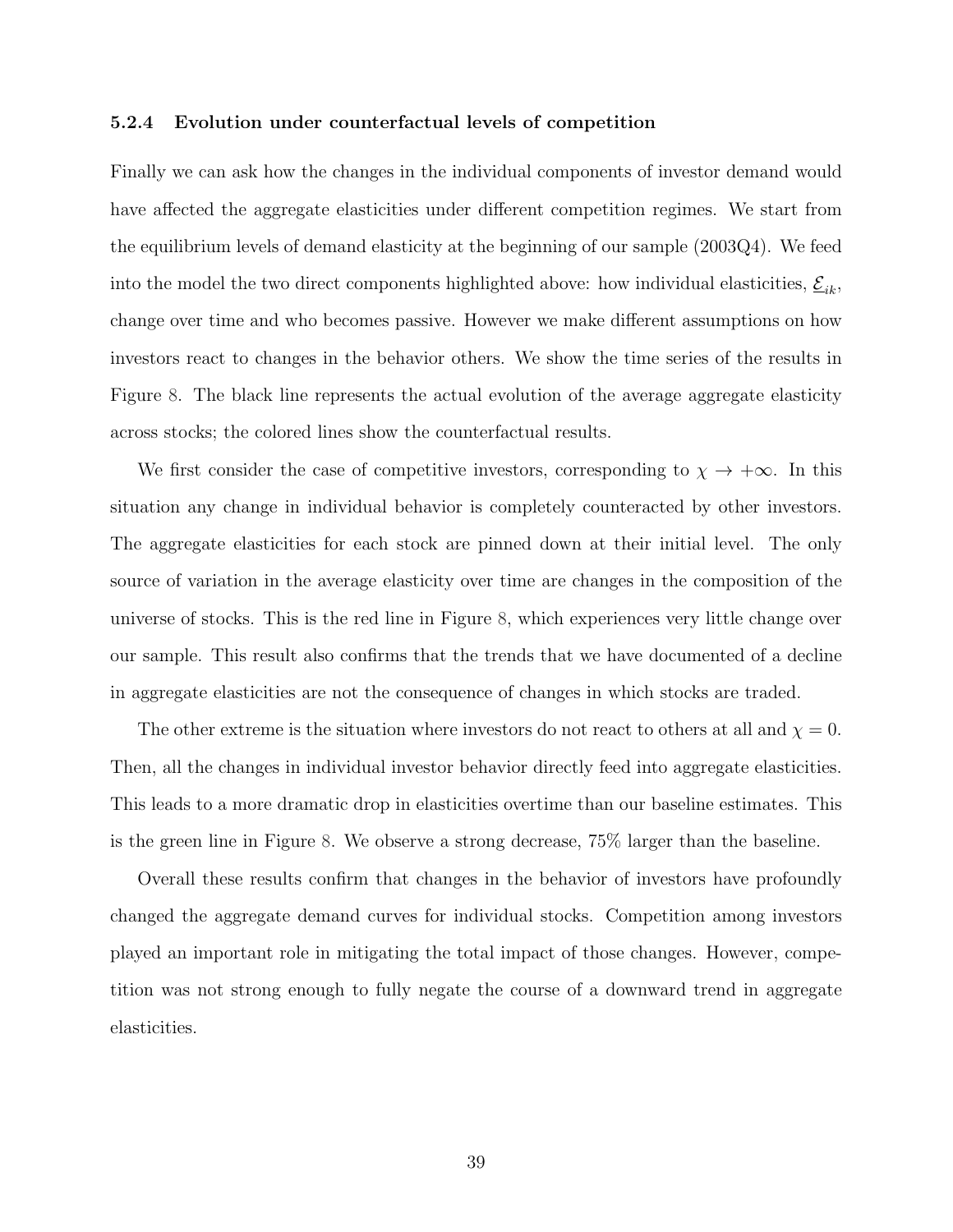#### 5.2.4 Evolution under counterfactual levels of competition

Finally we can ask how the changes in the individual components of investor demand would have affected the aggregate elasticities under different competition regimes. We start from the equilibrium levels of demand elasticity at the beginning of our sample (2003Q4). We feed into the model the two direct components highlighted above: how individual elasticities, $\underline{\mathcal{E}}_{ik}$, change over time and who becomes passive. However we make different assumptions on how investors react to changes in the behavior others. We show the time series of the results in Figure 8. The black line represents the actual evolution of the average aggregate elasticity across stocks; the colored lines show the counterfactual results.

We first consider the case of competitive investors, corresponding to $\chi \to +\infty$. In this situation any change in individual behavior is completely counteracted by other investors. The aggregate elasticities for each stock are pinned down at their initial level. The only source of variation in the average elasticity over time are changes in the composition of the universe of stocks. This is the red line in Figure 8, which experiences very little change over our sample. This result also confirms that the trends that we have documented of a decline in aggregate elasticities are not the consequence of changes in which stocks are traded.

The other extreme is the situation where investors do not react to others at all and $\chi = 0$. Then, all the changes in individual investor behavior directly feed into aggregate elasticities. This leads to a more dramatic drop in elasticities overtime than our baseline estimates. This is the green line in Figure 8. We observe a strong decrease, 75% larger than the baseline.

Overall these results confirm that changes in the behavior of investors have profoundly changed the aggregate demand curves for individual stocks. Competition among investors played an important role in mitigating the total impact of those changes. However, competition was not strong enough to fully negate the course of a downward trend in aggregate elasticities.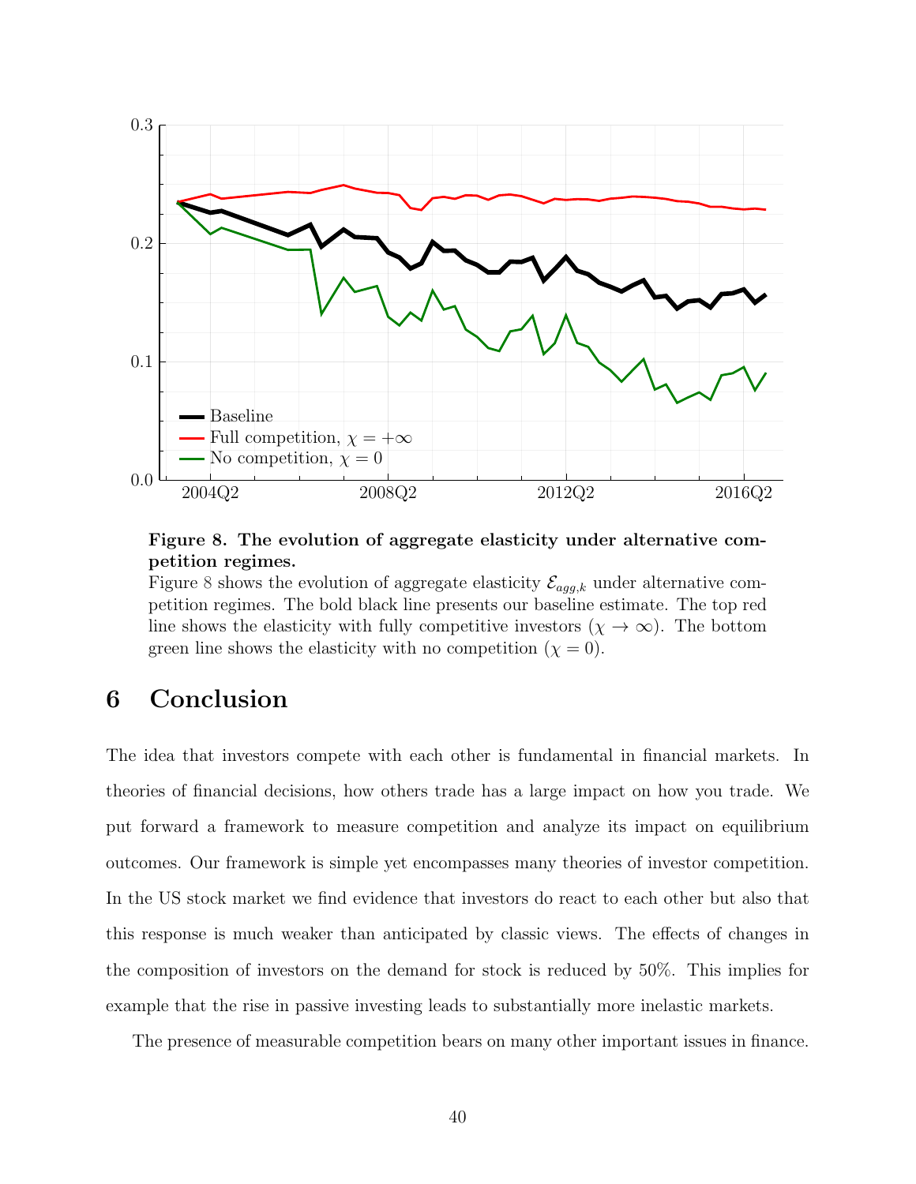**Figure 8. The evolution of aggregate elasticity under alternative competition regimes.**
Figure 8 shows the evolution of aggregate elasticity $\mathcal{E}_{agg,k}$ under alternative competition regimes. The bold black line presents our baseline estimate. The top red line shows the elasticity with fully competitive investors ($\chi \to \infty$). The bottom green line shows the elasticity with no competition ($\chi = 0$).

# 6 Conclusion

The idea that investors compete with each other is fundamental in financial markets. In theories of financial decisions, how others trade has a large impact on how you trade. We put forward a framework to measure competition and analyze its impact on equilibrium outcomes. Our framework is simple yet encompasses many theories of investor competition. In the US stock market we find evidence that investors do react to each other but also that this response is much weaker than anticipated by classic views. The effects of changes in the composition of investors on the demand for stock is reduced by 50%. This implies for example that the rise in passive investing leads to substantially more inelastic markets.

The presence of measurable competition bears on many other important issues in finance.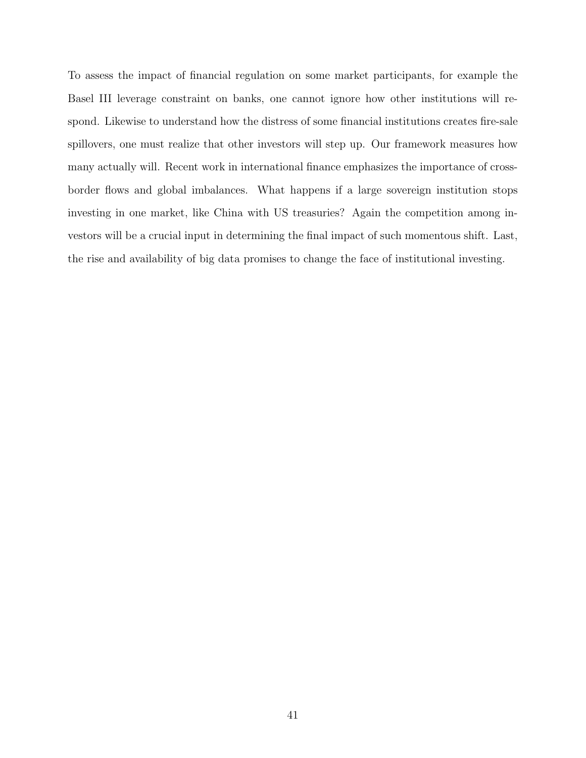To assess the impact of financial regulation on some market participants, for example the Basel III leverage constraint on banks, one cannot ignore how other institutions will respond. Likewise to understand how the distress of some financial institutions creates fire-sale spillovers, one must realize that other investors will step up. Our framework measures how many actually will. Recent work in international finance emphasizes the importance of cross-border flows and global imbalances. What happens if a large sovereign institution stops investing in one market, like China with US treasuries? Again the competition among investors will be a crucial input in determining the final impact of such momentous shift. Last, the rise and availability of big data promises to change the face of institutional investing.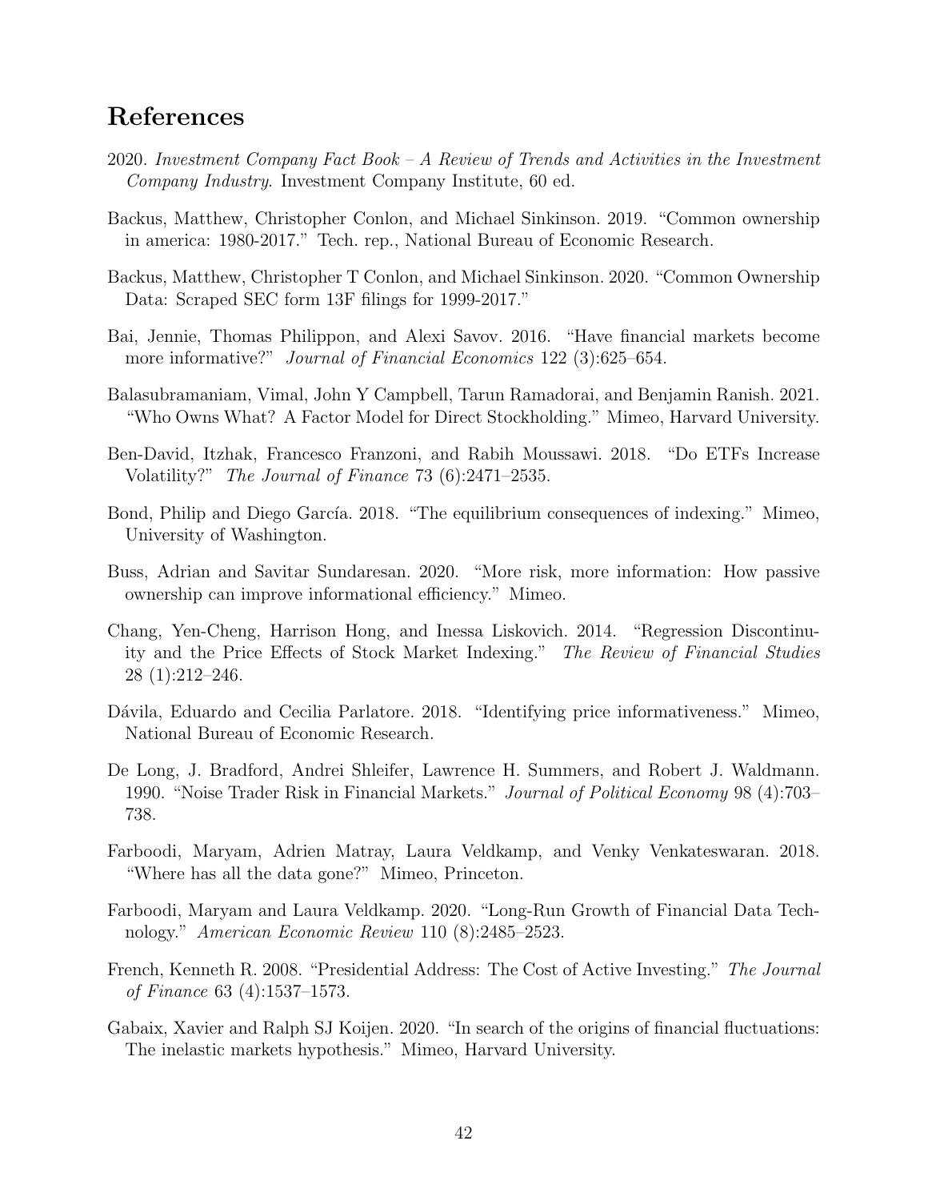## References

2020. *Investment Company Fact Book – A Review of Trends and Activities in the Investment Company Industry*. Investment Company Institute, 60 ed.

Backus, Matthew, Christopher Conlon, and Michael Sinkinson. 2019. "Common ownership in america: 1980-2017." Tech. rep., National Bureau of Economic Research.

Backus, Matthew, Christopher T Conlon, and Michael Sinkinson. 2020. "Common Ownership Data: Scraped SEC form 13F filings for 1999-2017."

Bai, Jennie, Thomas Philippon, and Alexi Savov. 2016. "Have financial markets become more informative?" *Journal of Financial Economics* 122 (3):625–654.

Balasubramaniam, Vimal, John Y Campbell, Tarun Ramadorai, and Benjamin Ranish. 2021. "Who Owns What? A Factor Model for Direct Stockholding." Mimeo, Harvard University.

Ben-David, Itzhak, Francesco Franzoni, and Rabih Moussawi. 2018. "Do ETFs Increase Volatility?" *The Journal of Finance* 73 (6):2471–2535.

Bond, Philip and Diego García. 2018. "The equilibrium consequences of indexing." Mimeo, University of Washington.

Buss, Adrian and Savitar Sundaresan. 2020. "More risk, more information: How passive ownership can improve informational efficiency." Mimeo.

Chang, Yen-Cheng, Harrison Hong, and Inessa Liskovich. 2014. "Regression Discontinuity and the Price Effects of Stock Market Indexing." *The Review of Financial Studies* 28 (1):212–246.

Dávila, Eduardo and Cecilia Parlatore. 2018. "Identifying price informativeness." Mimeo, National Bureau of Economic Research.

De Long, J. Bradford, Andrei Shleifer, Lawrence H. Summers, and Robert J. Waldmann. 1990. "Noise Trader Risk in Financial Markets." *Journal of Political Economy* 98 (4):703–738.

Farboodi, Maryam, Adrien Matray, Laura Veldkamp, and Venky Venkateswaran. 2018. "Where has all the data gone?" Mimeo, Princeton.

Farboodi, Maryam and Laura Veldkamp. 2020. "Long-Run Growth of Financial Data Technology." *American Economic Review* 110 (8):2485–2523.

French, Kenneth R. 2008. "Presidential Address: The Cost of Active Investing." *The Journal of Finance* 63 (4):1537–1573.

Gabaix, Xavier and Ralph SJ Koijen. 2020. "In search of the origins of financial fluctuations: The inelastic markets hypothesis." Mimeo, Harvard University.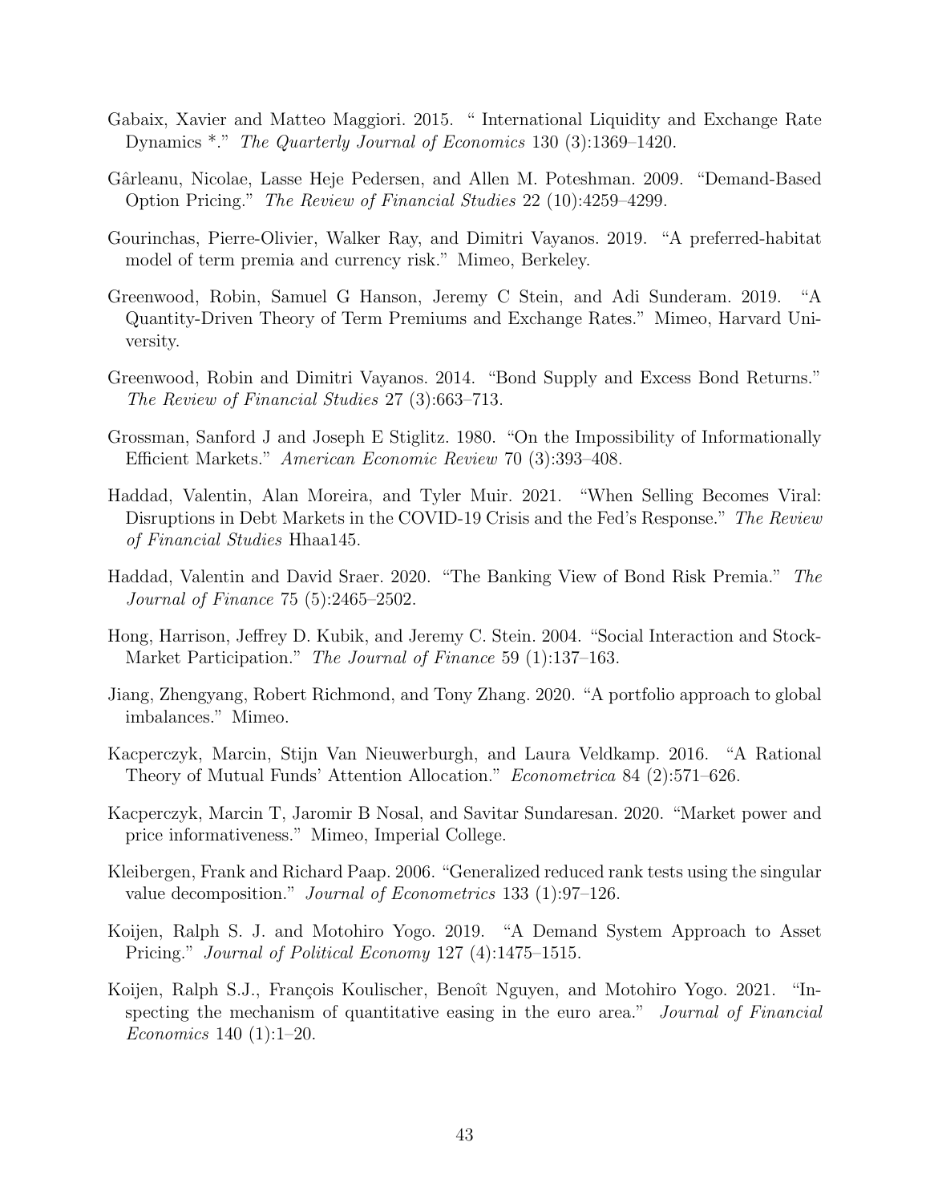Gabaix, Xavier and Matteo Maggiori. 2015. " International Liquidity and Exchange Rate Dynamics *." *The Quarterly Journal of Economics* 130 (3):1369–1420.

Gârleanu, Nicolae, Lasse Heje Pedersen, and Allen M. Poteshman. 2009. "Demand-Based Option Pricing." *The Review of Financial Studies* 22 (10):4259–4299.

Gourinchas, Pierre-Olivier, Walker Ray, and Dimitri Vayanos. 2019. "A preferred-habitat model of term premia and currency risk." Mimeo, Berkeley.

Greenwood, Robin, Samuel G Hanson, Jeremy C Stein, and Adi Sunderam. 2019. "A Quantity-Driven Theory of Term Premiums and Exchange Rates." Mimeo, Harvard University.

Greenwood, Robin and Dimitri Vayanos. 2014. "Bond Supply and Excess Bond Returns." *The Review of Financial Studies* 27 (3):663–713.

Grossman, Sanford J and Joseph E Stiglitz. 1980. "On the Impossibility of Informationally Efficient Markets." *American Economic Review* 70 (3):393–408.

Haddad, Valentin, Alan Moreira, and Tyler Muir. 2021. "When Selling Becomes Viral: Disruptions in Debt Markets in the COVID-19 Crisis and the Fed's Response." *The Review of Financial Studies* Hhaa145.

Haddad, Valentin and David Sraer. 2020. "The Banking View of Bond Risk Premia." *The Journal of Finance* 75 (5):2465–2502.

Hong, Harrison, Jeffrey D. Kubik, and Jeremy C. Stein. 2004. "Social Interaction and Stock-Market Participation." *The Journal of Finance* 59 (1):137–163.

Jiang, Zhengyang, Robert Richmond, and Tony Zhang. 2020. "A portfolio approach to global imbalances." Mimeo.

Kacperczyk, Marcin, Stijn Van Nieuwerburgh, and Laura Veldkamp. 2016. "A Rational Theory of Mutual Funds' Attention Allocation." *Econometrica* 84 (2):571–626.

Kacperczyk, Marcin T, Jaromir B Nosal, and Savitar Sundaresan. 2020. "Market power and price informativeness." Mimeo, Imperial College.

Kleibergen, Frank and Richard Paap. 2006. "Generalized reduced rank tests using the singular value decomposition." *Journal of Econometrics* 133 (1):97–126.

Koijen, Ralph S. J. and Motohiro Yogo. 2019. "A Demand System Approach to Asset Pricing." *Journal of Political Economy* 127 (4):1475–1515.

Koijen, Ralph S.J., François Koulischer, Benoît Nguyen, and Motohiro Yogo. 2021. "Inspecting the mechanism of quantitative easing in the euro area." *Journal of Financial Economics* 140 (1):1–20.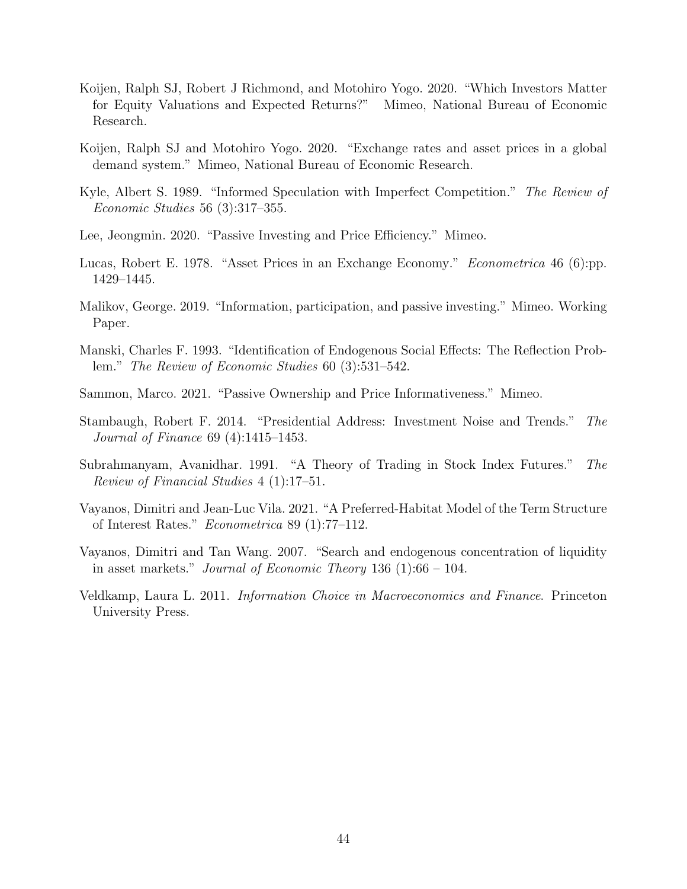Koijen, Ralph SJ, Robert J Richmond, and Motohiro Yogo. 2020. "Which Investors Matter for Equity Valuations and Expected Returns?" Mimeo, National Bureau of Economic Research.

Koijen, Ralph SJ and Motohiro Yogo. 2020. "Exchange rates and asset prices in a global demand system." Mimeo, National Bureau of Economic Research.

Kyle, Albert S. 1989. "Informed Speculation with Imperfect Competition." *The Review of Economic Studies* 56 (3):317–355.

Lee, Jeongmin. 2020. "Passive Investing and Price Efficiency." Mimeo.

Lucas, Robert E. 1978. "Asset Prices in an Exchange Economy." *Econometrica* 46 (6):pp. 1429–1445.

Malikov, George. 2019. "Information, participation, and passive investing." Mimeo. Working Paper.

Manski, Charles F. 1993. "Identification of Endogenous Social Effects: The Reflection Problem." *The Review of Economic Studies* 60 (3):531–542.

Sammon, Marco. 2021. "Passive Ownership and Price Informativeness." Mimeo.

Stambaugh, Robert F. 2014. "Presidential Address: Investment Noise and Trends." *The Journal of Finance* 69 (4):1415–1453.

Subrahmanyam, Avanidhar. 1991. "A Theory of Trading in Stock Index Futures." *The Review of Financial Studies* 4 (1):17–51.

Vayanos, Dimitri and Jean-Luc Vila. 2021. "A Preferred-Habitat Model of the Term Structure of Interest Rates." *Econometrica* 89 (1):77–112.

Vayanos, Dimitri and Tan Wang. 2007. "Search and endogenous concentration of liquidity in asset markets." *Journal of Economic Theory* 136 (1):66 – 104.

Veldkamp, Laura L. 2011. *Information Choice in Macroeconomics and Finance*. Princeton University Press.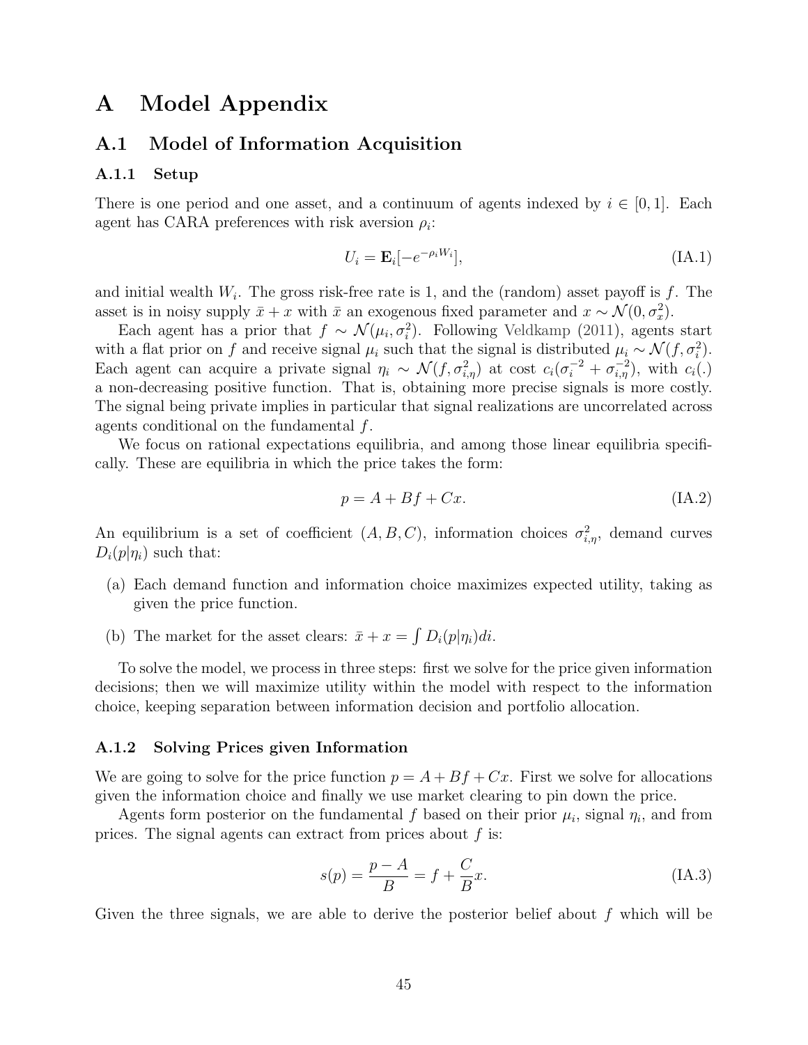# A Model Appendix

## A.1 Model of Information Acquisition

### A.1.1 Setup

There is one period and one asset, and a continuum of agents indexed by $i \in [0, 1]$. Each agent has CARA preferences with risk aversion $\rho_i$:

$$U_i = \mathbf{E}_i[-e^{-\rho_i W_i}], \tag{IA.1}$$

and initial wealth $W_i$. The gross risk-free rate is 1, and the (random) asset payoff is $f$. The asset is in noisy supply $\bar{x} + x$ with $\bar{x}$ an exogenous fixed parameter and $x \sim \mathcal{N}(0, \sigma_x^2)$.

Each agent has a prior that $f \sim \mathcal{N}(\mu_i, \sigma_i^2)$. Following Veldkamp (2011), agents start with a flat prior on $f$ and receive signal $\mu_i$ such that the signal is distributed $\mu_i \sim \mathcal{N}(f, \sigma_i^2)$. Each agent can acquire a private signal $\eta_i \sim \mathcal{N}(f, \sigma_{i,\eta}^2)$ at cost $c_i(\sigma_i^{-2} + \sigma_{i,\eta}^{-2})$, with $c_i(.)$ a non-decreasing positive function. That is, obtaining more precise signals is more costly. The signal being private implies in particular that signal realizations are uncorrelated across agents conditional on the fundamental $f$.

We focus on rational expectations equilibria, and among those linear equilibria specifically. These are equilibria in which the price takes the form:

$$p = A + Bf + Cx. \tag{IA.2}$$

An equilibrium is a set of coefficient $(A, B, C)$, information choices $\sigma_{i,\eta}^2$, demand curves $D_i(p|\eta_i)$ such that:

(a) Each demand function and information choice maximizes expected utility, taking as given the price function.

(b) The market for the asset clears: $\bar{x} + x = \int D_i(p|\eta_i)di$.

To solve the model, we process in three steps: first we solve for the price given information decisions; then we will maximize utility within the model with respect to the information choice, keeping separation between information decision and portfolio allocation.

### A.1.2 Solving Prices given Information

We are going to solve for the price function $p = A + Bf + Cx$. First we solve for allocations given the information choice and finally we use market clearing to pin down the price.

Agents form posterior on the fundamental $f$ based on their prior $\mu_i$, signal $\eta_i$, and from prices. The signal agents can extract from prices about $f$ is:

$$s(p) = \frac{p - A}{B} = f + \frac{C}{B}x. \tag{IA.3}$$

Given the three signals, we are able to derive the posterior belief about $f$ which will be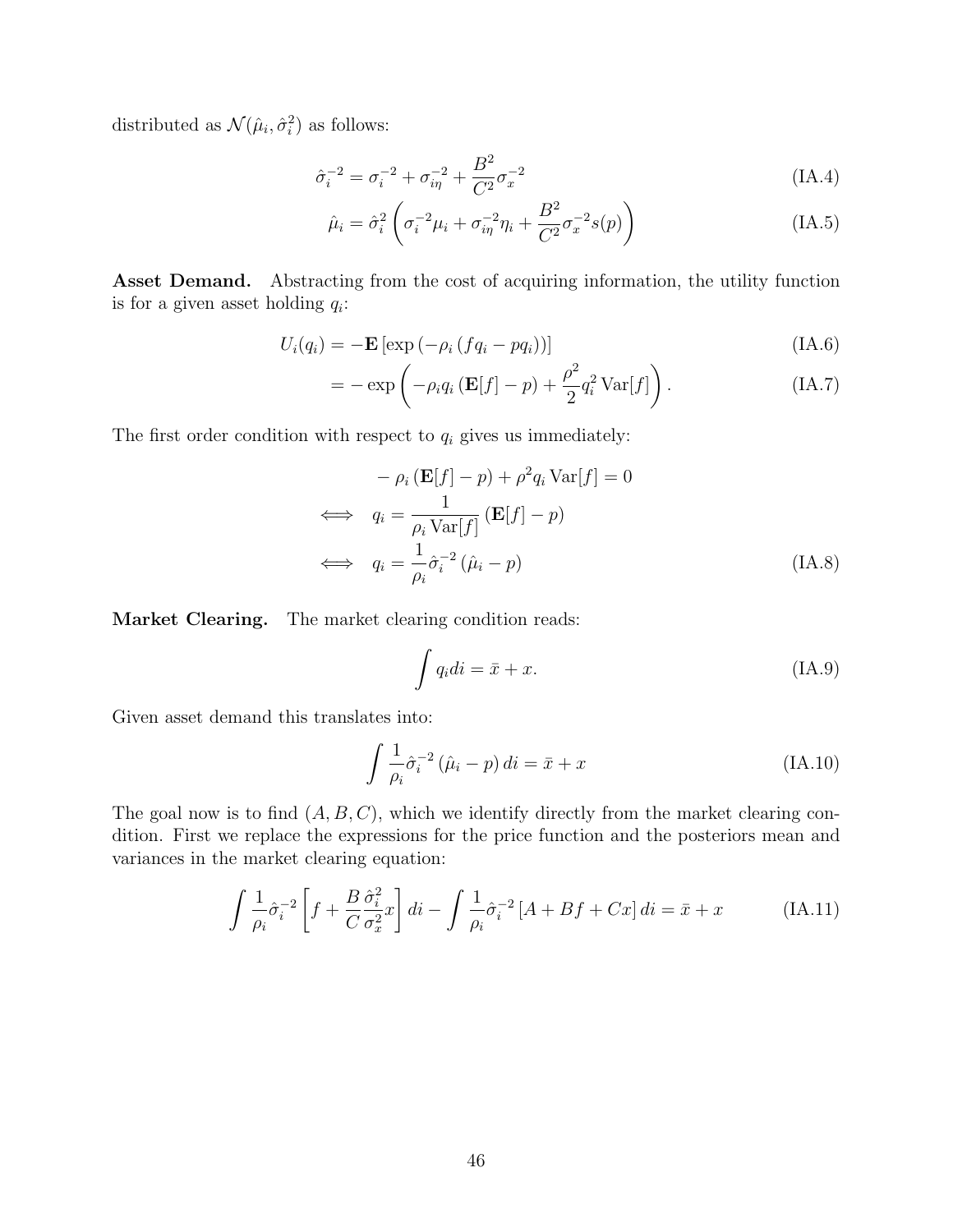distributed as $\mathcal{N}(\hat{\mu}_i, \hat{\sigma}_i^2)$ as follows:

$$\hat{\sigma}_i^{-2} = \sigma_i^{-2} + \sigma_{i\eta}^{-2} + \frac{B^2}{C^2}\sigma_x^{-2} \tag{IA.4}$$

$$\hat{\mu}_i = \hat{\sigma}_i^2 \left( \sigma_i^{-2}\mu_i + \sigma_{i\eta}^{-2}\eta_i + \frac{B^2}{C^2}\sigma_x^{-2} s(p) \right) \tag{IA.5}$$

**Asset Demand.** Abstracting from the cost of acquiring information, the utility function is for a given asset holding $q_i$:

$$U_i(q_i) = -\mathbf{E}\left[\exp\left(-\rho_i\left(fq_i - pq_i\right)\right)\right] \tag{IA.6}$$

$$= -\exp\left( -\rho_i q_i \left(\mathbf{E}[f] - p\right) + \frac{\rho^2}{2} q_i^2 \operatorname{Var}[f] \right). \tag{IA.7}$$

The first order condition with respect to $q_i$ gives us immediately:

$$
\begin{aligned}
& -\rho_i\left(\mathbf{E}[f] - p\right) + \rho^2 q_i \operatorname{Var}[f] = 0 \\
\iff \quad & q_i = \frac{1}{\rho_i \operatorname{Var}[f]}\left(\mathbf{E}[f] - p\right) \\
\iff \quad & q_i = \frac{1}{\rho_i}\hat{\sigma}_i^{-2}\left(\hat{\mu}_i - p\right)
\end{aligned} \tag{IA.8}
$$

**Market Clearing.** The market clearing condition reads:

$$\int q_i di = \bar{x} + x. \tag{IA.9}$$

Given asset demand this translates into:

$$\int \frac{1}{\rho_i}\hat{\sigma}_i^{-2}\left(\hat{\mu}_i - p\right) di = \bar{x} + x \tag{IA.10}$$

The goal now is to find $(A, B, C)$, which we identify directly from the market clearing condition. First we replace the expressions for the price function and the posteriors mean and variances in the market clearing equation:

$$\int \frac{1}{\rho_i}\hat{\sigma}_i^{-2}\left[ f + \frac{B}{C}\frac{\hat{\sigma}_i^2}{\sigma_x^2}x \right] di - \int \frac{1}{\rho_i}\hat{\sigma}_i^{-2}\left[A + Bf + Cx\right] di = \bar{x} + x \tag{IA.11}$$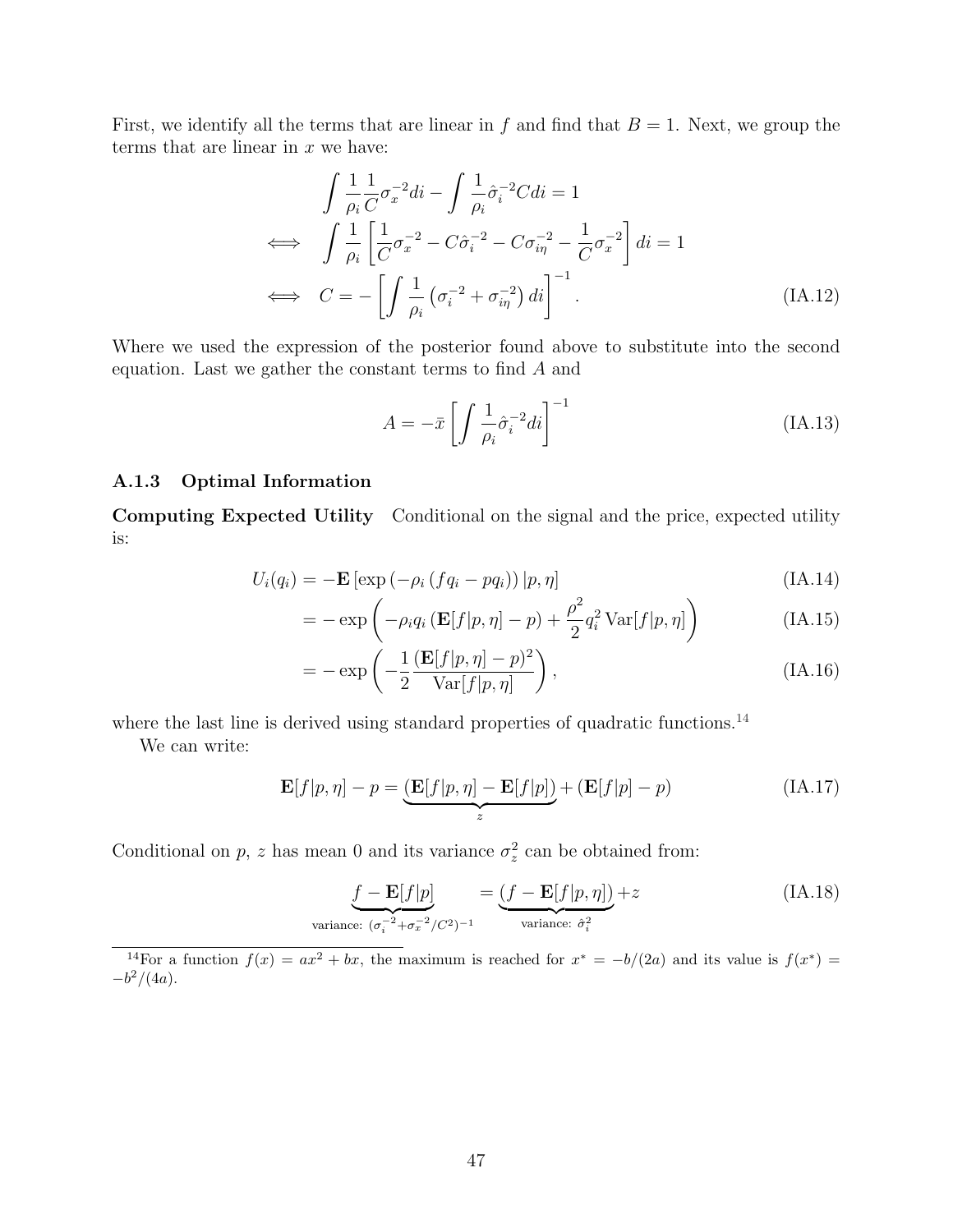First, we identify all the terms that are linear in $f$ and find that $B = 1$. Next, we group the terms that are linear in $x$ we have:

$$
\begin{aligned}
& \int \frac{1}{\rho_i} \frac{1}{C} \sigma_x^{-2} di - \int \frac{1}{\rho_i} \hat{\sigma}_i^{-2} C di = 1 \\
\iff \quad & \int \frac{1}{\rho_i} \left[ \frac{1}{C} \sigma_x^{-2} - C \hat{\sigma}_i^{-2} - C \sigma_{i\eta}^{-2} - \frac{1}{C} \sigma_x^{-2} \right] di = 1 \\
\iff \quad & C = - \left[ \int \frac{1}{\rho_i} \left( \sigma_i^{-2} + \sigma_{i\eta}^{-2} \right) di \right]^{-1}. \qquad \text{(IA.12)}
\end{aligned}
$$

Where we used the expression of the posterior found above to substitute into the second equation. Last we gather the constant terms to find $A$ and

$$
A = -\bar{x} \left[ \int \frac{1}{\rho_i} \hat{\sigma}_i^{-2} di \right]^{-1} \qquad \text{(IA.13)}
$$

### A.1.3 Optimal Information

**Computing Expected Utility** Conditional on the signal and the price, expected utility is:

$$
\begin{aligned}
U_i(q_i) &= -\mathbf{E}\left[ \exp\left( -\rho_i \left( f q_i - p q_i \right) \right) | p, \eta \right] && \text{(IA.14)} \\
&= -\exp\left( -\rho_i q_i \left( \mathbf{E}[f|p,\eta] - p \right) + \frac{\rho^2}{2} q_i^2 \operatorname{Var}[f|p,\eta] \right) && \text{(IA.15)} \\
&= -\exp\left( -\frac{1}{2} \frac{\left( \mathbf{E}[f|p,\eta] - p \right)^2}{\operatorname{Var}[f|p,\eta]} \right), && \text{(IA.16)}
\end{aligned}
$$

where the last line is derived using standard properties of quadratic functions.[14]

We can write:

$$
\mathbf{E}[f|p,\eta] - p = \underbrace{\left( \mathbf{E}[f|p,\eta] - \mathbf{E}[f|p] \right)}_{z} + \left( \mathbf{E}[f|p] - p \right) \qquad \text{(IA.17)}
$$

Conditional on $p$, $z$ has mean 0 and its variance $\sigma_z^2$ can be obtained from:

$$
\underbrace{f - \mathbf{E}[f|p]}_{\text{variance: } (\sigma_i^{-2} + \sigma_x^{-2}/C^2)^{-1}} = \underbrace{\left( f - \mathbf{E}[f|p,\eta] \right)}_{\text{variance: } \hat{\sigma}_i^2} + z \qquad \text{(IA.18)}
$$

[14] For a function $f(x) = ax^2 + bx$, the maximum is reached for $x^* = -b/(2a)$ and its value is $f(x^*) = -b^2/(4a)$.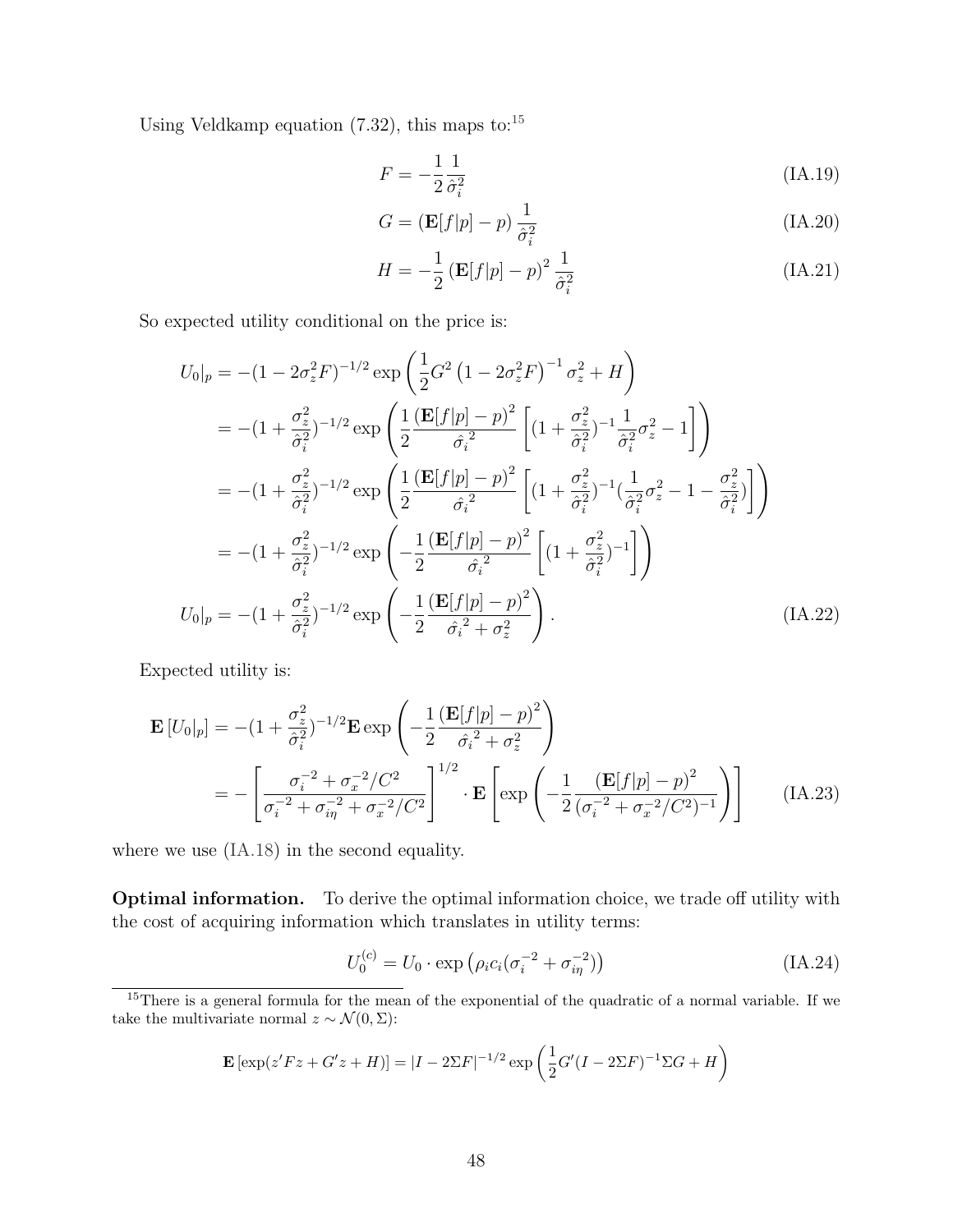Using Veldkamp equation (7.32), this maps to:[15]

$$F = -\frac{1}{2}\frac{1}{\hat{\sigma}_i^2} \tag{IA.19}$$

$$G = (\mathbf{E}[f|p] - p)\,\frac{1}{\hat{\sigma}_i^2} \tag{IA.20}$$

$$H = -\frac{1}{2}\left(\mathbf{E}[f|p] - p\right)^2\frac{1}{\hat{\sigma}_i^2} \tag{IA.21}$$

So expected utility conditional on the price is:

$$\begin{aligned}
U_0|_p &= -(1-2\sigma_z^2 F)^{-1/2}\exp\left(\frac{1}{2}G^2\left(1-2\sigma_z^2 F\right)^{-1}\sigma_z^2 + H\right)\\
&= -(1+\frac{\sigma_z^2}{\hat{\sigma}_i^2})^{-1/2}\exp\left(\frac{1}{2}\frac{\left(\mathbf{E}[f|p]-p\right)^2}{\hat{\sigma_i}^2}\left[(1+\frac{\sigma_z^2}{\hat{\sigma}_i^2})^{-1}\frac{1}{\hat{\sigma}_i^2}\sigma_z^2 - 1\right]\right)\\
&= -(1+\frac{\sigma_z^2}{\hat{\sigma}_i^2})^{-1/2}\exp\left(\frac{1}{2}\frac{\left(\mathbf{E}[f|p]-p\right)^2}{\hat{\sigma_i}^2}\left[(1+\frac{\sigma_z^2}{\hat{\sigma}_i^2})^{-1}(\frac{1}{\hat{\sigma}_i^2}\sigma_z^2 - 1 - \frac{\sigma_z^2}{\hat{\sigma}_i^2})\right]\right)\\
&= -(1+\frac{\sigma_z^2}{\hat{\sigma}_i^2})^{-1/2}\exp\left(-\frac{1}{2}\frac{\left(\mathbf{E}[f|p]-p\right)^2}{\hat{\sigma_i}^2}\left[(1+\frac{\sigma_z^2}{\hat{\sigma}_i^2})^{-1}\right]\right)\\
U_0|_p &= -(1+\frac{\sigma_z^2}{\hat{\sigma}_i^2})^{-1/2}\exp\left(-\frac{1}{2}\frac{\left(\mathbf{E}[f|p]-p\right)^2}{\hat{\sigma_i}^2+\sigma_z^2}\right).
\end{aligned} \tag{IA.22}$$

Expected utility is:

$$\begin{aligned}
\mathbf{E}\left[U_0|_p\right] &= -(1+\frac{\sigma_z^2}{\hat{\sigma}_i^2})^{-1/2}\mathbf{E}\exp\left(-\frac{1}{2}\frac{\left(\mathbf{E}[f|p]-p\right)^2}{\hat{\sigma_i}^2+\sigma_z^2}\right)\\
&= -\left[\frac{\sigma_i^{-2}+\sigma_x^{-2}/C^2}{\sigma_i^{-2}+\sigma_{i\eta}^{-2}+\sigma_x^{-2}/C^2}\right]^{1/2}\cdot\mathbf{E}\left[\exp\left(-\frac{1}{2}\frac{\left(\mathbf{E}[f|p]-p\right)^2}{(\sigma_i^{-2}+\sigma_x^{-2}/C^2)^{-1}}\right)\right]
\end{aligned} \tag{IA.23}$$

where we use (IA.18) in the second equality.

**Optimal information.** To derive the optimal information choice, we trade off utility with the cost of acquiring information which translates in utility terms:

$$U_0^{(c)} = U_0 \cdot \exp\left(\rho_i c_i(\sigma_i^{-2}+\sigma_{i\eta}^{-2})\right) \tag{IA.24}$$

[15] There is a general formula for the mean of the exponential of the quadratic of a normal variable. If we take the multivariate normal $z \sim \mathcal{N}(0,\Sigma)$:

$$\mathbf{E}\left[\exp(z'Fz + G'z + H)\right] = |I - 2\Sigma F|^{-1/2}\exp\left(\frac{1}{2}G'(I-2\Sigma F)^{-1}\Sigma G + H\right)$$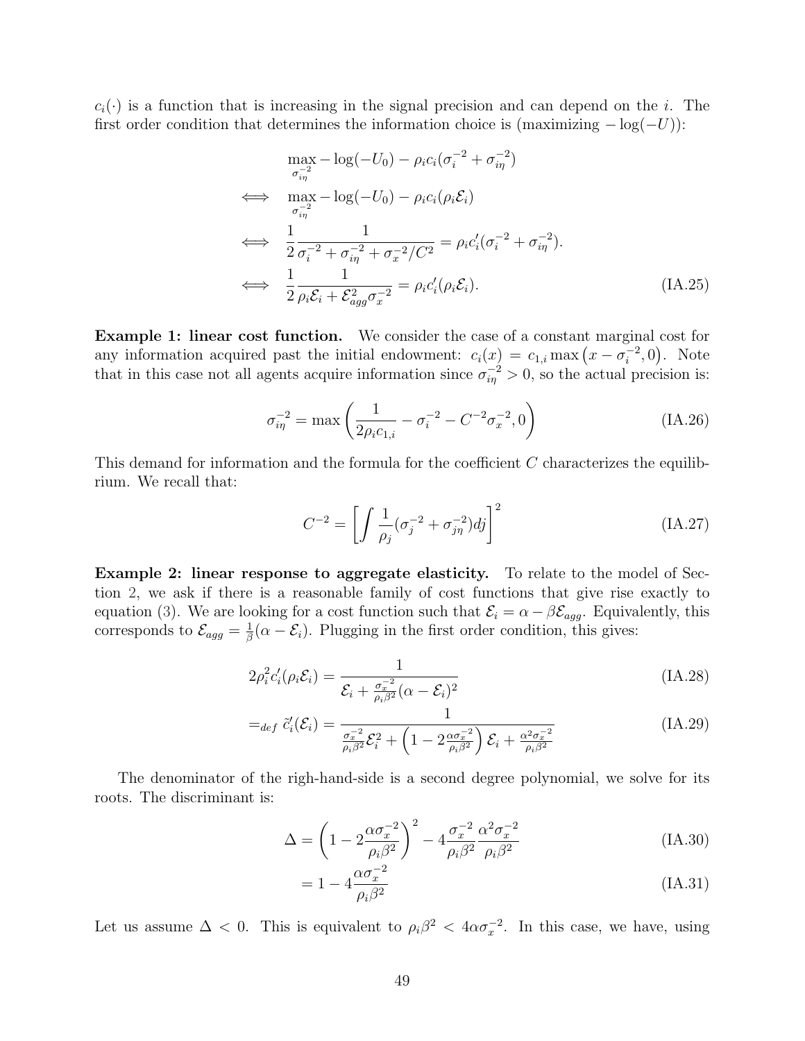$c_i(\cdot)$ is a function that is increasing in the signal precision and can depend on the $i$. The first order condition that determines the information choice is (maximizing $-\log(-U)$):

$$
\begin{aligned}
& \max_{\sigma_{i\eta}^{-2}} -\log(-U_0) - \rho_i c_i(\sigma_i^{-2} + \sigma_{i\eta}^{-2}) \\
\iff \quad & \max_{\sigma_{i\eta}^{-2}} -\log(-U_0) - \rho_i c_i(\rho_i \mathcal{E}_i) \\
\iff \quad & \frac{1}{2} \frac{1}{\sigma_i^{-2} + \sigma_{i\eta}^{-2} + \sigma_x^{-2}/C^2} = \rho_i c_i'(\sigma_i^{-2} + \sigma_{i\eta}^{-2}). \\
\iff \quad & \frac{1}{2} \frac{1}{\rho_i \mathcal{E}_i + \mathcal{E}_{agg}^2 \sigma_x^{-2}} = \rho_i c_i'(\rho_i \mathcal{E}_i). \qquad \text{(IA.25)}
\end{aligned}
$$

**Example 1: linear cost function.** We consider the case of a constant marginal cost for any information acquired past the initial endowment: $c_i(x) = c_{1,i} \max\left(x - \sigma_i^{-2}, 0\right)$. Note that in this case not all agents acquire information since $\sigma_{i\eta}^{-2} > 0$, so the actual precision is:

$$
\sigma_{i\eta}^{-2} = \max\left(\frac{1}{2\rho_i c_{1,i}} - \sigma_i^{-2} - C^{-2}\sigma_x^{-2}, 0\right) \qquad \text{(IA.26)}
$$

This demand for information and the formula for the coefficient $C$ characterizes the equilibrium. We recall that:

$$
C^{-2} = \left[\int \frac{1}{\rho_j}(\sigma_j^{-2} + \sigma_{j\eta}^{-2}) dj\right]^2 \qquad \text{(IA.27)}
$$

**Example 2: linear response to aggregate elasticity.** To relate to the model of Section 2, we ask if there is a reasonable family of cost functions that give rise exactly to equation (3). We are looking for a cost function such that $\mathcal{E}_i = \alpha - \beta \mathcal{E}_{agg}$. Equivalently, this corresponds to $\mathcal{E}_{agg} = \frac{1}{\beta}(\alpha - \mathcal{E}_i)$. Plugging in the first order condition, this gives:

$$
2\rho_i^2 c_i'(\rho_i \mathcal{E}_i) = \frac{1}{\mathcal{E}_i + \frac{\sigma_x^{-2}}{\rho_i \beta^2}(\alpha - \mathcal{E}_i)^2} \qquad \text{(IA.28)}
$$

$$
=_{def} \tilde{c}_i'(\mathcal{E}_i) = \frac{1}{\frac{\sigma_x^{-2}}{\rho_i \beta^2}\mathcal{E}_i^2 + \left(1 - 2\frac{\alpha \sigma_x^{-2}}{\rho_i \beta^2}\right)\mathcal{E}_i + \frac{\alpha^2 \sigma_x^{-2}}{\rho_i \beta^2}} \qquad \text{(IA.29)}
$$

The denominator of the righ-hand-side is a second degree polynomial, we solve for its roots. The discriminant is:

$$
\Delta = \left(1 - 2\frac{\alpha \sigma_x^{-2}}{\rho_i \beta^2}\right)^2 - 4\frac{\sigma_x^{-2}}{\rho_i \beta^2}\frac{\alpha^2 \sigma_x^{-2}}{\rho_i \beta^2} \qquad \text{(IA.30)}
$$

$$
= 1 - 4\frac{\alpha \sigma_x^{-2}}{\rho_i \beta^2} \qquad \text{(IA.31)}
$$

Let us assume $\Delta < 0$. This is equivalent to $\rho_i \beta^2 < 4\alpha \sigma_x^{-2}$. In this case, we have, using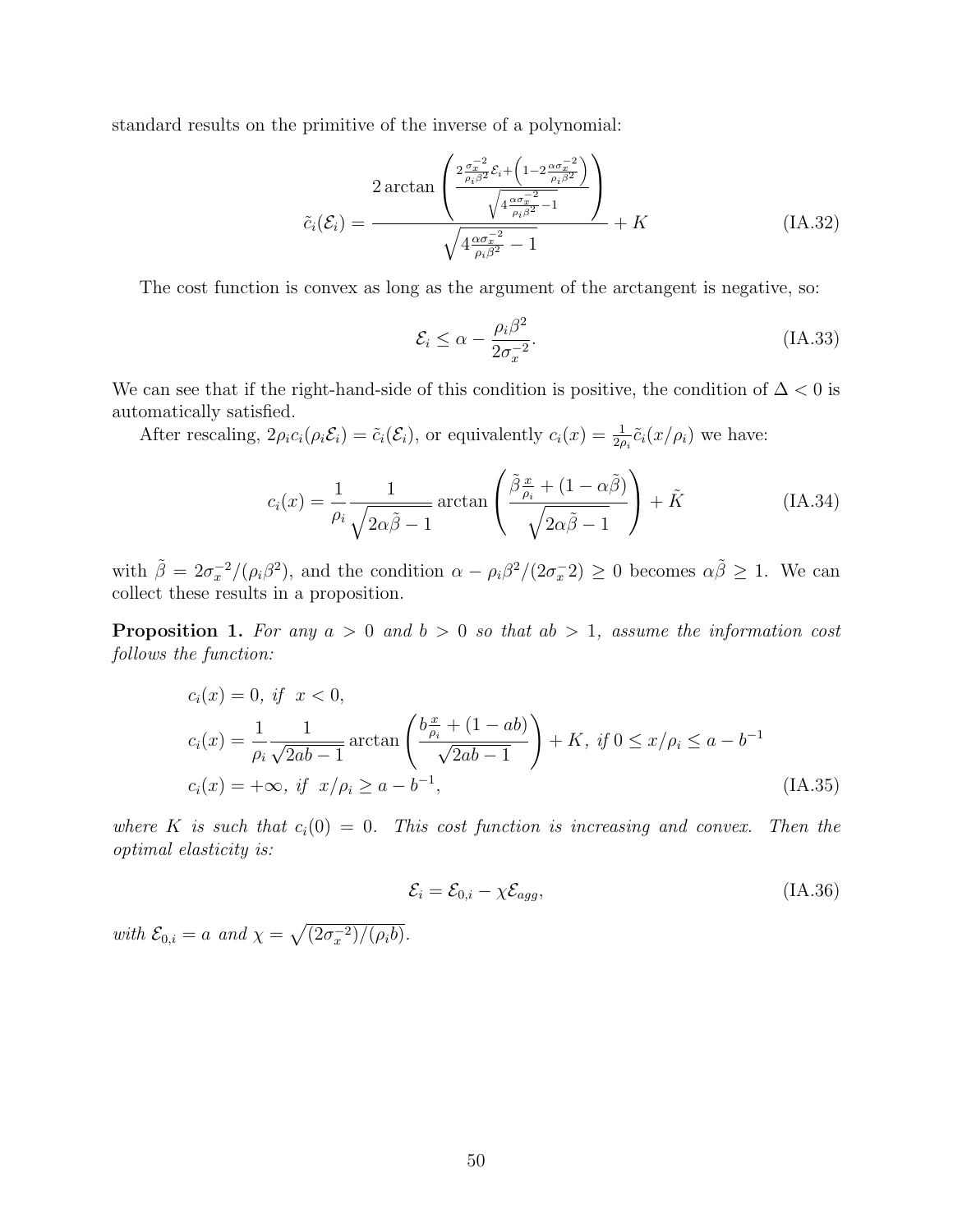standard results on the primitive of the inverse of a polynomial:

$$\tilde{c}_i(\mathcal{E}_i) = \frac{2\arctan\left(\frac{2\frac{\sigma_x^{-2}}{\rho_i\beta^2}\mathcal{E}_i + \left(1 - 2\frac{\alpha\sigma_x^{-2}}{\rho_i\beta^2}\right)}{\sqrt{4\frac{\alpha\sigma_x^{-2}}{\rho_i\beta^2} - 1}}\right)}{\sqrt{4\frac{\alpha\sigma_x^{-2}}{\rho_i\beta^2} - 1}} + K \tag{IA.32}$$

The cost function is convex as long as the argument of the arctangent is negative, so:

$$\mathcal{E}_i \leq \alpha - \frac{\rho_i\beta^2}{2\sigma_x^{-2}}. \tag{IA.33}$$

We can see that if the right-hand-side of this condition is positive, the condition of $\Delta < 0$ is automatically satisfied.

After rescaling, $2\rho_i c_i(\rho_i\mathcal{E}_i) = \tilde{c}_i(\mathcal{E}_i)$, or equivalently $c_i(x) = \frac{1}{2\rho_i}\tilde{c}_i(x/\rho_i)$ we have:

$$c_i(x) = \frac{1}{\rho_i}\frac{1}{\sqrt{2\alpha\tilde{\beta} - 1}}\arctan\left(\frac{\tilde{\beta}\frac{x}{\rho_i} + (1 - \alpha\tilde{\beta})}{\sqrt{2\alpha\tilde{\beta} - 1}}\right) + \tilde{K} \tag{IA.34}$$

with $\tilde{\beta} = 2\sigma_x^{-2}/(\rho_i\beta^2)$, and the condition $\alpha - \rho_i\beta^2/(2\sigma_x^{-2}2) \geq 0$ becomes $\alpha\tilde{\beta} \geq 1$. We can collect these results in a proposition.

**Proposition 1.** *For any $a > 0$ and $b > 0$ so that $ab > 1$, assume the information cost follows the function:*

$$\begin{aligned}
&c_i(x) = 0, \text{ if } x < 0, \\
&c_i(x) = \frac{1}{\rho_i}\frac{1}{\sqrt{2ab - 1}}\arctan\left(\frac{b\frac{x}{\rho_i} + (1 - ab)}{\sqrt{2ab - 1}}\right) + K, \text{ if } 0 \leq x/\rho_i \leq a - b^{-1} \\
&c_i(x) = +\infty, \text{ if } x/\rho_i \geq a - b^{-1},
\end{aligned} \tag{IA.35}$$

*where $K$ is such that $c_i(0) = 0$. This cost function is increasing and convex. Then the optimal elasticity is:*

$$\mathcal{E}_i = \mathcal{E}_{0,i} - \chi\mathcal{E}_{agg}, \tag{IA.36}$$

*with $\mathcal{E}_{0,i} = a$ and $\chi = \sqrt{(2\sigma_x^{-2})/(\rho_i b)}$.*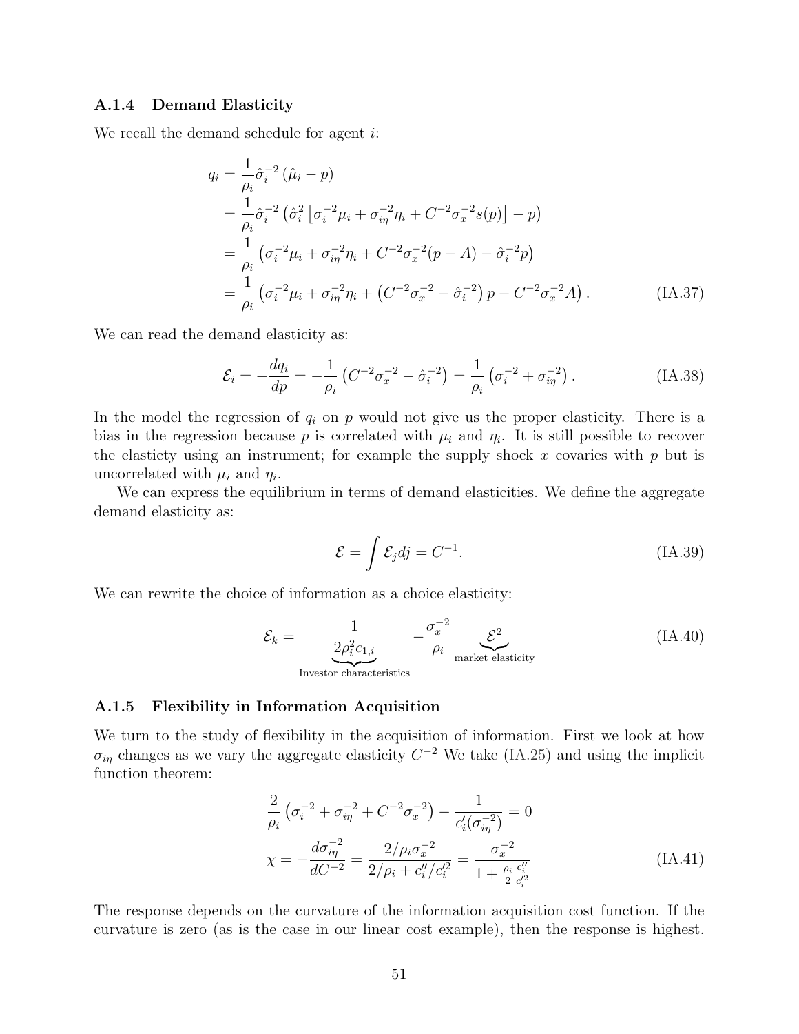### A.1.4 Demand Elasticity

We recall the demand schedule for agent $i$:

$$
\begin{aligned}
q_i &= \frac{1}{\rho_i}\hat{\sigma}_i^{-2}\left(\hat{\mu}_i - p\right) \\
&= \frac{1}{\rho_i}\hat{\sigma}_i^{-2}\left(\hat{\sigma}_i^2\left[\sigma_i^{-2}\mu_i + \sigma_{i\eta}^{-2}\eta_i + C^{-2}\sigma_x^{-2}s(p)\right] - p\right) \\
&= \frac{1}{\rho_i}\left(\sigma_i^{-2}\mu_i + \sigma_{i\eta}^{-2}\eta_i + C^{-2}\sigma_x^{-2}(p-A) - \hat{\sigma}_i^{-2}p\right) \\
&= \frac{1}{\rho_i}\left(\sigma_i^{-2}\mu_i + \sigma_{i\eta}^{-2}\eta_i + \left(C^{-2}\sigma_x^{-2} - \hat{\sigma}_i^{-2}\right)p - C^{-2}\sigma_x^{-2}A\right).
\end{aligned}
\tag{IA.37}
$$

We can read the demand elasticity as:

$$
\mathcal{E}_i = -\frac{dq_i}{dp} = -\frac{1}{\rho_i}\left(C^{-2}\sigma_x^{-2} - \hat{\sigma}_i^{-2}\right) = \frac{1}{\rho_i}\left(\sigma_i^{-2} + \sigma_{i\eta}^{-2}\right). \tag{IA.38}
$$

In the model the regression of $q_i$ on $p$ would not give us the proper elasticity. There is a bias in the regression because $p$ is correlated with $\mu_i$ and $\eta_i$. It is still possible to recover the elasticty using an instrument; for example the supply shock $x$ covaries with $p$ but is uncorrelated with $\mu_i$ and $\eta_i$.

We can express the equilibrium in terms of demand elasticities. We define the aggregate demand elasticity as:

$$
\mathcal{E} = \int \mathcal{E}_j dj = C^{-1}. \tag{IA.39}
$$

We can rewrite the choice of information as a choice elasticity:

$$
\mathcal{E}_k = \underbrace{\frac{1}{2\rho_i^2 c_{1,i}}}_{\text{Investor characteristics}} - \frac{\sigma_x^{-2}}{\rho_i}\underbrace{\mathcal{E}^2}_{\text{market elasticity}} \tag{IA.40}
$$

### A.1.5 Flexibility in Information Acquisition

We turn to the study of flexibility in the acquisition of information. First we look at how $\sigma_{i\eta}$ changes as we vary the aggregate elasticity $C^{-2}$ We take (IA.25) and using the implicit function theorem:

$$
\begin{aligned}
&\frac{2}{\rho_i}\left(\sigma_i^{-2} + \sigma_{i\eta}^{-2} + C^{-2}\sigma_x^{-2}\right) - \frac{1}{c_i'(\sigma_{i\eta}^{-2})} = 0 \\
&\chi = -\frac{d\sigma_{i\eta}^{-2}}{dC^{-2}} = \frac{2/\rho_i\sigma_x^{-2}}{2/\rho_i + c_i''/c_i'^2} = \frac{\sigma_x^{-2}}{1 + \frac{\rho_i}{2}\frac{c_i''}{c_i'^2}}
\end{aligned}
\tag{IA.41}
$$

The response depends on the curvature of the information acquisition cost function. If the curvature is zero (as is the case in our linear cost example), then the response is highest.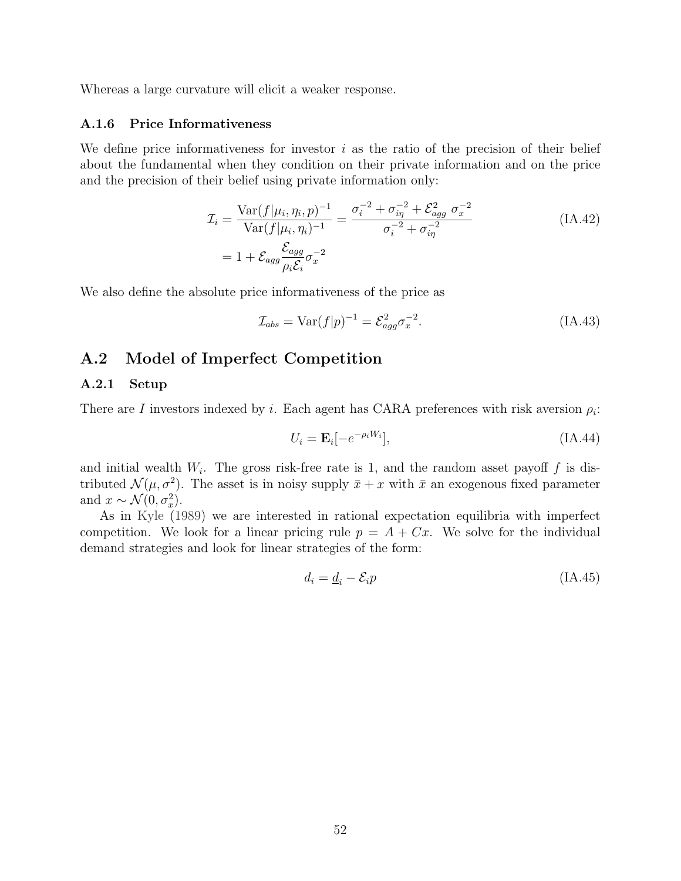Whereas a large curvature will elicit a weaker response.

### A.1.6 Price Informativeness

We define price informativeness for investor $i$ as the ratio of the precision of their belief about the fundamental when they condition on their private information and on the price and the precision of their belief using private information only:

$$\begin{aligned}\mathcal{I}_i &= \frac{\text{Var}(f|\mu_i, \eta_i, p)^{-1}}{\text{Var}(f|\mu_i, \eta_i)^{-1}} = \frac{\sigma_i^{-2} + \sigma_{i\eta}^{-2} + \mathcal{E}_{agg}^2 \ \sigma_x^{-2}}{\sigma_i^{-2} + \sigma_{i\eta}^{-2}} \\ &= 1 + \mathcal{E}_{agg} \frac{\mathcal{E}_{agg}}{\rho_i \mathcal{E}_i} \sigma_x^{-2}\end{aligned} \tag{IA.42}$$

We also define the absolute price informativeness of the price as

$$\mathcal{I}_{abs} = \text{Var}(f|p)^{-1} = \mathcal{E}_{agg}^2 \sigma_x^{-2}. \tag{IA.43}$$

## A.2 Model of Imperfect Competition

### A.2.1 Setup

There are $I$ investors indexed by $i$. Each agent has CARA preferences with risk aversion $\rho_i$:

$$U_i = \mathbf{E}_i[-e^{-\rho_i W_i}], \tag{IA.44}$$

and initial wealth $W_i$. The gross risk-free rate is 1, and the random asset payoff $f$ is distributed $\mathcal{N}(\mu, \sigma^2)$. The asset is in noisy supply $\bar{x} + x$ with $\bar{x}$ an exogenous fixed parameter and $x \sim \mathcal{N}(0, \sigma_x^2)$.

As in Kyle (1989) we are interested in rational expectation equilibria with imperfect competition. We look for a linear pricing rule $p = A + Cx$. We solve for the individual demand strategies and look for linear strategies of the form:

$$d_i = \underline{d}_i - \mathcal{E}_i p \tag{IA.45}$$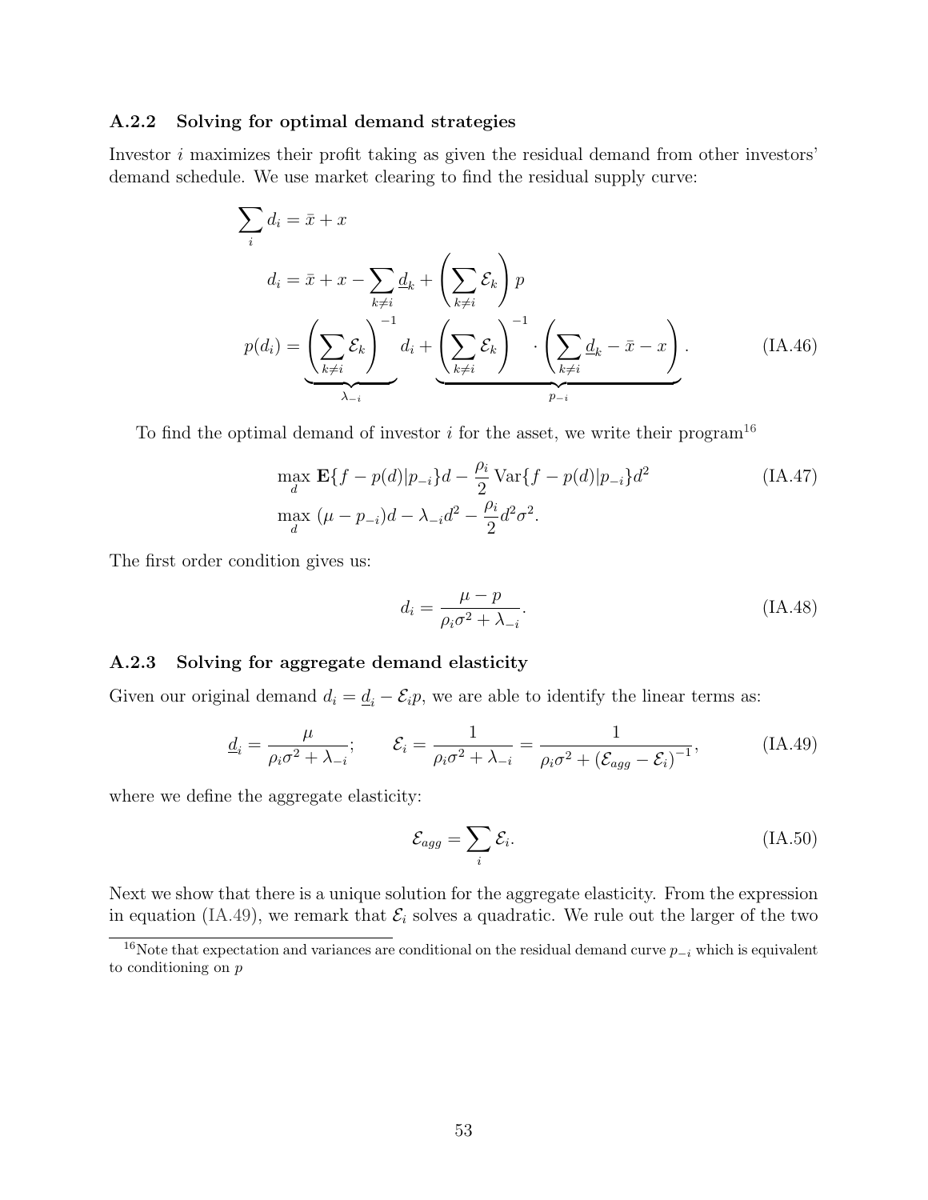### A.2.2 Solving for optimal demand strategies

Investor $i$ maximizes their profit taking as given the residual demand from other investors' demand schedule. We use market clearing to find the residual supply curve:

$$
\begin{aligned}
\sum_i d_i &= \bar{x} + x \\
d_i &= \bar{x} + x - \sum_{k \neq i} \underline{d}_k + \left( \sum_{k \neq i} \mathcal{E}_k \right) p \\
p(d_i) &= \underbrace{\left( \sum_{k \neq i} \mathcal{E}_k \right)^{-1}}_{\lambda_{-i}} d_i + \underbrace{\left( \sum_{k \neq i} \mathcal{E}_k \right)^{-1} \cdot \left( \sum_{k \neq i} \underline{d}_k - \bar{x} - x \right)}_{p_{-i}}. \qquad \text{(IA.46)}
\end{aligned}
$$

To find the optimal demand of investor $i$ for the asset, we write their program[16]

$$
\begin{aligned}
&\max_d \mathbf{E}\{f - p(d)|p_{-i}\}d - \frac{\rho_i}{2} \operatorname{Var}\{f - p(d)|p_{-i}\}d^2 \qquad \text{(IA.47)} \\
&\max_d \ (\mu - p_{-i})d - \lambda_{-i}d^2 - \frac{\rho_i}{2}d^2\sigma^2.
\end{aligned}
$$

The first order condition gives us:

$$
d_i = \frac{\mu - p}{\rho_i \sigma^2 + \lambda_{-i}}. \qquad \text{(IA.48)}
$$

### A.2.3 Solving for aggregate demand elasticity

Given our original demand $d_i = \underline{d}_i - \mathcal{E}_i p$, we are able to identify the linear terms as:

$$
\underline{d}_i = \frac{\mu}{\rho_i \sigma^2 + \lambda_{-i}}; \qquad \mathcal{E}_i = \frac{1}{\rho_i \sigma^2 + \lambda_{-i}} = \frac{1}{\rho_i \sigma^2 + (\mathcal{E}_{agg} - \mathcal{E}_i)^{-1}}, \qquad \text{(IA.49)}
$$

where we define the aggregate elasticity:

$$
\mathcal{E}_{agg} = \sum_i \mathcal{E}_i. \qquad \text{(IA.50)}
$$

Next we show that there is a unique solution for the aggregate elasticity. From the expression in equation (IA.49), we remark that $\mathcal{E}_i$ solves a quadratic. We rule out the larger of the two

[16] Note that expectation and variances are conditional on the residual demand curve $p_{-i}$ which is equivalent to conditioning on $p$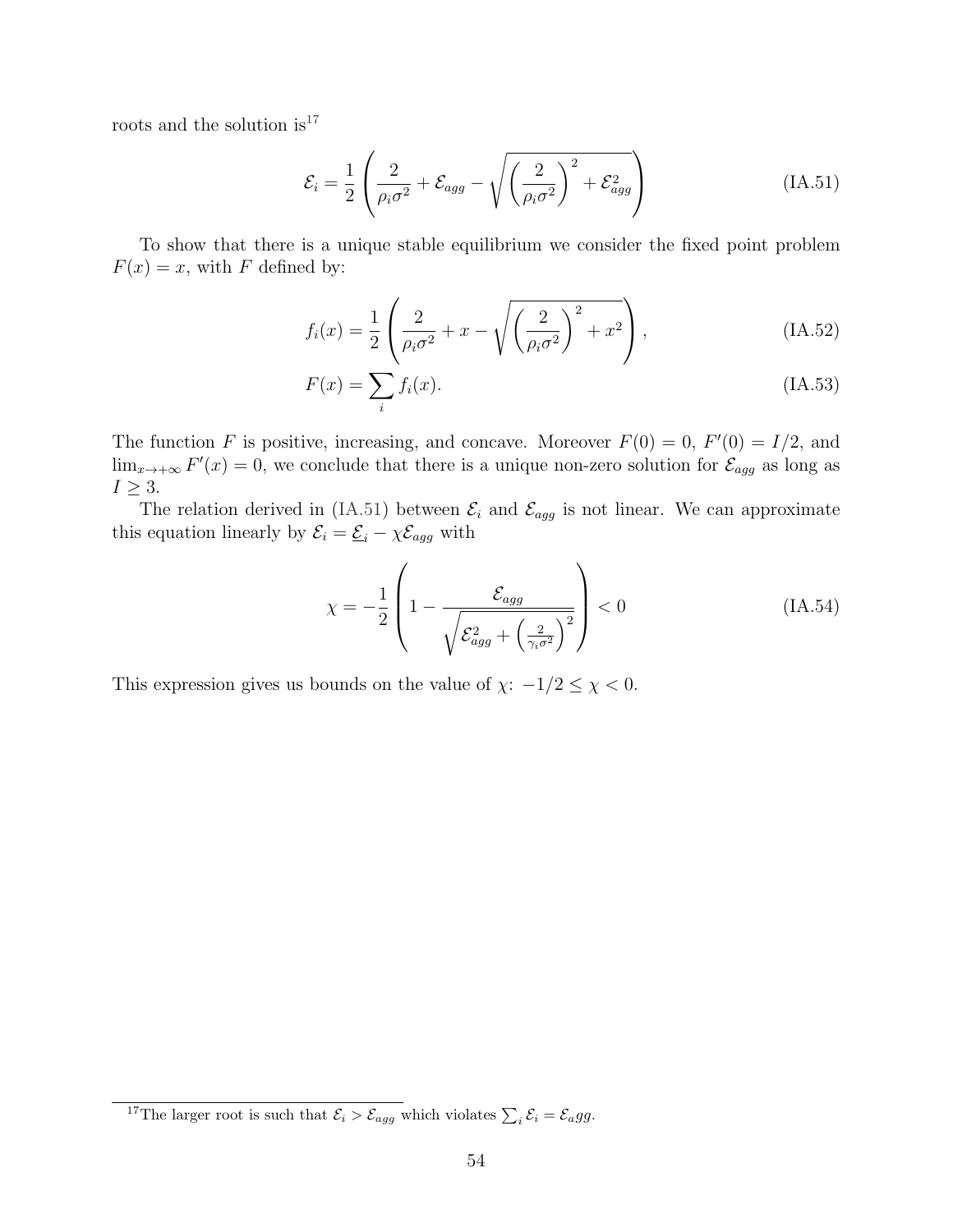roots and the solution is[17]

$$\mathcal{E}_i = \frac{1}{2}\left(\frac{2}{\rho_i \sigma^2} + \mathcal{E}_{agg} - \sqrt{\left(\frac{2}{\rho_i \sigma^2}\right)^2 + \mathcal{E}_{agg}^2}\right) \tag{IA.51}$$

To show that there is a unique stable equilibrium we consider the fixed point problem $F(x) = x$, with $F$ defined by:

$$f_i(x) = \frac{1}{2}\left(\frac{2}{\rho_i \sigma^2} + x - \sqrt{\left(\frac{2}{\rho_i \sigma^2}\right)^2 + x^2}\right), \tag{IA.52}$$

$$F(x) = \sum_i f_i(x). \tag{IA.53}$$

The function $F$ is positive, increasing, and concave. Moreover $F(0) = 0$, $F'(0) = I/2$, and $\lim_{x \to +\infty} F'(x) = 0$, we conclude that there is a unique non-zero solution for $\mathcal{E}_{agg}$ as long as $I \geq 3$.

The relation derived in (IA.51) between $\mathcal{E}_i$ and $\mathcal{E}_{agg}$ is not linear. We can approximate this equation linearly by $\mathcal{E}_i = \underline{\mathcal{E}}_i - \chi \mathcal{E}_{agg}$ with

$$\chi = -\frac{1}{2}\left(1 - \frac{\mathcal{E}_{agg}}{\sqrt{\mathcal{E}_{agg}^2 + \left(\frac{2}{\gamma_i \sigma^2}\right)^2}}\right) < 0 \tag{IA.54}$$

This expression gives us bounds on the value of $\chi$: $-1/2 \leq \chi < 0$.

[17] The larger root is such that $\mathcal{E}_i > \mathcal{E}_{agg}$ which violates $\sum_i \mathcal{E}_i = \mathcal{E}_a gg$.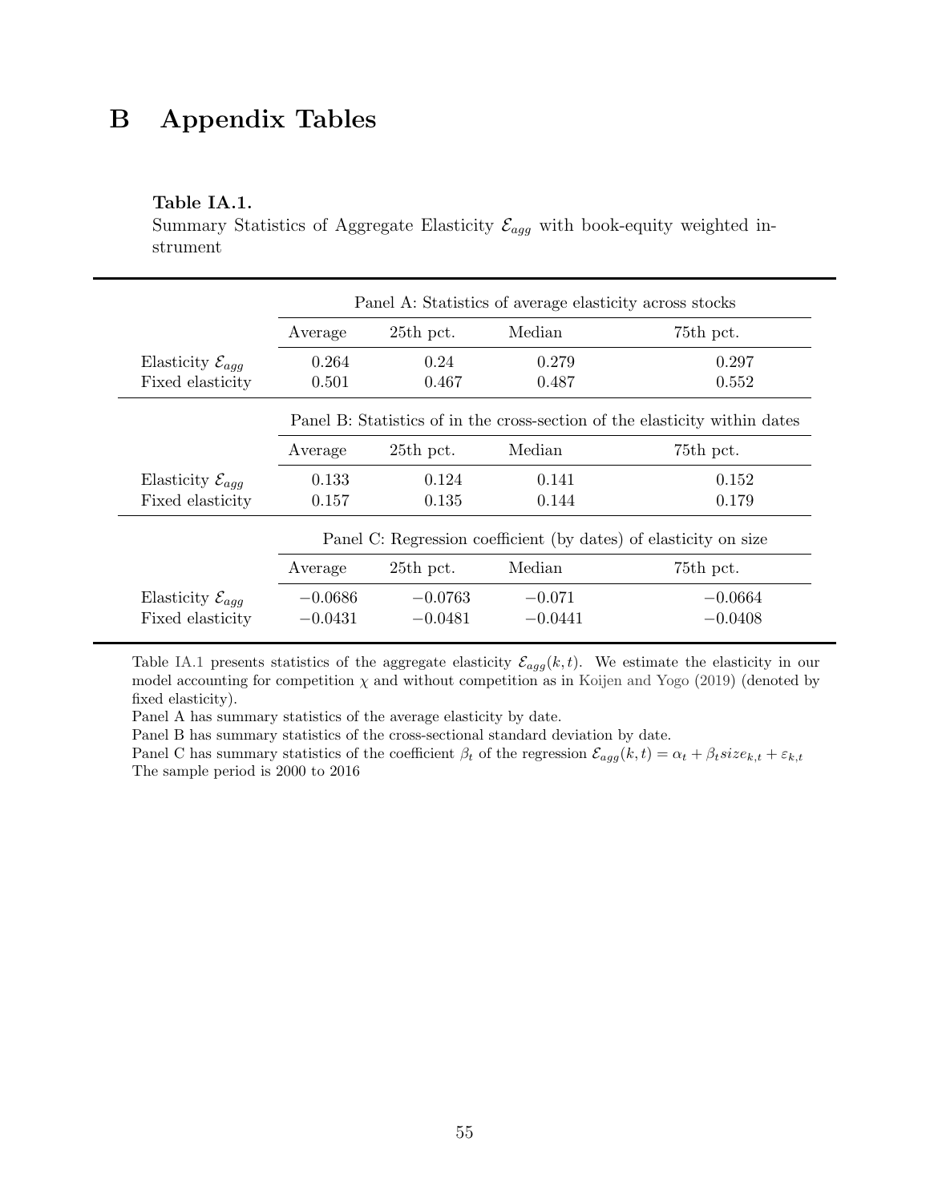# B Appendix Tables

**Table IA.1.**
Summary Statistics of Aggregate Elasticity $\mathcal{E}_{agg}$ with book-equity weighted instrument

| | Panel A: Statistics of average elasticity across stocks | | | |
|---|---|---|---|---|
| | Average | 25th pct. | Median | 75th pct. |
| Elasticity $\mathcal{E}_{agg}$ | 0.264 | 0.24 | 0.279 | 0.297 |
| Fixed elasticity | 0.501 | 0.467 | 0.487 | 0.552 |
| | **Panel B: Statistics of in the cross-section of the elasticity within dates** | | | |
| | Average | 25th pct. | Median | 75th pct. |
| Elasticity $\mathcal{E}_{agg}$ | 0.133 | 0.124 | 0.141 | 0.152 |
| Fixed elasticity | 0.157 | 0.135 | 0.144 | 0.179 |
| | **Panel C: Regression coefficient (by dates) of elasticity on size** | | | |
| | Average | 25th pct. | Median | 75th pct. |
| Elasticity $\mathcal{E}_{agg}$ | $-0.0686$ | $-0.0763$ | $-0.071$ | $-0.0664$ |
| Fixed elasticity | $-0.0431$ | $-0.0481$ | $-0.0441$ | $-0.0408$ |

Table IA.1 presents statistics of the aggregate elasticity $\mathcal{E}_{agg}(k,t)$. We estimate the elasticity in our model accounting for competition $\chi$ and without competition as in Koijen and Yogo (2019) (denoted by fixed elasticity).
Panel A has summary statistics of the average elasticity by date.
Panel B has summary statistics of the cross-sectional standard deviation by date.
Panel C has summary statistics of the coefficient $\beta_t$ of the regression $\mathcal{E}_{agg}(k,t) = \alpha_t + \beta_t size_{k,t} + \varepsilon_{k,t}$
The sample period is 2000 to 2016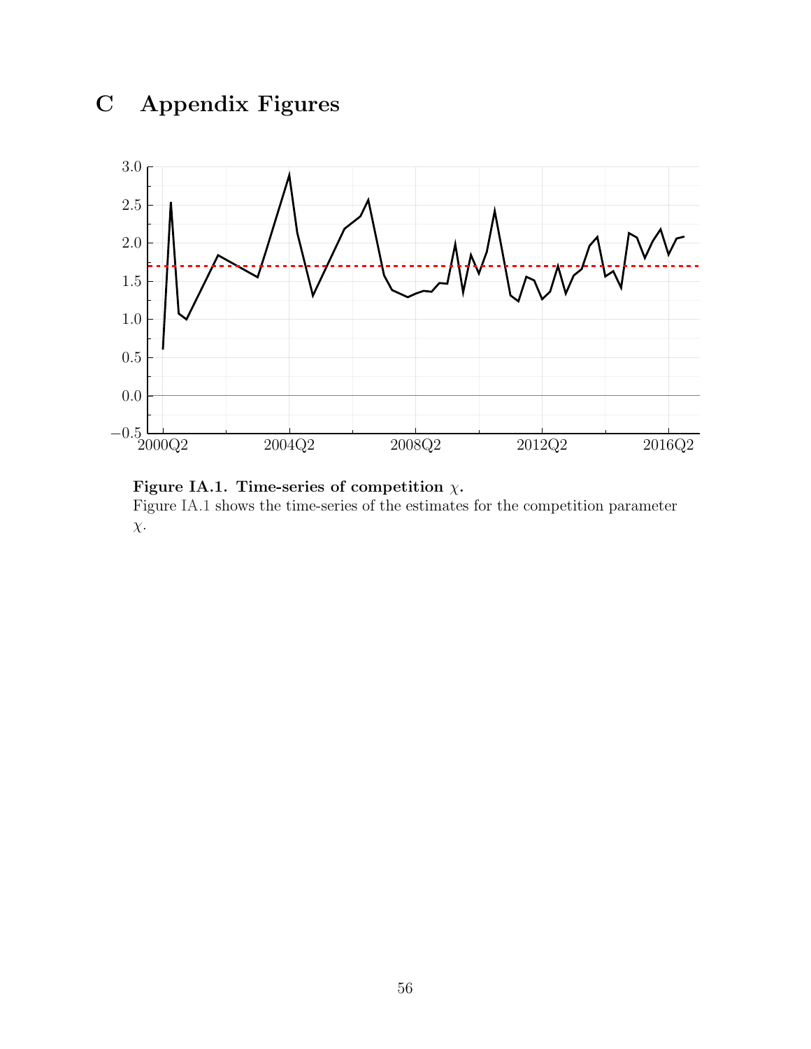# C Appendix Figures

**Figure IA.1. Time-series of competition $\chi$.**
Figure IA.1 shows the time-series of the estimates for the competition parameter $\chi$.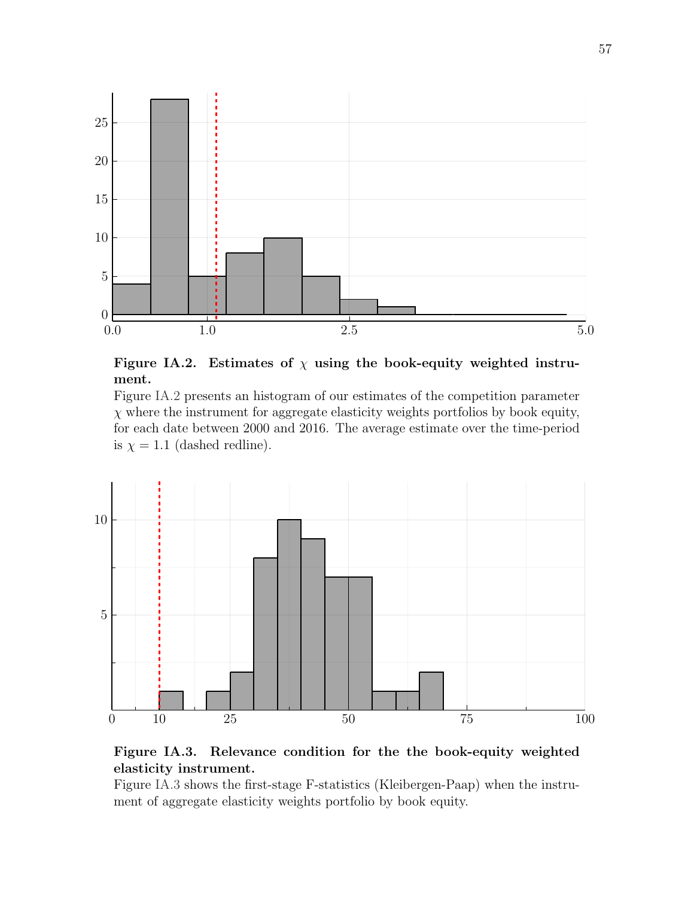**Figure IA.2. Estimates of $\chi$ using the book-equity weighted instrument.**

Figure IA.2 presents an histogram of our estimates of the competition parameter $\chi$ where the instrument for aggregate elasticity weights portfolios by book equity, for each date between 2000 and 2016. The average estimate over the time-period is $\chi = 1.1$ (dashed redline).

**Figure IA.3. Relevance condition for the the book-equity weighted elasticity instrument.**

Figure IA.3 shows the first-stage F-statistics (Kleibergen-Paap) when the instrument of aggregate elasticity weights portfolio by book equity.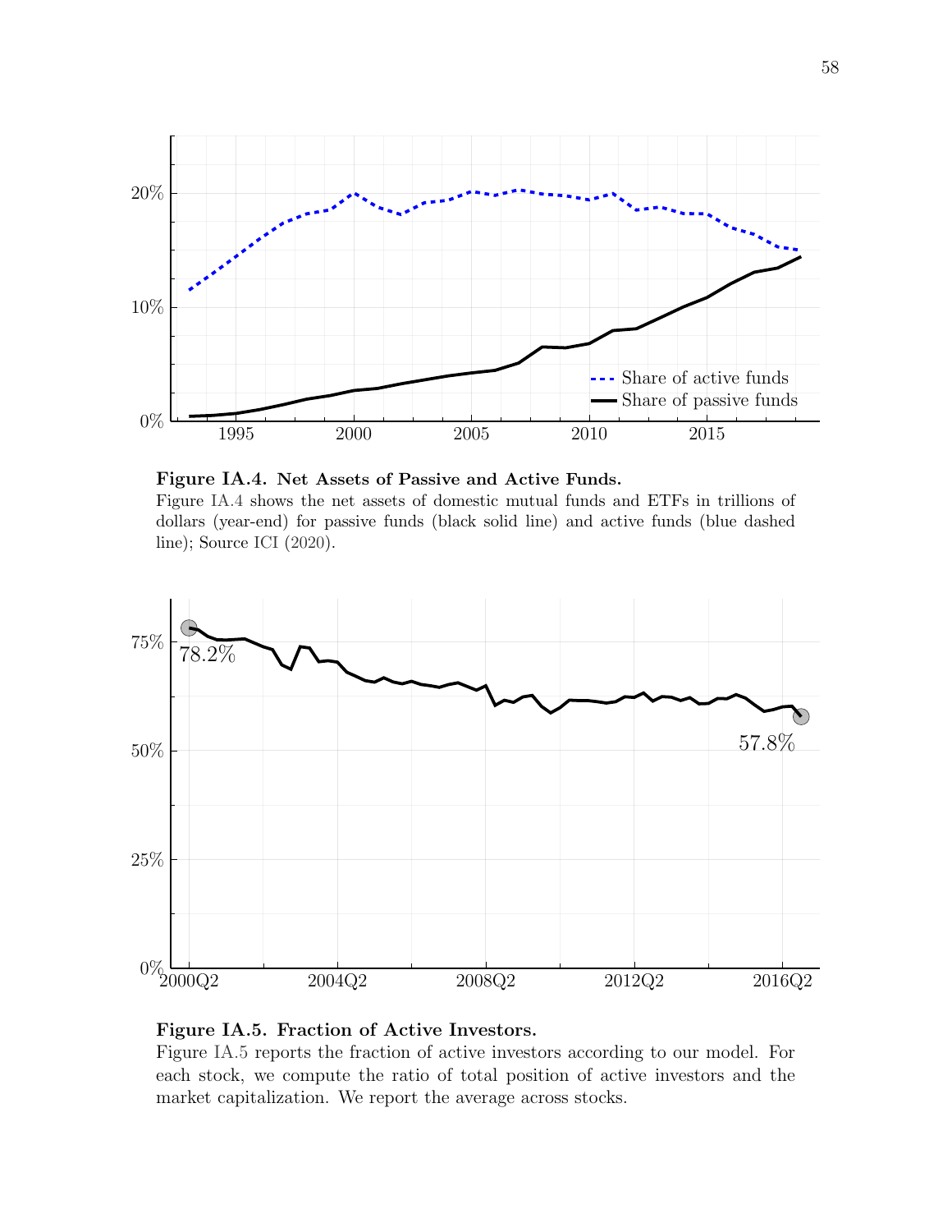**Figure IA.4. Net Assets of Passive and Active Funds.**
Figure IA.4 shows the net assets of domestic mutual funds and ETFs in trillions of dollars (year-end) for passive funds (black solid line) and active funds (blue dashed line); Source ICI (2020).

**Figure IA.5. Fraction of Active Investors.**
Figure IA.5 reports the fraction of active investors according to our model. For each stock, we compute the ratio of total position of active investors and the market capitalization. We report the average across stocks.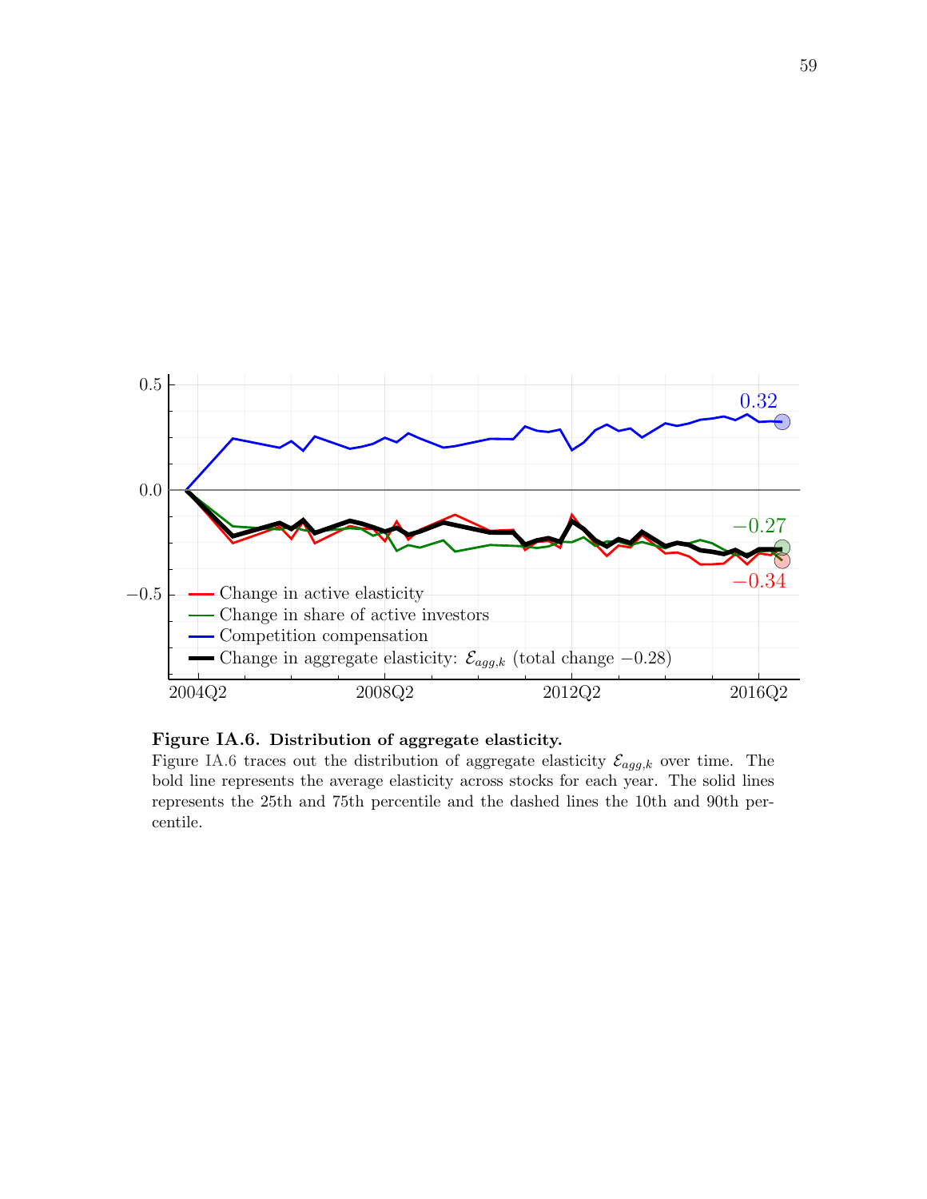0.5

0.0

−0.5

2004Q2

2008Q2

2012Q2

2016Q2

0.32

−0.27

−0.34

Change in active elasticity

Change in share of active investors

Competition compensation

Change in aggregate elasticity: $\mathcal{E}_{agg,k}$ (total change −0.28)

**Figure IA.6. Distribution of aggregate elasticity.**
Figure IA.6 traces out the distribution of aggregate elasticity $\mathcal{E}_{agg,k}$ over time. The bold line represents the average elasticity across stocks for each year. The solid lines represents the 25th and 75th percentile and the dashed lines the 10th and 90th percentile.